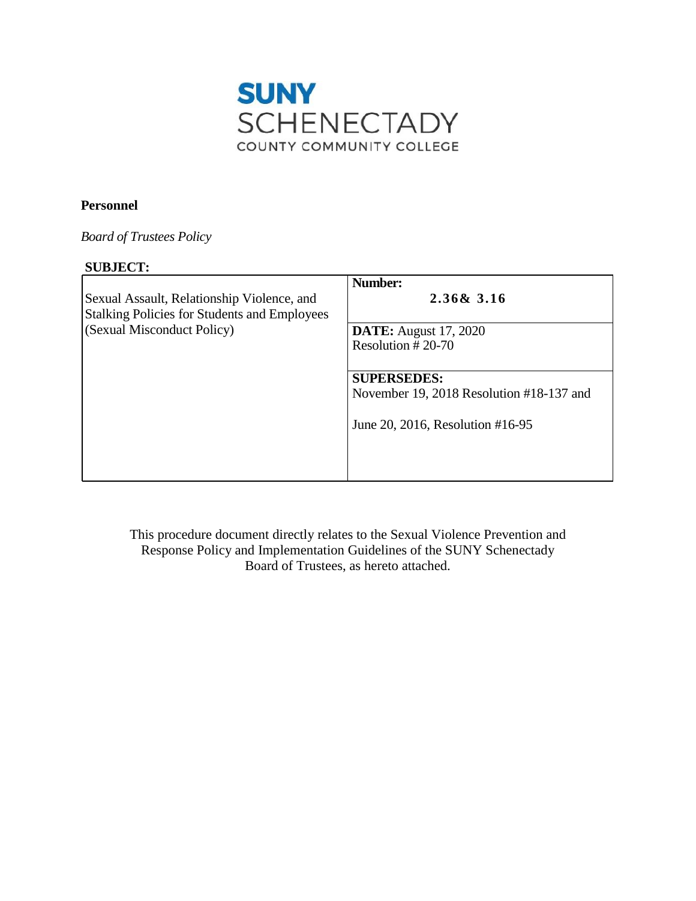SUNY SCHENECTADY COUNTY COMMUNITY COLLEGE

**Personnel**

*Board of Trustees Policy*

**SUBJECT:**

| Sexual Assault, Relationship Violence, and Stalking Policies for Students and Employees (Sexual Misconduct Policy) | **Number:** 2.36& 3.16 |
|---|---|
| | **DATE:** August 17, 2020<br>Resolution # 20-70 |
| | **SUPERSEDES:**<br>November 19, 2018 Resolution #18-137 and<br>June 20, 2016, Resolution #16-95 |

This procedure document directly relates to the Sexual Violence Prevention and Response Policy and Implementation Guidelines of the SUNY Schenectady Board of Trustees, as hereto attached.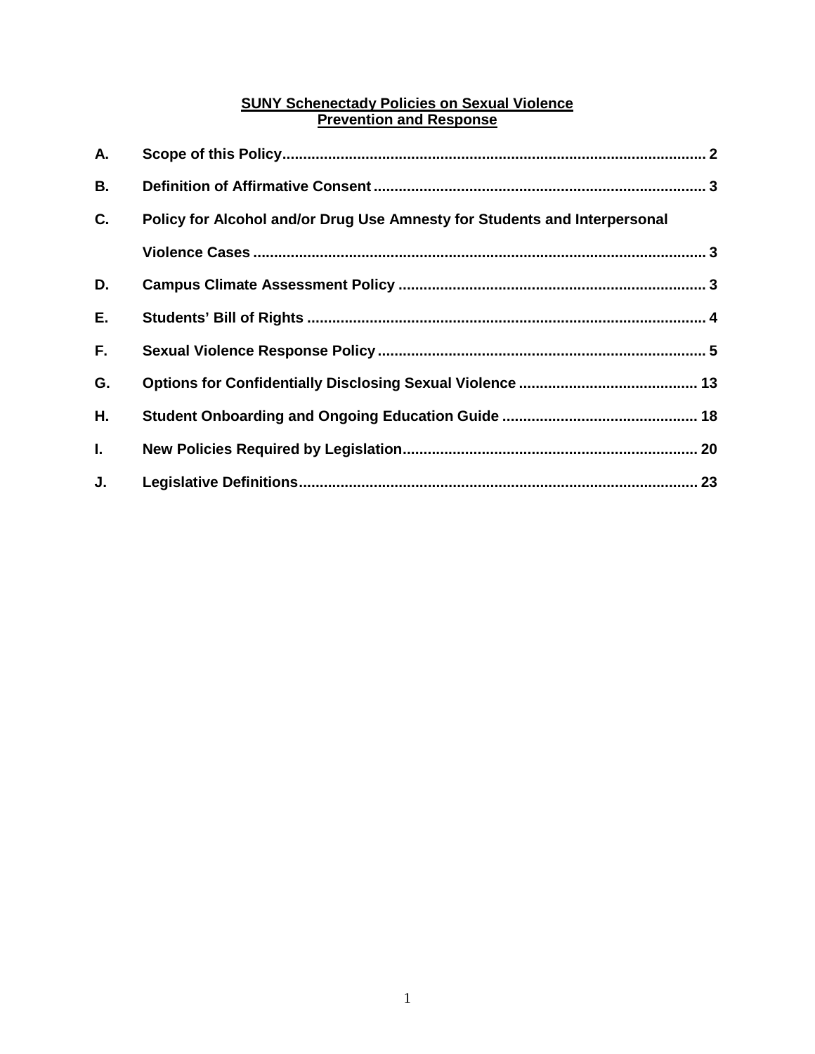# SUNY Schenectady Policies on Sexual Violence Prevention and Response

**A.** **Scope of this Policy** ..................... 2

**B.** **Definition of Affirmative Consent** ..................... 3

**C.** **Policy for Alcohol and/or Drug Use Amnesty for Students and Interpersonal Violence Cases** ..................... 3

**D.** **Campus Climate Assessment Policy** ..................... 3

**E.** **Students' Bill of Rights** ..................... 4

**F.** **Sexual Violence Response Policy** ..................... 5

**G.** **Options for Confidentially Disclosing Sexual Violence** ..................... 13

**H.** **Student Onboarding and Ongoing Education Guide** ..................... 18

**I.** **New Policies Required by Legislation** ..................... 20

**J.** **Legislative Definitions** ..................... 23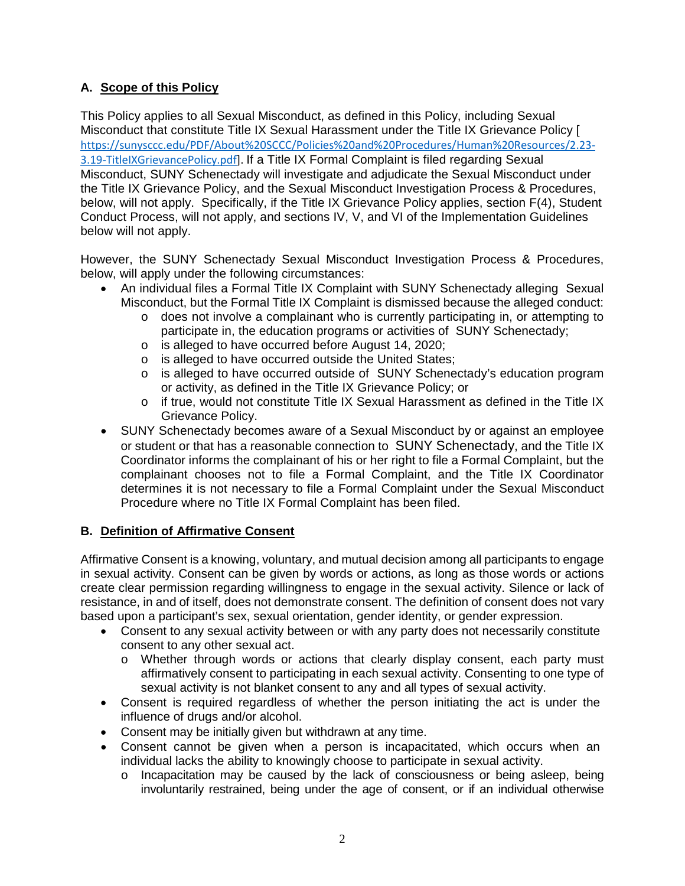## A. Scope of this Policy

This Policy applies to all Sexual Misconduct, as defined in this Policy, including Sexual Misconduct that constitute Title IX Sexual Harassment under the Title IX Grievance Policy [ https://sunysccc.edu/PDF/About%20SCCC/Policies%20and%20Procedures/Human%20Resources/2.23-3.19-TitleIXGrievancePolicy.pdf]. If a Title IX Formal Complaint is filed regarding Sexual Misconduct, SUNY Schenectady will investigate and adjudicate the Sexual Misconduct under the Title IX Grievance Policy, and the Sexual Misconduct Investigation Process & Procedures, below, will not apply. Specifically, if the Title IX Grievance Policy applies, section F(4), Student Conduct Process, will not apply, and sections IV, V, and VI of the Implementation Guidelines below will not apply.

However, the SUNY Schenectady Sexual Misconduct Investigation Process & Procedures, below, will apply under the following circumstances:

- An individual files a Formal Title IX Complaint with SUNY Schenectady alleging Sexual Misconduct, but the Formal Title IX Complaint is dismissed because the alleged conduct:
  - does not involve a complainant who is currently participating in, or attempting to participate in, the education programs or activities of SUNY Schenectady;
  - is alleged to have occurred before August 14, 2020;
  - is alleged to have occurred outside the United States;
  - is alleged to have occurred outside of SUNY Schenectady's education program or activity, as defined in the Title IX Grievance Policy; or
  - if true, would not constitute Title IX Sexual Harassment as defined in the Title IX Grievance Policy.
- SUNY Schenectady becomes aware of a Sexual Misconduct by or against an employee or student or that has a reasonable connection to SUNY Schenectady, and the Title IX Coordinator informs the complainant of his or her right to file a Formal Complaint, but the complainant chooses not to file a Formal Complaint, and the Title IX Coordinator determines it is not necessary to file a Formal Complaint under the Sexual Misconduct Procedure where no Title IX Formal Complaint has been filed.

## B. Definition of Affirmative Consent

Affirmative Consent is a knowing, voluntary, and mutual decision among all participants to engage in sexual activity. Consent can be given by words or actions, as long as those words or actions create clear permission regarding willingness to engage in the sexual activity. Silence or lack of resistance, in and of itself, does not demonstrate consent. The definition of consent does not vary based upon a participant's sex, sexual orientation, gender identity, or gender expression.

- Consent to any sexual activity between or with any party does not necessarily constitute consent to any other sexual act.
  - Whether through words or actions that clearly display consent, each party must affirmatively consent to participating in each sexual activity. Consenting to one type of sexual activity is not blanket consent to any and all types of sexual activity.
- Consent is required regardless of whether the person initiating the act is under the influence of drugs and/or alcohol.
- Consent may be initially given but withdrawn at any time.
- Consent cannot be given when a person is incapacitated, which occurs when an individual lacks the ability to knowingly choose to participate in sexual activity.
  - Incapacitation may be caused by the lack of consciousness or being asleep, being involuntarily restrained, being under the age of consent, or if an individual otherwise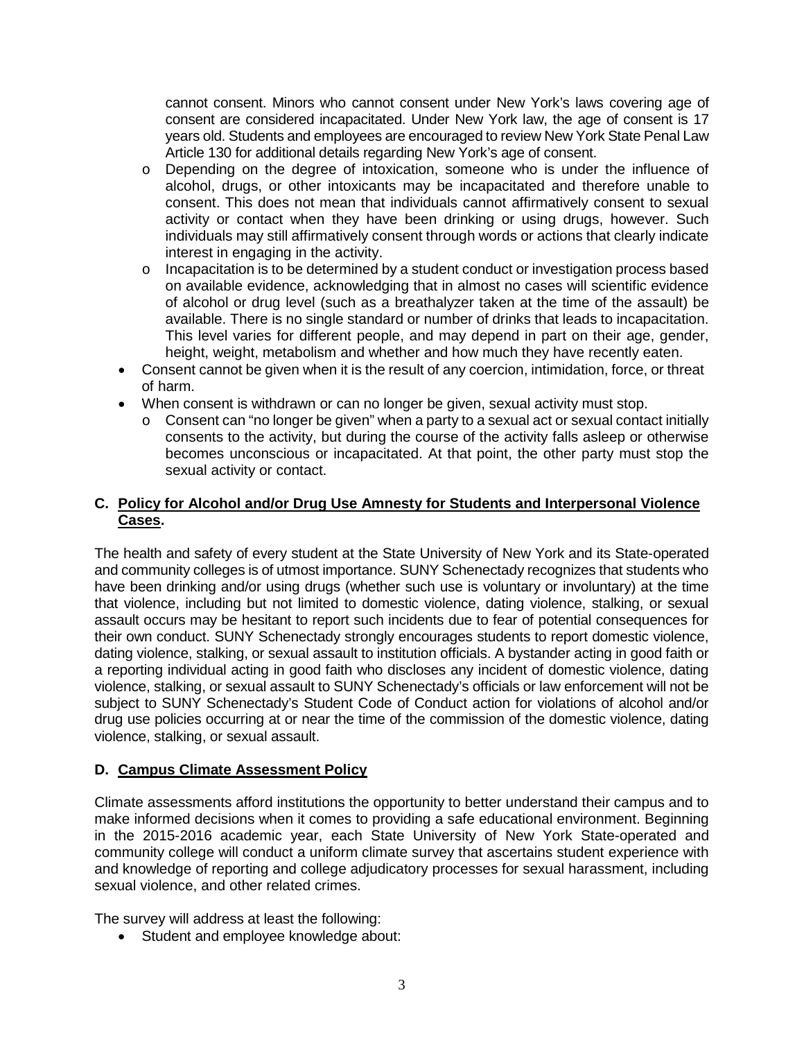cannot consent. Minors who cannot consent under New York's laws covering age of consent are considered incapacitated. Under New York law, the age of consent is 17 years old. Students and employees are encouraged to review New York State Penal Law Article 130 for additional details regarding New York's age of consent.

    - Depending on the degree of intoxication, someone who is under the influence of alcohol, drugs, or other intoxicants may be incapacitated and therefore unable to consent. This does not mean that individuals cannot affirmatively consent to sexual activity or contact when they have been drinking or using drugs, however. Such individuals may still affirmatively consent through words or actions that clearly indicate interest in engaging in the activity.
    - Incapacitation is to be determined by a student conduct or investigation process based on available evidence, acknowledging that in almost no cases will scientific evidence of alcohol or drug level (such as a breathalyzer taken at the time of the assault) be available. There is no single standard or number of drinks that leads to incapacitation. This level varies for different people, and may depend in part on their age, gender, height, weight, metabolism and whether and how much they have recently eaten.
- Consent cannot be given when it is the result of any coercion, intimidation, force, or threat of harm.
- When consent is withdrawn or can no longer be given, sexual activity must stop.
    - Consent can "no longer be given" when a party to a sexual act or sexual contact initially consents to the activity, but during the course of the activity falls asleep or otherwise becomes unconscious or incapacitated. At that point, the other party must stop the sexual activity or contact.

### C. Policy for Alcohol and/or Drug Use Amnesty for Students and Interpersonal Violence Cases.

The health and safety of every student at the State University of New York and its State-operated and community colleges is of utmost importance. SUNY Schenectady recognizes that students who have been drinking and/or using drugs (whether such use is voluntary or involuntary) at the time that violence, including but not limited to domestic violence, dating violence, stalking, or sexual assault occurs may be hesitant to report such incidents due to fear of potential consequences for their own conduct. SUNY Schenectady strongly encourages students to report domestic violence, dating violence, stalking, or sexual assault to institution officials. A bystander acting in good faith or a reporting individual acting in good faith who discloses any incident of domestic violence, dating violence, stalking, or sexual assault to SUNY Schenectady's officials or law enforcement will not be subject to SUNY Schenectady's Student Code of Conduct action for violations of alcohol and/or drug use policies occurring at or near the time of the commission of the domestic violence, dating violence, stalking, or sexual assault.

### D. Campus Climate Assessment Policy

Climate assessments afford institutions the opportunity to better understand their campus and to make informed decisions when it comes to providing a safe educational environment. Beginning in the 2015-2016 academic year, each State University of New York State-operated and community college will conduct a uniform climate survey that ascertains student experience with and knowledge of reporting and college adjudicatory processes for sexual harassment, including sexual violence, and other related crimes.

The survey will address at least the following:

- Student and employee knowledge about: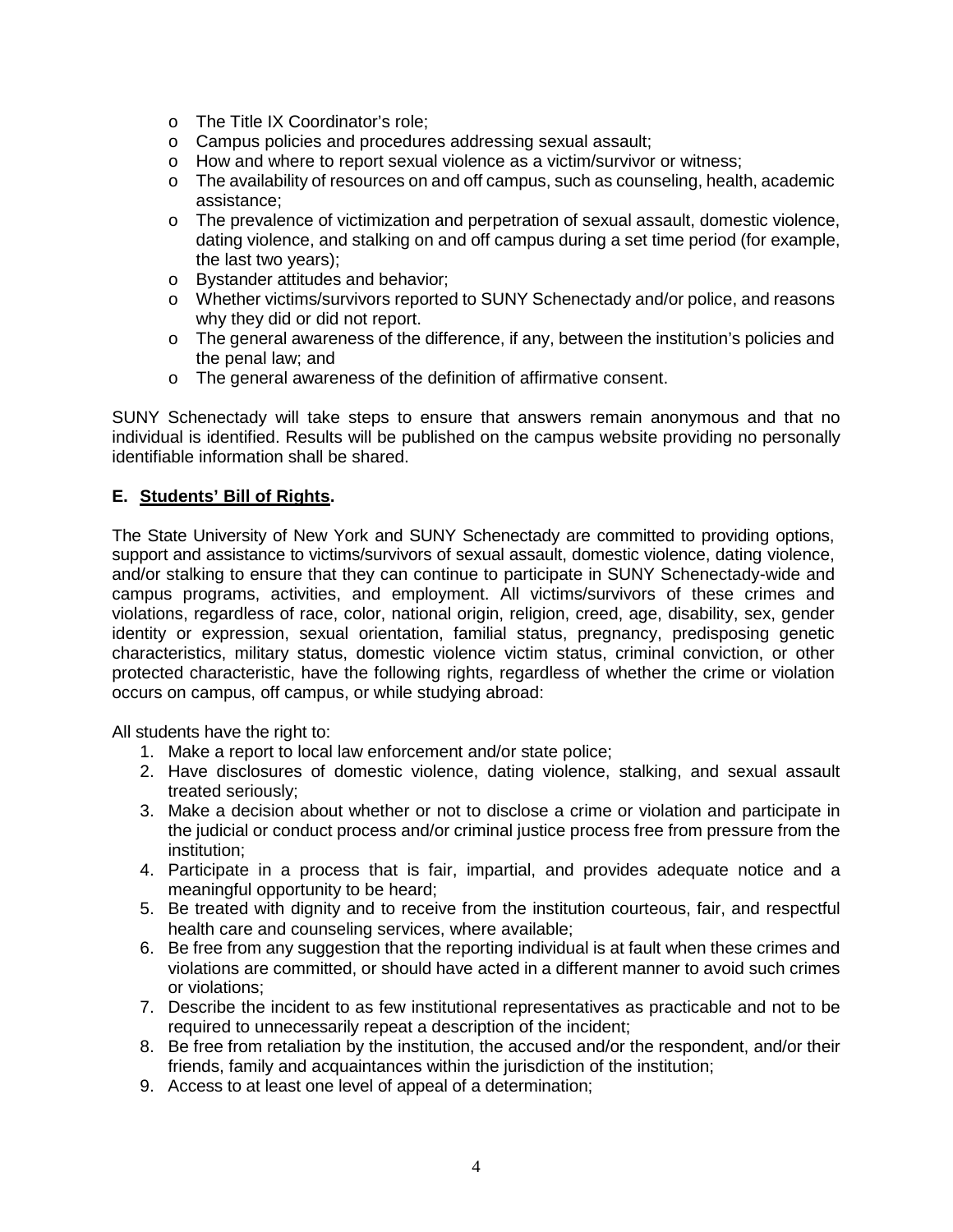- The Title IX Coordinator's role;
- Campus policies and procedures addressing sexual assault;
- How and where to report sexual violence as a victim/survivor or witness;
- The availability of resources on and off campus, such as counseling, health, academic assistance;
- The prevalence of victimization and perpetration of sexual assault, domestic violence, dating violence, and stalking on and off campus during a set time period (for example, the last two years);
- Bystander attitudes and behavior;
- Whether victims/survivors reported to SUNY Schenectady and/or police, and reasons why they did or did not report.
- The general awareness of the difference, if any, between the institution's policies and the penal law; and
- The general awareness of the definition of affirmative consent.

SUNY Schenectady will take steps to ensure that answers remain anonymous and that no individual is identified. Results will be published on the campus website providing no personally identifiable information shall be shared.

**E. <u>Students' Bill of Rights</u>.**

The State University of New York and SUNY Schenectady are committed to providing options, support and assistance to victims/survivors of sexual assault, domestic violence, dating violence, and/or stalking to ensure that they can continue to participate in SUNY Schenectady-wide and campus programs, activities, and employment. All victims/survivors of these crimes and violations, regardless of race, color, national origin, religion, creed, age, disability, sex, gender identity or expression, sexual orientation, familial status, pregnancy, predisposing genetic characteristics, military status, domestic violence victim status, criminal conviction, or other protected characteristic, have the following rights, regardless of whether the crime or violation occurs on campus, off campus, or while studying abroad:

All students have the right to:

1. Make a report to local law enforcement and/or state police;
2. Have disclosures of domestic violence, dating violence, stalking, and sexual assault treated seriously;
3. Make a decision about whether or not to disclose a crime or violation and participate in the judicial or conduct process and/or criminal justice process free from pressure from the institution;
4. Participate in a process that is fair, impartial, and provides adequate notice and a meaningful opportunity to be heard;
5. Be treated with dignity and to receive from the institution courteous, fair, and respectful health care and counseling services, where available;
6. Be free from any suggestion that the reporting individual is at fault when these crimes and violations are committed, or should have acted in a different manner to avoid such crimes or violations;
7. Describe the incident to as few institutional representatives as practicable and not to be required to unnecessarily repeat a description of the incident;
8. Be free from retaliation by the institution, the accused and/or the respondent, and/or their friends, family and acquaintances within the jurisdiction of the institution;
9. Access to at least one level of appeal of a determination;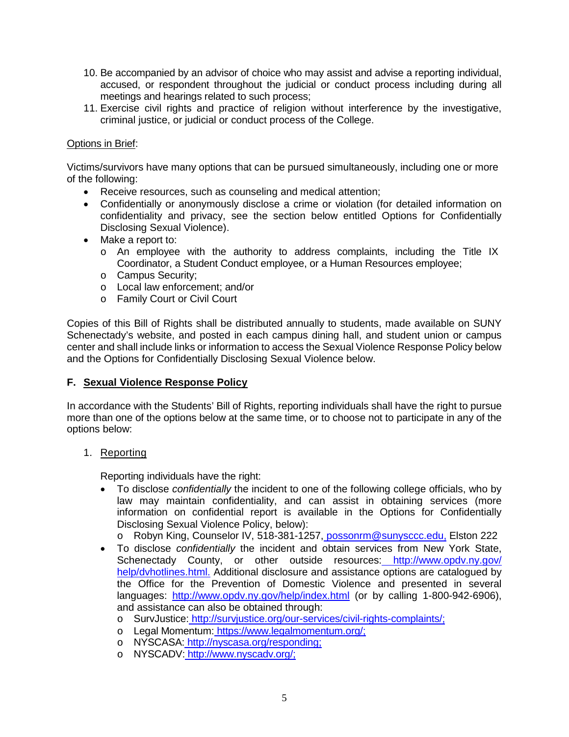10. Be accompanied by an advisor of choice who may assist and advise a reporting individual, accused, or respondent throughout the judicial or conduct process including during all meetings and hearings related to such process;
11. Exercise civil rights and practice of religion without interference by the investigative, criminal justice, or judicial or conduct process of the College.

Options in Brief:

Victims/survivors have many options that can be pursued simultaneously, including one or more of the following:

- Receive resources, such as counseling and medical attention;
- Confidentially or anonymously disclose a crime or violation (for detailed information on confidentiality and privacy, see the section below entitled Options for Confidentially Disclosing Sexual Violence).
- Make a report to:
  - An employee with the authority to address complaints, including the Title IX Coordinator, a Student Conduct employee, or a Human Resources employee;
  - Campus Security;
  - Local law enforcement; and/or
  - Family Court or Civil Court

Copies of this Bill of Rights shall be distributed annually to students, made available on SUNY Schenectady's website, and posted in each campus dining hall, and student union or campus center and shall include links or information to access the Sexual Violence Response Policy below and the Options for Confidentially Disclosing Sexual Violence below.

## F. Sexual Violence Response Policy

In accordance with the Students' Bill of Rights, reporting individuals shall have the right to pursue more than one of the options below at the same time, or to choose not to participate in any of the options below:

1. Reporting

   Reporting individuals have the right:

   - To disclose *confidentially* the incident to one of the following college officials, who by law may maintain confidentiality, and can assist in obtaining services (more information on confidential report is available in the Options for Confidentially Disclosing Sexual Violence Policy, below):
     - Robyn King, Counselor IV, 518-381-1257, possonrm@sunysccc.edu, Elston 222
   - To disclose *confidentially* the incident and obtain services from New York State, Schenectady County, or other outside resources: http://www.opdv.ny.gov/help/dvhotlines.html. Additional disclosure and assistance options are catalogued by the Office for the Prevention of Domestic Violence and presented in several languages: http://www.opdv.ny.gov/help/index.html (or by calling 1-800-942-6906), and assistance can also be obtained through:
     - SurvJustice: http://survjustice.org/our-services/civil-rights-complaints/;
     - Legal Momentum: https://www.legalmomentum.org/;
     - NYSCASA: http://nyscasa.org/responding;
     - NYSCADV: http://www.nyscadv.org/;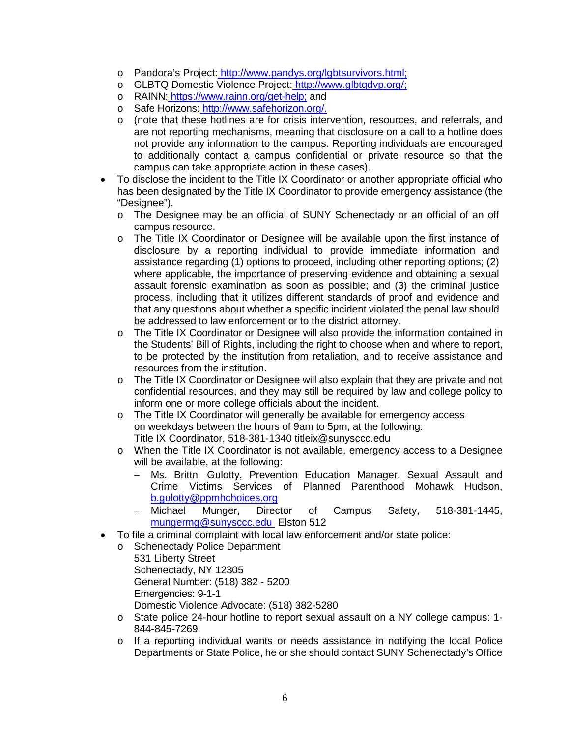- Pandora's Project: http://www.pandys.org/lgbtsurvivors.html;
  - GLBTQ Domestic Violence Project: http://www.glbtqdvp.org/;
  - RAINN: https://www.rainn.org/get-help; and
  - Safe Horizons: http://www.safehorizon.org/.
  - (note that these hotlines are for crisis intervention, resources, and referrals, and are not reporting mechanisms, meaning that disclosure on a call to a hotline does not provide any information to the campus. Reporting individuals are encouraged to additionally contact a campus confidential or private resource so that the campus can take appropriate action in these cases).
- To disclose the incident to the Title IX Coordinator or another appropriate official who has been designated by the Title IX Coordinator to provide emergency assistance (the "Designee").
  - The Designee may be an official of SUNY Schenectady or an official of an off campus resource.
  - The Title IX Coordinator or Designee will be available upon the first instance of disclosure by a reporting individual to provide immediate information and assistance regarding (1) options to proceed, including other reporting options; (2) where applicable, the importance of preserving evidence and obtaining a sexual assault forensic examination as soon as possible; and (3) the criminal justice process, including that it utilizes different standards of proof and evidence and that any questions about whether a specific incident violated the penal law should be addressed to law enforcement or to the district attorney.
  - The Title IX Coordinator or Designee will also provide the information contained in the Students' Bill of Rights, including the right to choose when and where to report, to be protected by the institution from retaliation, and to receive assistance and resources from the institution.
  - The Title IX Coordinator or Designee will also explain that they are private and not confidential resources, and they may still be required by law and college policy to inform one or more college officials about the incident.
  - The Title IX Coordinator will generally be available for emergency access on weekdays between the hours of 9am to 5pm, at the following:
    Title IX Coordinator, 518-381-1340 titleix@sunysccc.edu
  - When the Title IX Coordinator is not available, emergency access to a Designee will be available, at the following:
    - Ms. Brittni Gulotty, Prevention Education Manager, Sexual Assault and Crime Victims Services of Planned Parenthood Mohawk Hudson, b.gulotty@ppmhchoices.org
    - Michael Munger, Director of Campus Safety, 518-381-1445, mungermg@sunysccc.edu Elston 512
- To file a criminal complaint with local law enforcement and/or state police:
  - Schenectady Police Department
    531 Liberty Street
    Schenectady, NY 12305
    General Number: (518) 382 - 5200
    Emergencies: 9-1-1
    Domestic Violence Advocate: (518) 382-5280
  - State police 24-hour hotline to report sexual assault on a NY college campus: 1-844-845-7269.
  - If a reporting individual wants or needs assistance in notifying the local Police Departments or State Police, he or she should contact SUNY Schenectady's Office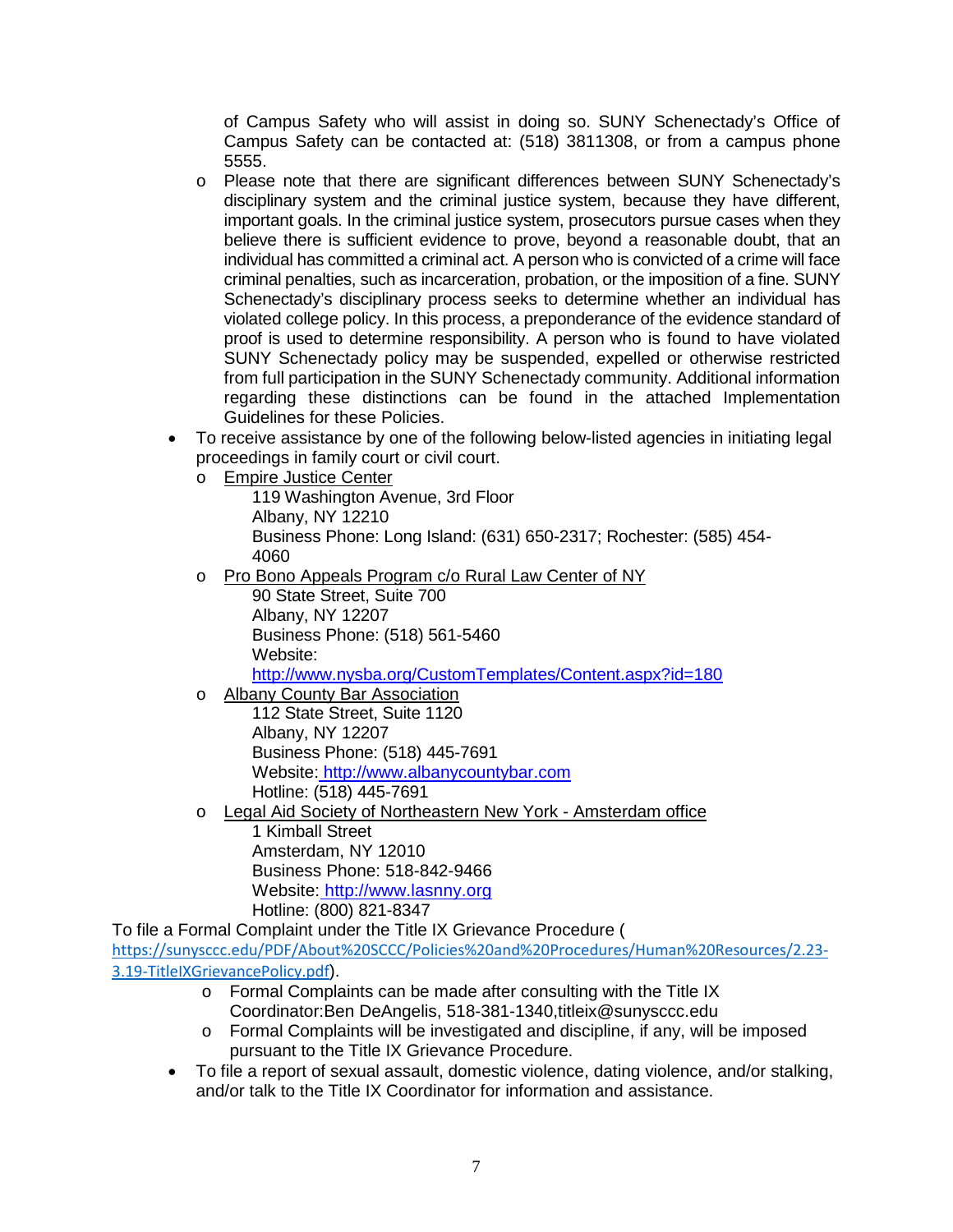of Campus Safety who will assist in doing so. SUNY Schenectady's Office of Campus Safety can be contacted at: (518) 3811308, or from a campus phone 5555.

  - Please note that there are significant differences between SUNY Schenectady's disciplinary system and the criminal justice system, because they have different, important goals. In the criminal justice system, prosecutors pursue cases when they believe there is sufficient evidence to prove, beyond a reasonable doubt, that an individual has committed a criminal act. A person who is convicted of a crime will face criminal penalties, such as incarceration, probation, or the imposition of a fine. SUNY Schenectady's disciplinary process seeks to determine whether an individual has violated college policy. In this process, a preponderance of the evidence standard of proof is used to determine responsibility. A person who is found to have violated SUNY Schenectady policy may be suspended, expelled or otherwise restricted from full participation in the SUNY Schenectady community. Additional information regarding these distinctions can be found in the attached Implementation Guidelines for these Policies.

- To receive assistance by one of the following below-listed agencies in initiating legal proceedings in family court or civil court.
  - Empire Justice Center
    119 Washington Avenue, 3rd Floor
    Albany, NY 12210
    Business Phone: Long Island: (631) 650-2317; Rochester: (585) 454-4060
  - Pro Bono Appeals Program c/o Rural Law Center of NY
    90 State Street, Suite 700
    Albany, NY 12207
    Business Phone: (518) 561-5460
    Website:
    http://www.nysba.org/CustomTemplates/Content.aspx?id=180
  - Albany County Bar Association
    112 State Street, Suite 1120
    Albany, NY 12207
    Business Phone: (518) 445-7691
    Website: http://www.albanycountybar.com
    Hotline: (518) 445-7691
  - Legal Aid Society of Northeastern New York - Amsterdam office
    1 Kimball Street
    Amsterdam, NY 12010
    Business Phone: 518-842-9466
    Website: http://www.lasnny.org
    Hotline: (800) 821-8347

To file a Formal Complaint under the Title IX Grievance Procedure (https://sunysccc.edu/PDF/About%20SCCC/Policies%20and%20Procedures/Human%20Resources/2.23-3.19-TitleIXGrievancePolicy.pdf).

  - Formal Complaints can be made after consulting with the Title IX Coordinator:Ben DeAngelis, 518-381-1340,titleix@sunysccc.edu
  - Formal Complaints will be investigated and discipline, if any, will be imposed pursuant to the Title IX Grievance Procedure.

- To file a report of sexual assault, domestic violence, dating violence, and/or stalking, and/or talk to the Title IX Coordinator for information and assistance.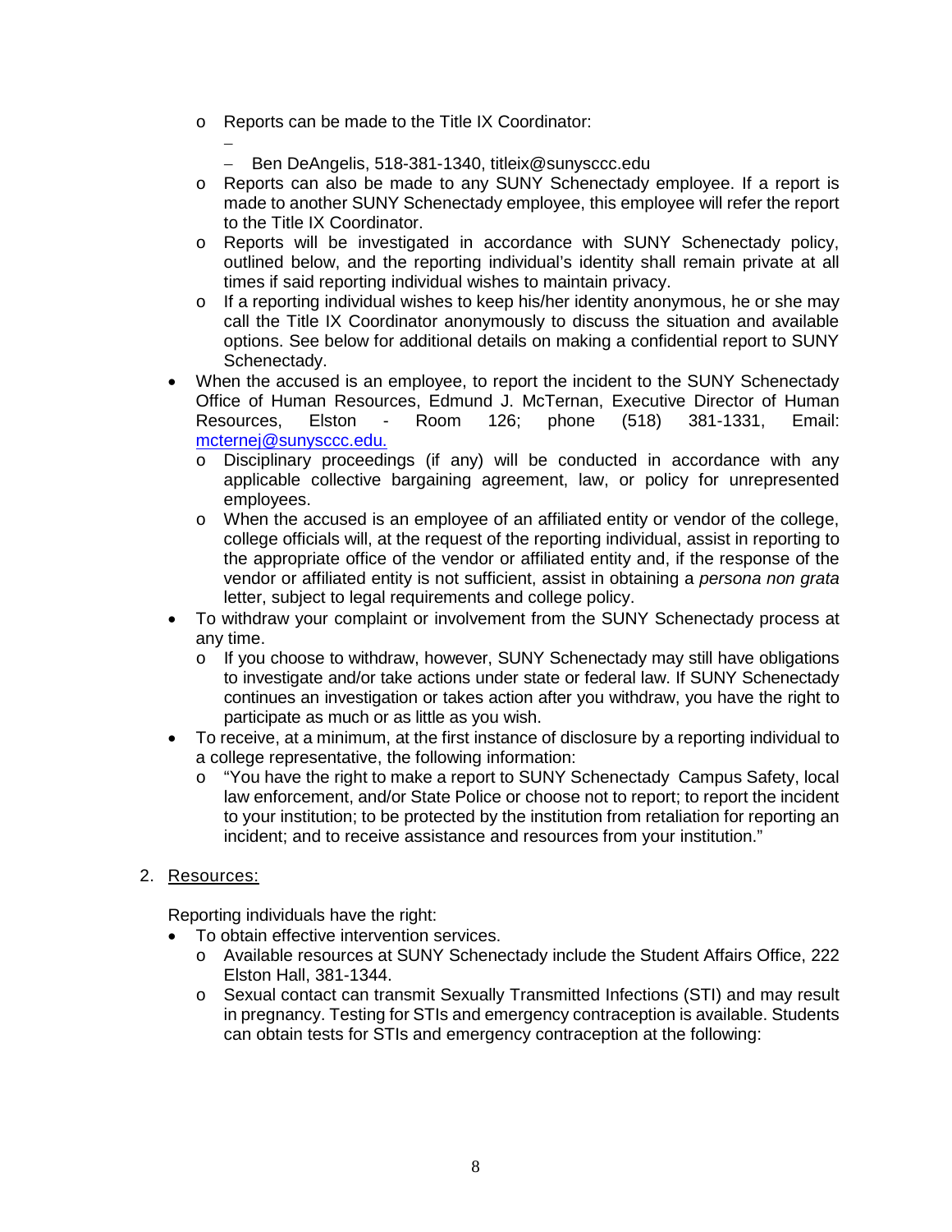- Reports can be made to the Title IX Coordinator:
  - 
  - Ben DeAngelis, 518-381-1340, titleix@sunysccc.edu
- Reports can also be made to any SUNY Schenectady employee. If a report is made to another SUNY Schenectady employee, this employee will refer the report to the Title IX Coordinator.
- Reports will be investigated in accordance with SUNY Schenectady policy, outlined below, and the reporting individual's identity shall remain private at all times if said reporting individual wishes to maintain privacy.
- If a reporting individual wishes to keep his/her identity anonymous, he or she may call the Title IX Coordinator anonymously to discuss the situation and available options. See below for additional details on making a confidential report to SUNY Schenectady.

- When the accused is an employee, to report the incident to the SUNY Schenectady Office of Human Resources, Edmund J. McTernan, Executive Director of Human Resources, Elston - Room 126; phone (518) 381-1331, Email: mcternej@sunysccc.edu.
  - Disciplinary proceedings (if any) will be conducted in accordance with any applicable collective bargaining agreement, law, or policy for unrepresented employees.
  - When the accused is an employee of an affiliated entity or vendor of the college, college officials will, at the request of the reporting individual, assist in reporting to the appropriate office of the vendor or affiliated entity and, if the response of the vendor or affiliated entity is not sufficient, assist in obtaining a *persona non grata* letter, subject to legal requirements and college policy.
- To withdraw your complaint or involvement from the SUNY Schenectady process at any time.
  - If you choose to withdraw, however, SUNY Schenectady may still have obligations to investigate and/or take actions under state or federal law. If SUNY Schenectady continues an investigation or takes action after you withdraw, you have the right to participate as much or as little as you wish.
- To receive, at a minimum, at the first instance of disclosure by a reporting individual to a college representative, the following information:
  - "You have the right to make a report to SUNY Schenectady Campus Safety, local law enforcement, and/or State Police or choose not to report; to report the incident to your institution; to be protected by the institution from retaliation for reporting an incident; and to receive assistance and resources from your institution."

2. Resources:

Reporting individuals have the right:

- To obtain effective intervention services.
  - Available resources at SUNY Schenectady include the Student Affairs Office, 222 Elston Hall, 381-1344.
  - Sexual contact can transmit Sexually Transmitted Infections (STI) and may result in pregnancy. Testing for STIs and emergency contraception is available. Students can obtain tests for STIs and emergency contraception at the following: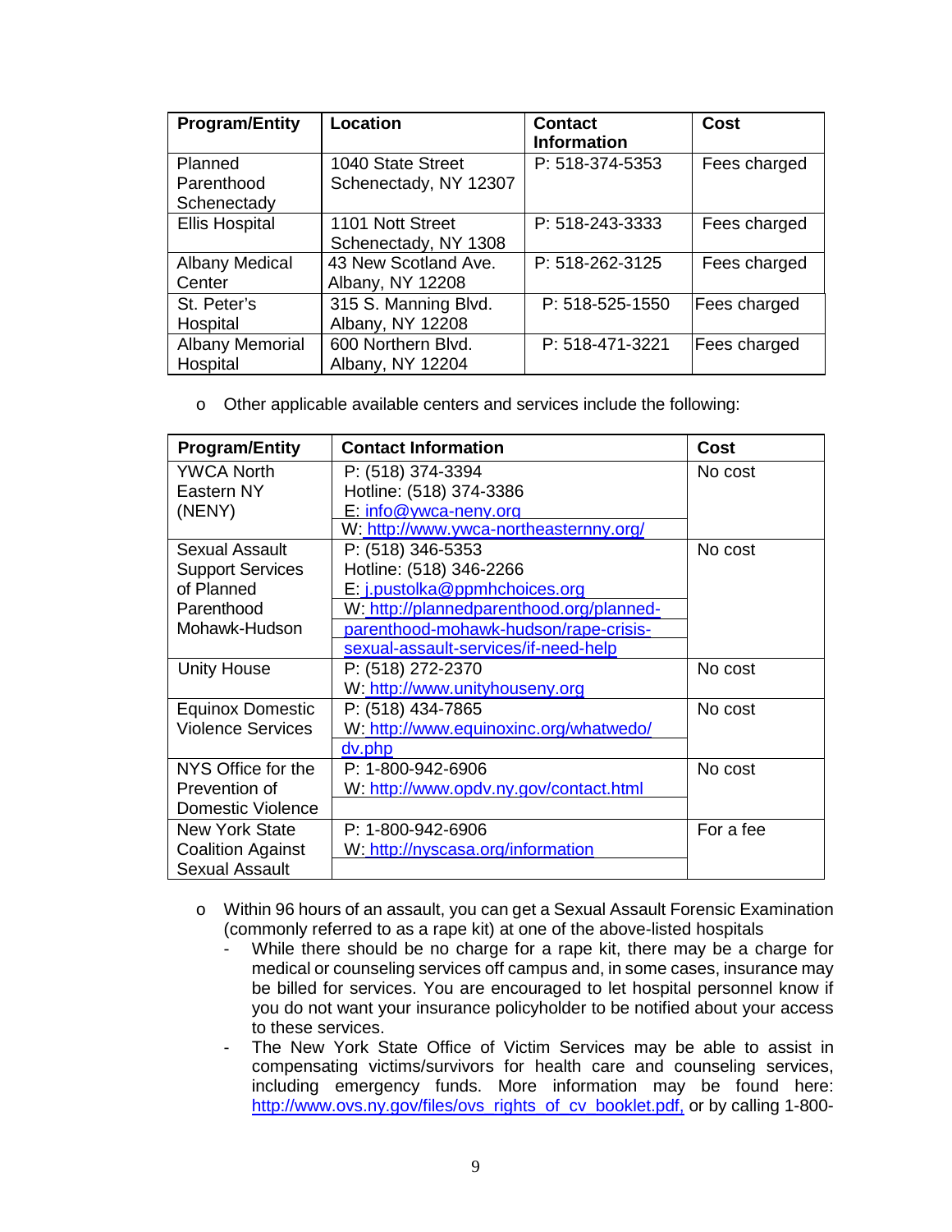| Program/Entity | Location | Contact Information | Cost |
|---|---|---|---|
| Planned Parenthood Schenectady | 1040 State Street Schenectady, NY 12307 | P: 518-374-5353 | Fees charged |
| Ellis Hospital | 1101 Nott Street Schenectady, NY 1308 | P: 518-243-3333 | Fees charged |
| Albany Medical Center | 43 New Scotland Ave. Albany, NY 12208 | P: 518-262-3125 | Fees charged |
| St. Peter's Hospital | 315 S. Manning Blvd. Albany, NY 12208 | P: 518-525-1550 | Fees charged |
| Albany Memorial Hospital | 600 Northern Blvd. Albany, NY 12204 | P: 518-471-3221 | Fees charged |

- Other applicable available centers and services include the following:

| Program/Entity | Contact Information | Cost |
|---|---|---|
| YWCA North Eastern NY (NENY) | P: (518) 374-3394<br>Hotline: (518) 374-3386<br>E: info@ywca-neny.org<br>W: http://www.ywca-northeasternny.org/ | No cost |
| Sexual Assault Support Services of Planned Parenthood Mohawk-Hudson | P: (518) 346-5353<br>Hotline: (518) 346-2266<br>E: j.pustolka@ppmhchoices.org<br>W: http://plannedparenthood.org/planned-parenthood-mohawk-hudson/rape-crisis-sexual-assault-services/if-need-help | No cost |
| Unity House | P: (518) 272-2370<br>W: http://www.unityhouseny.org | No cost |
| Equinox Domestic Violence Services | P: (518) 434-7865<br>W: http://www.equinoxinc.org/whatwedo/dv.php | No cost |
| NYS Office for the Prevention of Domestic Violence | P: 1-800-942-6906<br>W: http://www.opdv.ny.gov/contact.html | No cost |
| New York State Coalition Against Sexual Assault | P: 1-800-942-6906<br>W: http://nyscasa.org/information | For a fee |

- Within 96 hours of an assault, you can get a Sexual Assault Forensic Examination (commonly referred to as a rape kit) at one of the above-listed hospitals
  - While there should be no charge for a rape kit, there may be a charge for medical or counseling services off campus and, in some cases, insurance may be billed for services. You are encouraged to let hospital personnel know if you do not want your insurance policyholder to be notified about your access to these services.
  - The New York State Office of Victim Services may be able to assist in compensating victims/survivors for health care and counseling services, including emergency funds. More information may be found here: http://www.ovs.ny.gov/files/ovs_rights_of_cv_booklet.pdf, or by calling 1-800-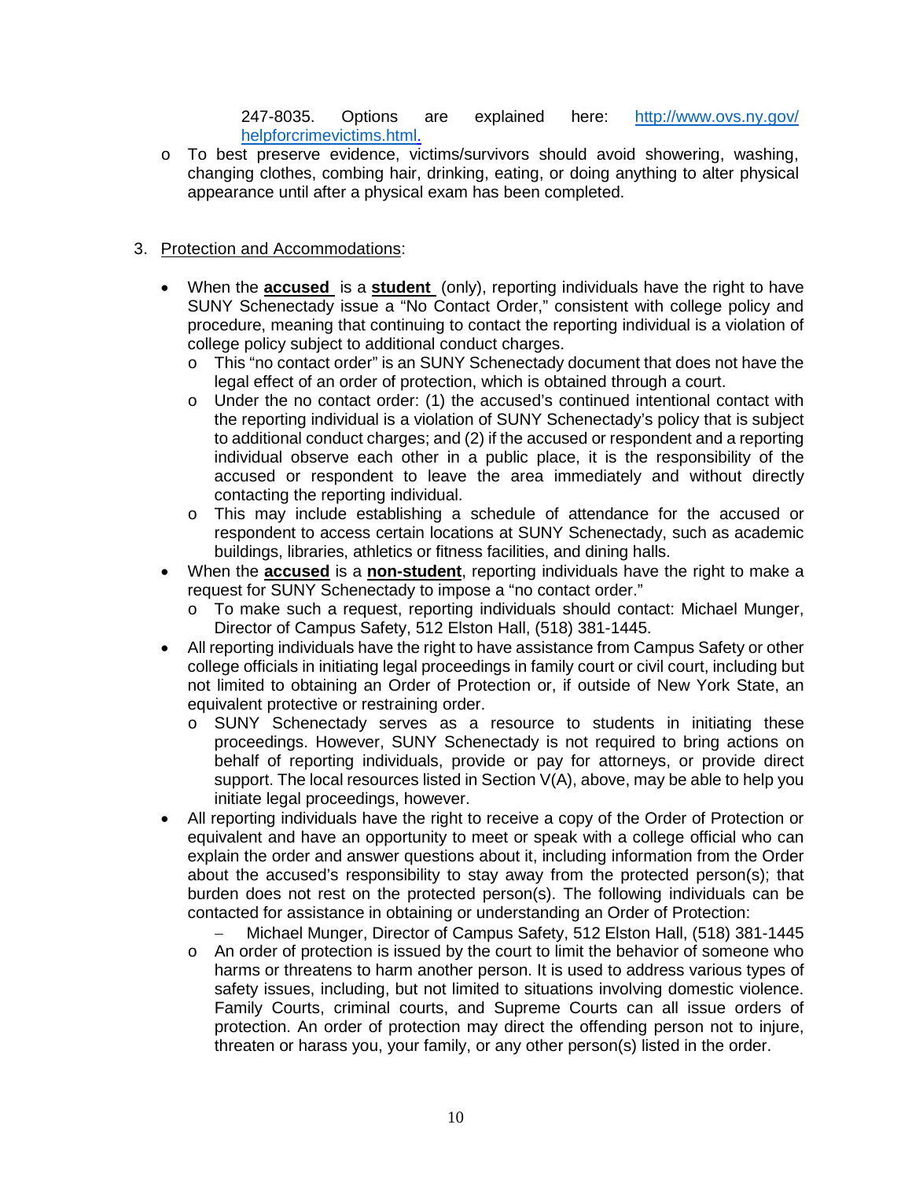247-8035. Options are explained here: [http://www.ovs.ny.gov/helpforcrimevictims.html.](http://www.ovs.ny.gov/helpforcrimevictims.html)

- o To best preserve evidence, victims/survivors should avoid showering, washing, changing clothes, combing hair, drinking, eating, or doing anything to alter physical appearance until after a physical exam has been completed.

3. Protection and Accommodations:

- When the **accused** is a **student** (only), reporting individuals have the right to have SUNY Schenectady issue a "No Contact Order," consistent with college policy and procedure, meaning that continuing to contact the reporting individual is a violation of college policy subject to additional conduct charges.
  - o This "no contact order" is an SUNY Schenectady document that does not have the legal effect of an order of protection, which is obtained through a court.
  - o Under the no contact order: (1) the accused's continued intentional contact with the reporting individual is a violation of SUNY Schenectady's policy that is subject to additional conduct charges; and (2) if the accused or respondent and a reporting individual observe each other in a public place, it is the responsibility of the accused or respondent to leave the area immediately and without directly contacting the reporting individual.
  - o This may include establishing a schedule of attendance for the accused or respondent to access certain locations at SUNY Schenectady, such as academic buildings, libraries, athletics or fitness facilities, and dining halls.
- When the **accused** is a **non-student**, reporting individuals have the right to make a request for SUNY Schenectady to impose a "no contact order."
  - o To make such a request, reporting individuals should contact: Michael Munger, Director of Campus Safety, 512 Elston Hall, (518) 381-1445.
- All reporting individuals have the right to have assistance from Campus Safety or other college officials in initiating legal proceedings in family court or civil court, including but not limited to obtaining an Order of Protection or, if outside of New York State, an equivalent protective or restraining order.
  - o SUNY Schenectady serves as a resource to students in initiating these proceedings. However, SUNY Schenectady is not required to bring actions on behalf of reporting individuals, provide or pay for attorneys, or provide direct support. The local resources listed in Section V(A), above, may be able to help you initiate legal proceedings, however.
- All reporting individuals have the right to receive a copy of the Order of Protection or equivalent and have an opportunity to meet or speak with a college official who can explain the order and answer questions about it, including information from the Order about the accused's responsibility to stay away from the protected person(s); that burden does not rest on the protected person(s). The following individuals can be contacted for assistance in obtaining or understanding an Order of Protection:
  - – Michael Munger, Director of Campus Safety, 512 Elston Hall, (518) 381-1445
  - o An order of protection is issued by the court to limit the behavior of someone who harms or threatens to harm another person. It is used to address various types of safety issues, including, but not limited to situations involving domestic violence. Family Courts, criminal courts, and Supreme Courts can all issue orders of protection. An order of protection may direct the offending person not to injure, threaten or harass you, your family, or any other person(s) listed in the order.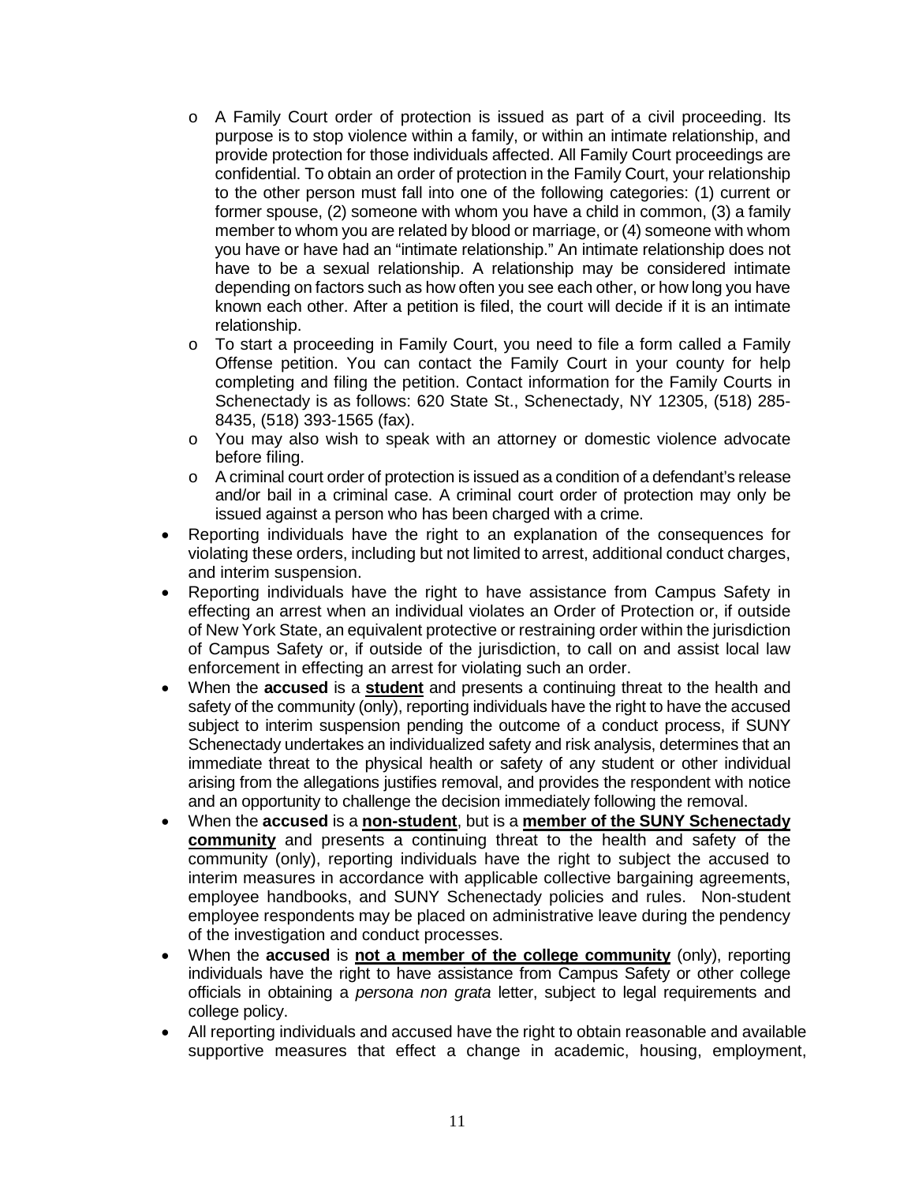- A Family Court order of protection is issued as part of a civil proceeding. Its purpose is to stop violence within a family, or within an intimate relationship, and provide protection for those individuals affected. All Family Court proceedings are confidential. To obtain an order of protection in the Family Court, your relationship to the other person must fall into one of the following categories: (1) current or former spouse, (2) someone with whom you have a child in common, (3) a family member to whom you are related by blood or marriage, or (4) someone with whom you have or have had an "intimate relationship." An intimate relationship does not have to be a sexual relationship. A relationship may be considered intimate depending on factors such as how often you see each other, or how long you have known each other. After a petition is filed, the court will decide if it is an intimate relationship.
  - To start a proceeding in Family Court, you need to file a form called a Family Offense petition. You can contact the Family Court in your county for help completing and filing the petition. Contact information for the Family Courts in Schenectady is as follows: 620 State St., Schenectady, NY 12305, (518) 285-8435, (518) 393-1565 (fax).
  - You may also wish to speak with an attorney or domestic violence advocate before filing.
  - A criminal court order of protection is issued as a condition of a defendant's release and/or bail in a criminal case. A criminal court order of protection may only be issued against a person who has been charged with a crime.
- Reporting individuals have the right to an explanation of the consequences for violating these orders, including but not limited to arrest, additional conduct charges, and interim suspension.
- Reporting individuals have the right to have assistance from Campus Safety in effecting an arrest when an individual violates an Order of Protection or, if outside of New York State, an equivalent protective or restraining order within the jurisdiction of Campus Safety or, if outside of the jurisdiction, to call on and assist local law enforcement in effecting an arrest for violating such an order.
- When the **accused** is a **<u>student</u>** and presents a continuing threat to the health and safety of the community (only), reporting individuals have the right to have the accused subject to interim suspension pending the outcome of a conduct process, if SUNY Schenectady undertakes an individualized safety and risk analysis, determines that an immediate threat to the physical health or safety of any student or other individual arising from the allegations justifies removal, and provides the respondent with notice and an opportunity to challenge the decision immediately following the removal.
- When the **accused** is a **<u>non-student</u>**, but is a **<u>member of the SUNY Schenectady community</u>** and presents a continuing threat to the health and safety of the community (only), reporting individuals have the right to subject the accused to interim measures in accordance with applicable collective bargaining agreements, employee handbooks, and SUNY Schenectady policies and rules. Non-student employee respondents may be placed on administrative leave during the pendency of the investigation and conduct processes.
- When the **accused** is **<u>not a member of the college community</u>** (only), reporting individuals have the right to have assistance from Campus Safety or other college officials in obtaining a *persona non grata* letter, subject to legal requirements and college policy.
- All reporting individuals and accused have the right to obtain reasonable and available supportive measures that effect a change in academic, housing, employment,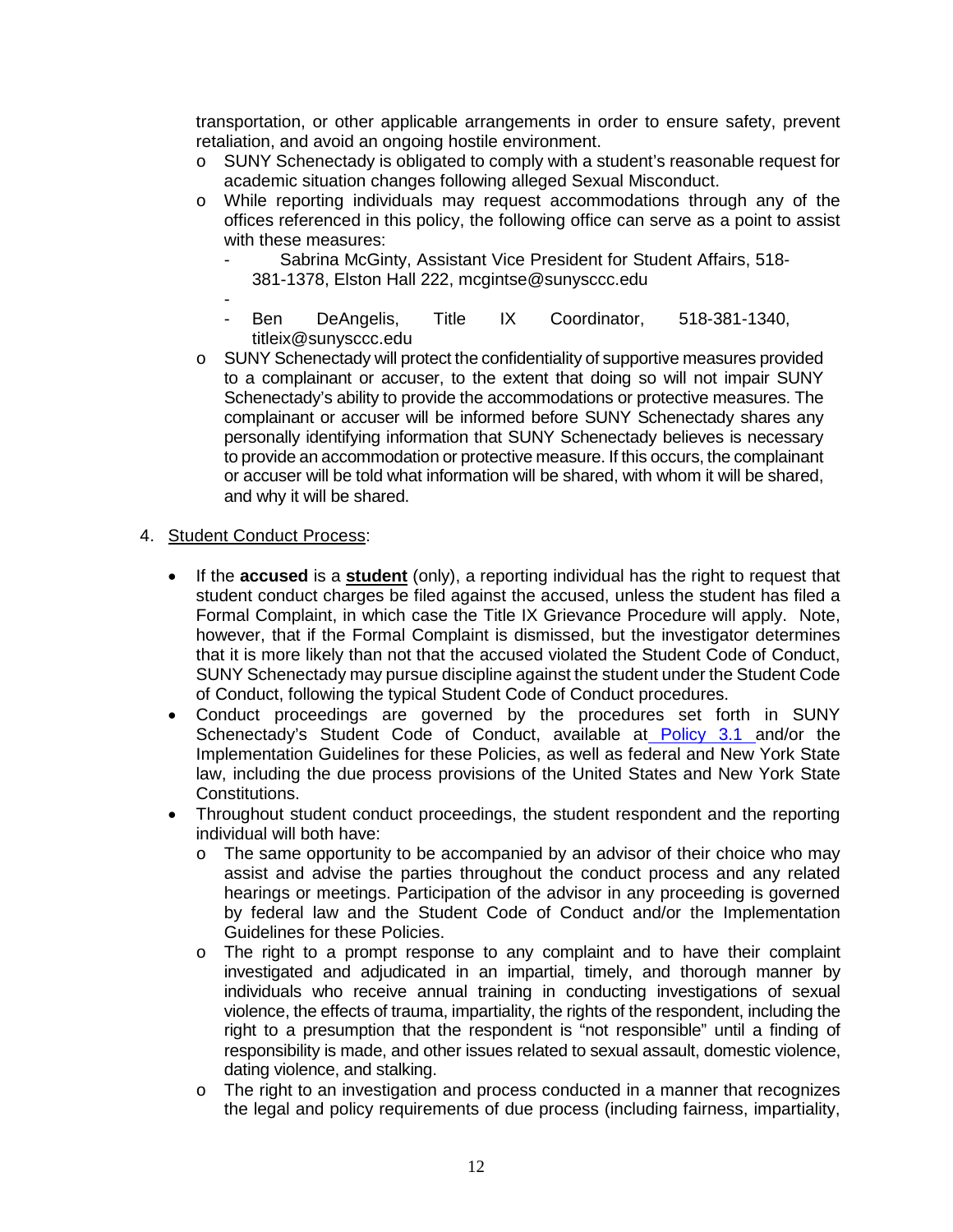transportation, or other applicable arrangements in order to ensure safety, prevent retaliation, and avoid an ongoing hostile environment.

- SUNY Schenectady is obligated to comply with a student's reasonable request for academic situation changes following alleged Sexual Misconduct.
- While reporting individuals may request accommodations through any of the offices referenced in this policy, the following office can serve as a point to assist with these measures:
  - Sabrina McGinty, Assistant Vice President for Student Affairs, 518-381-1378, Elston Hall 222, mcgintse@sunysccc.edu
  - 
  - Ben DeAngelis, Title IX Coordinator, 518-381-1340, titleix@sunysccc.edu
- SUNY Schenectady will protect the confidentiality of supportive measures provided to a complainant or accuser, to the extent that doing so will not impair SUNY Schenectady's ability to provide the accommodations or protective measures. The complainant or accuser will be informed before SUNY Schenectady shares any personally identifying information that SUNY Schenectady believes is necessary to provide an accommodation or protective measure. If this occurs, the complainant or accuser will be told what information will be shared, with whom it will be shared, and why it will be shared.

4. Student Conduct Process:

- If the **accused** is a **student** (only), a reporting individual has the right to request that student conduct charges be filed against the accused, unless the student has filed a Formal Complaint, in which case the Title IX Grievance Procedure will apply. Note, however, that if the Formal Complaint is dismissed, but the investigator determines that it is more likely than not that the accused violated the Student Code of Conduct, SUNY Schenectady may pursue discipline against the student under the Student Code of Conduct, following the typical Student Code of Conduct procedures.
- Conduct proceedings are governed by the procedures set forth in SUNY Schenectady's Student Code of Conduct, available at Policy 3.1 and/or the Implementation Guidelines for these Policies, as well as federal and New York State law, including the due process provisions of the United States and New York State Constitutions.
- Throughout student conduct proceedings, the student respondent and the reporting individual will both have:
  - The same opportunity to be accompanied by an advisor of their choice who may assist and advise the parties throughout the conduct process and any related hearings or meetings. Participation of the advisor in any proceeding is governed by federal law and the Student Code of Conduct and/or the Implementation Guidelines for these Policies.
  - The right to a prompt response to any complaint and to have their complaint investigated and adjudicated in an impartial, timely, and thorough manner by individuals who receive annual training in conducting investigations of sexual violence, the effects of trauma, impartiality, the rights of the respondent, including the right to a presumption that the respondent is "not responsible" until a finding of responsibility is made, and other issues related to sexual assault, domestic violence, dating violence, and stalking.
  - The right to an investigation and process conducted in a manner that recognizes the legal and policy requirements of due process (including fairness, impartiality,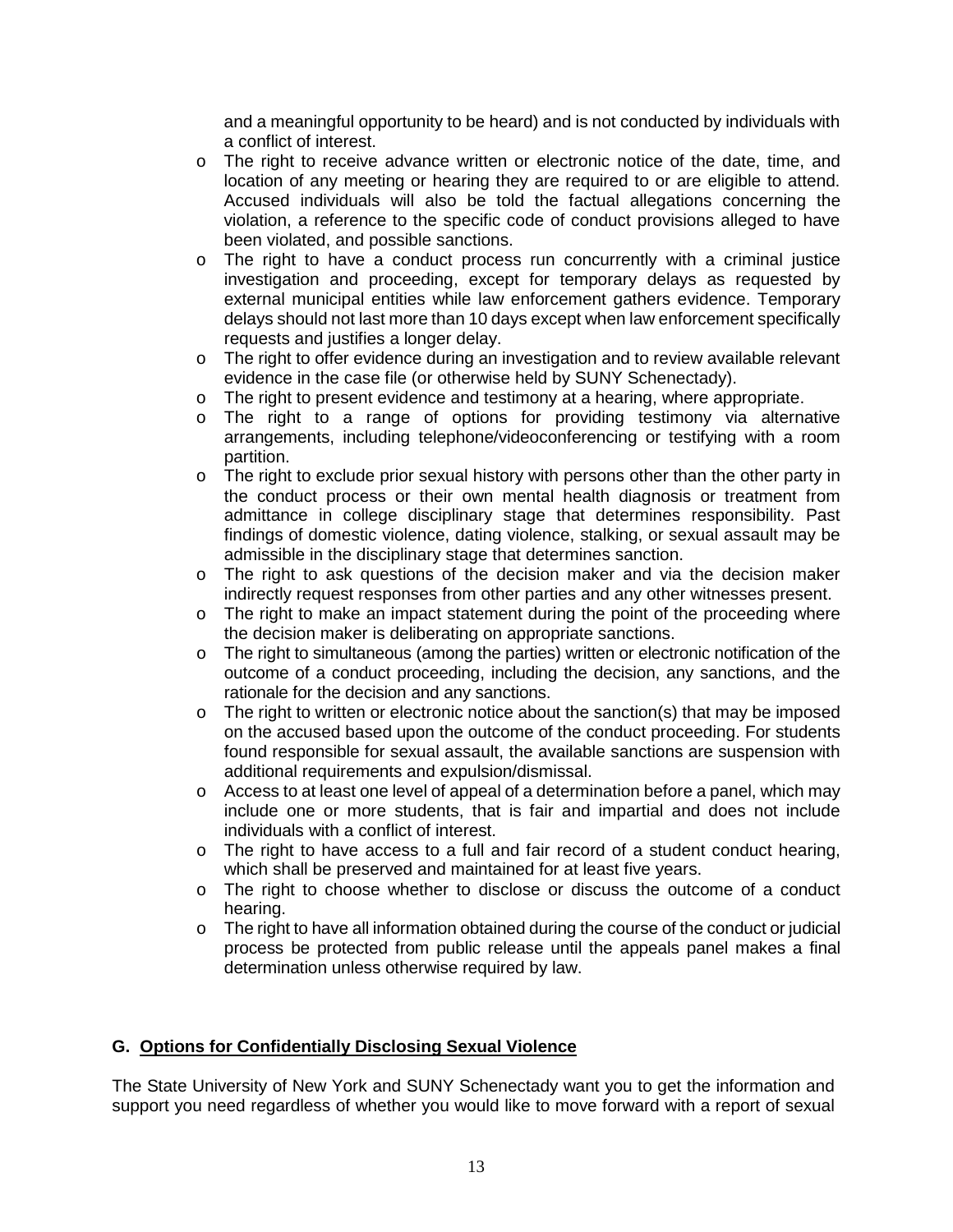and a meaningful opportunity to be heard) and is not conducted by individuals with a conflict of interest.

- The right to receive advance written or electronic notice of the date, time, and location of any meeting or hearing they are required to or are eligible to attend. Accused individuals will also be told the factual allegations concerning the violation, a reference to the specific code of conduct provisions alleged to have been violated, and possible sanctions.
- The right to have a conduct process run concurrently with a criminal justice investigation and proceeding, except for temporary delays as requested by external municipal entities while law enforcement gathers evidence. Temporary delays should not last more than 10 days except when law enforcement specifically requests and justifies a longer delay.
- The right to offer evidence during an investigation and to review available relevant evidence in the case file (or otherwise held by SUNY Schenectady).
- The right to present evidence and testimony at a hearing, where appropriate.
- The right to a range of options for providing testimony via alternative arrangements, including telephone/videoconferencing or testifying with a room partition.
- The right to exclude prior sexual history with persons other than the other party in the conduct process or their own mental health diagnosis or treatment from admittance in college disciplinary stage that determines responsibility. Past findings of domestic violence, dating violence, stalking, or sexual assault may be admissible in the disciplinary stage that determines sanction.
- The right to ask questions of the decision maker and via the decision maker indirectly request responses from other parties and any other witnesses present.
- The right to make an impact statement during the point of the proceeding where the decision maker is deliberating on appropriate sanctions.
- The right to simultaneous (among the parties) written or electronic notification of the outcome of a conduct proceeding, including the decision, any sanctions, and the rationale for the decision and any sanctions.
- The right to written or electronic notice about the sanction(s) that may be imposed on the accused based upon the outcome of the conduct proceeding. For students found responsible for sexual assault, the available sanctions are suspension with additional requirements and expulsion/dismissal.
- Access to at least one level of appeal of a determination before a panel, which may include one or more students, that is fair and impartial and does not include individuals with a conflict of interest.
- The right to have access to a full and fair record of a student conduct hearing, which shall be preserved and maintained for at least five years.
- The right to choose whether to disclose or discuss the outcome of a conduct hearing.
- The right to have all information obtained during the course of the conduct or judicial process be protected from public release until the appeals panel makes a final determination unless otherwise required by law.

## G. Options for Confidentially Disclosing Sexual Violence

The State University of New York and SUNY Schenectady want you to get the information and support you need regardless of whether you would like to move forward with a report of sexual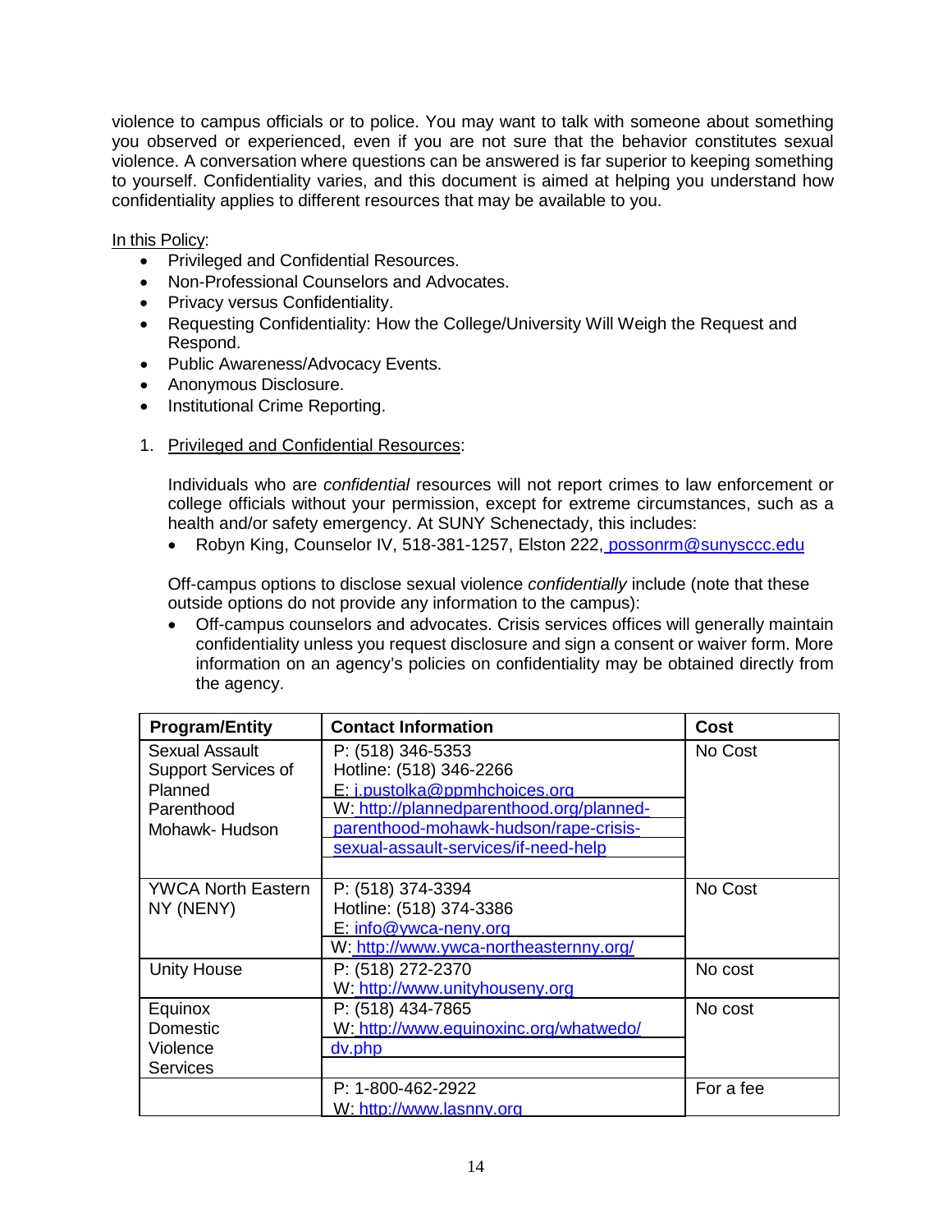violence to campus officials or to police. You may want to talk with someone about something you observed or experienced, even if you are not sure that the behavior constitutes sexual violence. A conversation where questions can be answered is far superior to keeping something to yourself. Confidentiality varies, and this document is aimed at helping you understand how confidentiality applies to different resources that may be available to you.

In this Policy:

- Privileged and Confidential Resources.
- Non-Professional Counselors and Advocates.
- Privacy versus Confidentiality.
- Requesting Confidentiality: How the College/University Will Weigh the Request and Respond.
- Public Awareness/Advocacy Events.
- Anonymous Disclosure.
- Institutional Crime Reporting.

1. Privileged and Confidential Resources:

   Individuals who are *confidential* resources will not report crimes to law enforcement or college officials without your permission, except for extreme circumstances, such as a health and/or safety emergency. At SUNY Schenectady, this includes:

   - Robyn King, Counselor IV, 518-381-1257, Elston 222, possonrm@sunysccc.edu

   Off-campus options to disclose sexual violence *confidentially* include (note that these outside options do not provide any information to the campus):

   - Off-campus counselors and advocates. Crisis services offices will generally maintain confidentiality unless you request disclosure and sign a consent or waiver form. More information on an agency's policies on confidentiality may be obtained directly from the agency.

| Program/Entity | Contact Information | Cost |
|---|---|---|
| Sexual Assault Support Services of Planned Parenthood Mohawk- Hudson | P: (518) 346-5353<br>Hotline: (518) 346-2266<br>E: j.pustolka@ppmhchoices.org<br>W: http://plannedparenthood.org/planned-parenthood-mohawk-hudson/rape-crisis-sexual-assault-services/if-need-help | No Cost |
| YWCA North Eastern NY (NENY) | P: (518) 374-3394<br>Hotline: (518) 374-3386<br>E: info@ywca-neny.org<br>W: http://www.ywca-northeasternny.org/ | No Cost |
| Unity House | P: (518) 272-2370<br>W: http://www.unityhouseny.org | No cost |
| Equinox Domestic Violence Services | P: (518) 434-7865<br>W: http://www.equinoxinc.org/whatwedo/dv.php | No cost |
| | P: 1-800-462-2922<br>W: http://www.lasnny.org | For a fee |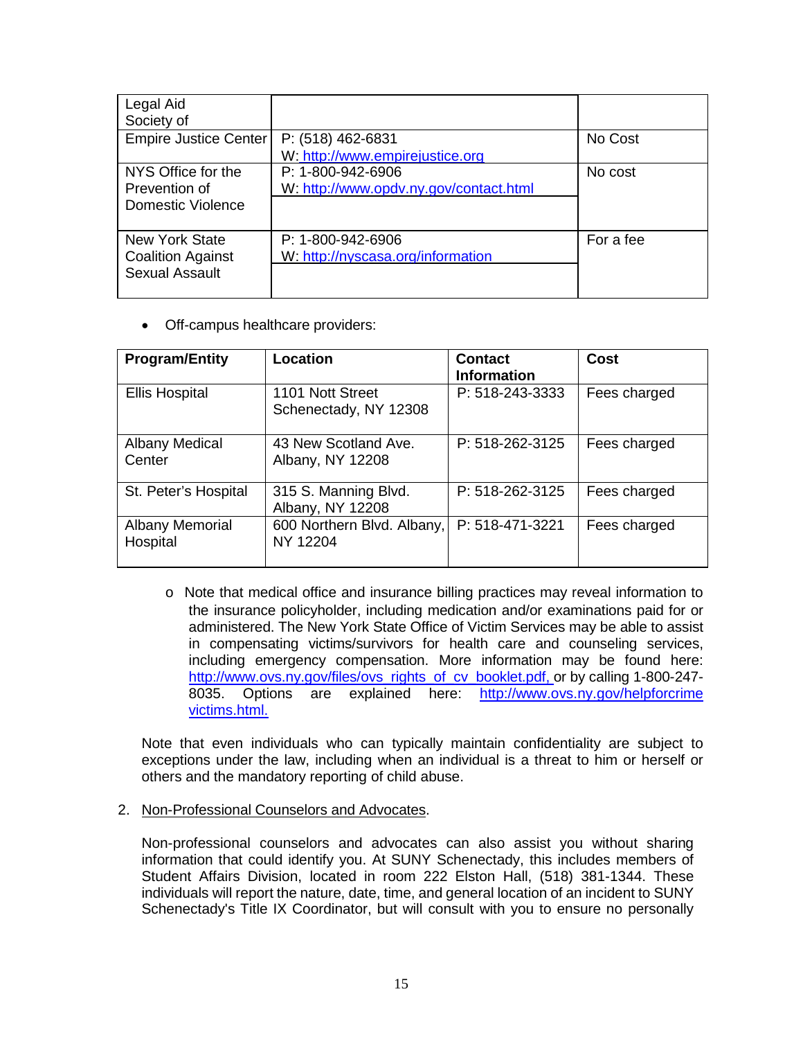| Legal Aid Society of | | |
|---|---|---|
| Empire Justice Center | P: (518) 462-6831<br>W: http://www.empirejustice.org | No Cost |
| NYS Office for the Prevention of Domestic Violence | P: 1-800-942-6906<br>W: http://www.opdv.ny.gov/contact.html | No cost |
| New York State Coalition Against Sexual Assault | P: 1-800-942-6906<br>W: http://nyscasa.org/information | For a fee |

- Off-campus healthcare providers:

| Program/Entity | Location | Contact Information | Cost |
|---|---|---|---|
| Ellis Hospital | 1101 Nott Street Schenectady, NY 12308 | P: 518-243-3333 | Fees charged |
| Albany Medical Center | 43 New Scotland Ave. Albany, NY 12208 | P: 518-262-3125 | Fees charged |
| St. Peter's Hospital | 315 S. Manning Blvd. Albany, NY 12208 | P: 518-262-3125 | Fees charged |
| Albany Memorial Hospital | 600 Northern Blvd. Albany, NY 12204 | P: 518-471-3221 | Fees charged |

  - Note that medical office and insurance billing practices may reveal information to the insurance policyholder, including medication and/or examinations paid for or administered. The New York State Office of Victim Services may be able to assist in compensating victims/survivors for health care and counseling services, including emergency compensation. More information may be found here: http://www.ovs.ny.gov/files/ovs_rights_of_cv_booklet.pdf, or by calling 1-800-247-8035. Options are explained here: http://www.ovs.ny.gov/helpforcrimevictims.html.

Note that even individuals who can typically maintain confidentiality are subject to exceptions under the law, including when an individual is a threat to him or herself or others and the mandatory reporting of child abuse.

2. Non-Professional Counselors and Advocates.

   Non-professional counselors and advocates can also assist you without sharing information that could identify you. At SUNY Schenectady, this includes members of Student Affairs Division, located in room 222 Elston Hall, (518) 381-1344. These individuals will report the nature, date, time, and general location of an incident to SUNY Schenectady's Title IX Coordinator, but will consult with you to ensure no personally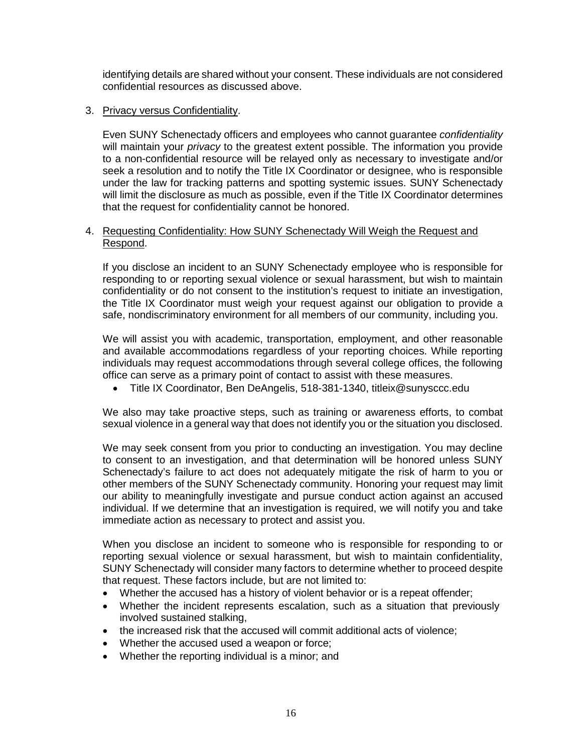identifying details are shared without your consent. These individuals are not considered confidential resources as discussed above.

3. <u>Privacy versus Confidentiality</u>.

   Even SUNY Schenectady officers and employees who cannot guarantee *confidentiality* will maintain your *privacy* to the greatest extent possible. The information you provide to a non-confidential resource will be relayed only as necessary to investigate and/or seek a resolution and to notify the Title IX Coordinator or designee, who is responsible under the law for tracking patterns and spotting systemic issues. SUNY Schenectady will limit the disclosure as much as possible, even if the Title IX Coordinator determines that the request for confidentiality cannot be honored.

4. <u>Requesting Confidentiality: How SUNY Schenectady Will Weigh the Request and Respond</u>.

   If you disclose an incident to an SUNY Schenectady employee who is responsible for responding to or reporting sexual violence or sexual harassment, but wish to maintain confidentiality or do not consent to the institution's request to initiate an investigation, the Title IX Coordinator must weigh your request against our obligation to provide a safe, nondiscriminatory environment for all members of our community, including you.

   We will assist you with academic, transportation, employment, and other reasonable and available accommodations regardless of your reporting choices. While reporting individuals may request accommodations through several college offices, the following office can serve as a primary point of contact to assist with these measures.

   - Title IX Coordinator, Ben DeAngelis, 518-381-1340, titleix@sunysccc.edu

   We also may take proactive steps, such as training or awareness efforts, to combat sexual violence in a general way that does not identify you or the situation you disclosed.

   We may seek consent from you prior to conducting an investigation. You may decline to consent to an investigation, and that determination will be honored unless SUNY Schenectady's failure to act does not adequately mitigate the risk of harm to you or other members of the SUNY Schenectady community. Honoring your request may limit our ability to meaningfully investigate and pursue conduct action against an accused individual. If we determine that an investigation is required, we will notify you and take immediate action as necessary to protect and assist you.

   When you disclose an incident to someone who is responsible for responding to or reporting sexual violence or sexual harassment, but wish to maintain confidentiality, SUNY Schenectady will consider many factors to determine whether to proceed despite that request. These factors include, but are not limited to:

   - Whether the accused has a history of violent behavior or is a repeat offender;
   - Whether the incident represents escalation, such as a situation that previously involved sustained stalking,
   - the increased risk that the accused will commit additional acts of violence;
   - Whether the accused used a weapon or force;
   - Whether the reporting individual is a minor; and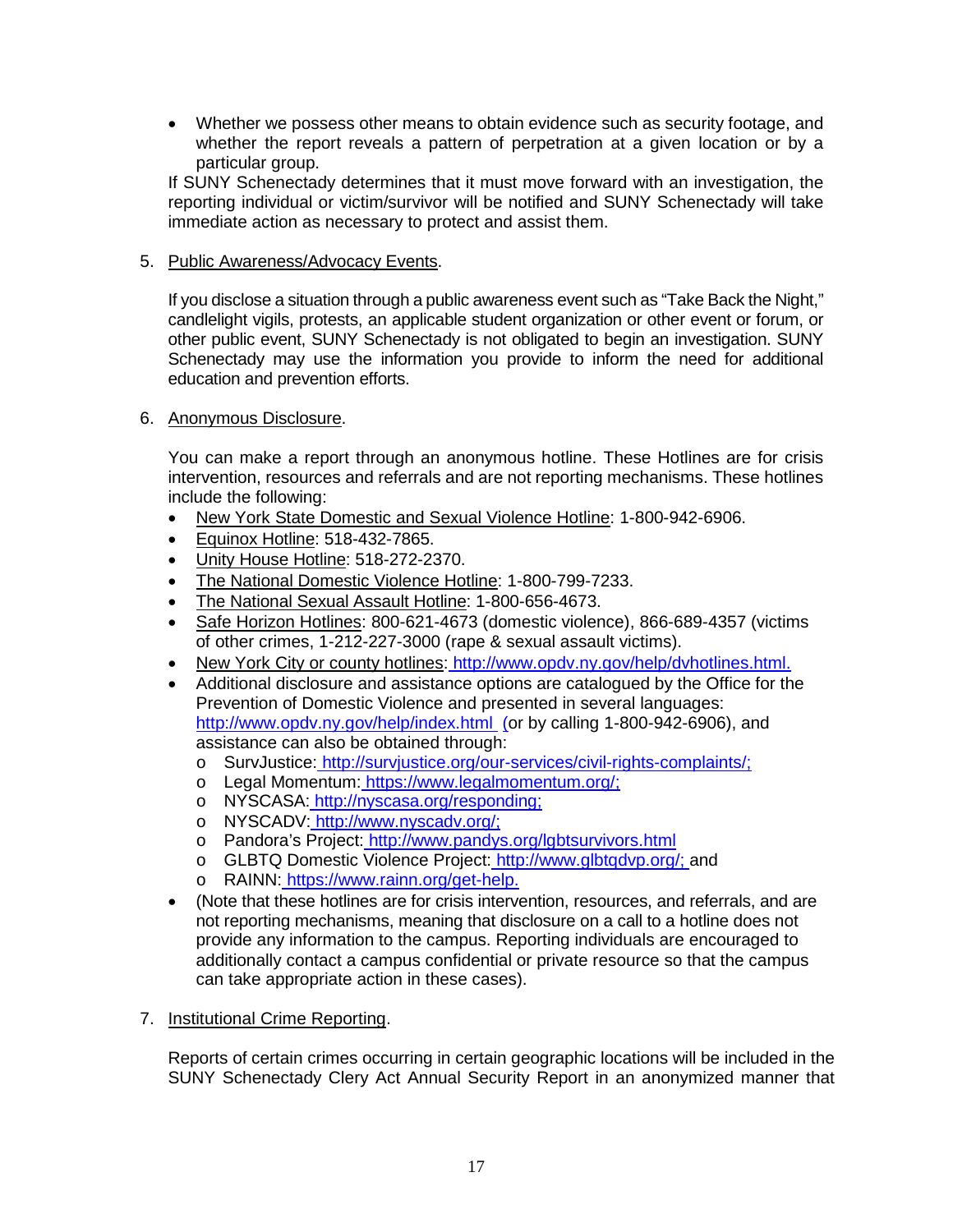- Whether we possess other means to obtain evidence such as security footage, and whether the report reveals a pattern of perpetration at a given location or by a particular group.

If SUNY Schenectady determines that it must move forward with an investigation, the reporting individual or victim/survivor will be notified and SUNY Schenectady will take immediate action as necessary to protect and assist them.

5. Public Awareness/Advocacy Events.

   If you disclose a situation through a public awareness event such as "Take Back the Night," candlelight vigils, protests, an applicable student organization or other event or forum, or other public event, SUNY Schenectady is not obligated to begin an investigation. SUNY Schenectady may use the information you provide to inform the need for additional education and prevention efforts.

6. Anonymous Disclosure.

   You can make a report through an anonymous hotline. These Hotlines are for crisis intervention, resources and referrals and are not reporting mechanisms. These hotlines include the following:

   - New York State Domestic and Sexual Violence Hotline: 1-800-942-6906.
   - Equinox Hotline: 518-432-7865.
   - Unity House Hotline: 518-272-2370.
   - The National Domestic Violence Hotline: 1-800-799-7233.
   - The National Sexual Assault Hotline: 1-800-656-4673.
   - Safe Horizon Hotlines: 800-621-4673 (domestic violence), 866-689-4357 (victims of other crimes, 1-212-227-3000 (rape & sexual assault victims).
   - New York City or county hotlines: http://www.opdv.ny.gov/help/dvhotlines.html.
   - Additional disclosure and assistance options are catalogued by the Office for the Prevention of Domestic Violence and presented in several languages: http://www.opdv.ny.gov/help/index.html (or by calling 1-800-942-6906), and assistance can also be obtained through:
     - SurvJustice: http://survjustice.org/our-services/civil-rights-complaints/;
     - Legal Momentum: https://www.legalmomentum.org/;
     - NYSCASA: http://nyscasa.org/responding;
     - NYSCADV: http://www.nyscadv.org/;
     - Pandora's Project: http://www.pandys.org/lgbtsurvivors.html
     - GLBTQ Domestic Violence Project: http://www.glbtqdvp.org/; and
     - RAINN: https://www.rainn.org/get-help.
   - (Note that these hotlines are for crisis intervention, resources, and referrals, and are not reporting mechanisms, meaning that disclosure on a call to a hotline does not provide any information to the campus. Reporting individuals are encouraged to additionally contact a campus confidential or private resource so that the campus can take appropriate action in these cases).

7. Institutional Crime Reporting.

   Reports of certain crimes occurring in certain geographic locations will be included in the SUNY Schenectady Clery Act Annual Security Report in an anonymized manner that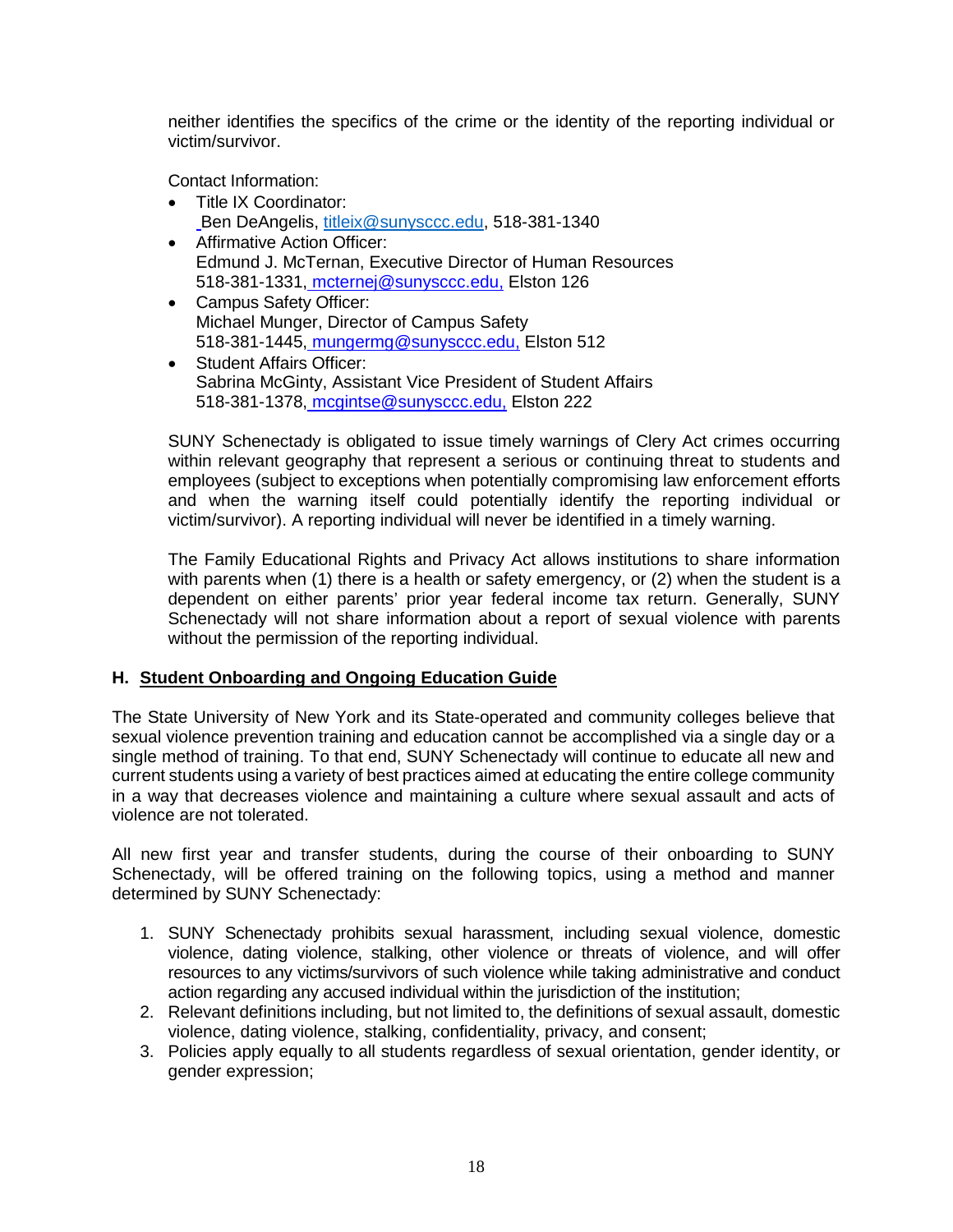neither identifies the specifics of the crime or the identity of the reporting individual or victim/survivor.

Contact Information:

- Title IX Coordinator:
  Ben DeAngelis, titleix@sunysccc.edu, 518-381-1340
- Affirmative Action Officer:
  Edmund J. McTernan, Executive Director of Human Resources
  518-381-1331, mcternej@sunysccc.edu, Elston 126
- Campus Safety Officer:
  Michael Munger, Director of Campus Safety
  518-381-1445, mungermg@sunysccc.edu, Elston 512
- Student Affairs Officer:
  Sabrina McGinty, Assistant Vice President of Student Affairs
  518-381-1378, mcgintse@sunysccc.edu, Elston 222

SUNY Schenectady is obligated to issue timely warnings of Clery Act crimes occurring within relevant geography that represent a serious or continuing threat to students and employees (subject to exceptions when potentially compromising law enforcement efforts and when the warning itself could potentially identify the reporting individual or victim/survivor). A reporting individual will never be identified in a timely warning.

The Family Educational Rights and Privacy Act allows institutions to share information with parents when (1) there is a health or safety emergency, or (2) when the student is a dependent on either parents' prior year federal income tax return. Generally, SUNY Schenectady will not share information about a report of sexual violence with parents without the permission of the reporting individual.

## H. Student Onboarding and Ongoing Education Guide

The State University of New York and its State-operated and community colleges believe that sexual violence prevention training and education cannot be accomplished via a single day or a single method of training. To that end, SUNY Schenectady will continue to educate all new and current students using a variety of best practices aimed at educating the entire college community in a way that decreases violence and maintaining a culture where sexual assault and acts of violence are not tolerated.

All new first year and transfer students, during the course of their onboarding to SUNY Schenectady, will be offered training on the following topics, using a method and manner determined by SUNY Schenectady:

1. SUNY Schenectady prohibits sexual harassment, including sexual violence, domestic violence, dating violence, stalking, other violence or threats of violence, and will offer resources to any victims/survivors of such violence while taking administrative and conduct action regarding any accused individual within the jurisdiction of the institution;
2. Relevant definitions including, but not limited to, the definitions of sexual assault, domestic violence, dating violence, stalking, confidentiality, privacy, and consent;
3. Policies apply equally to all students regardless of sexual orientation, gender identity, or gender expression;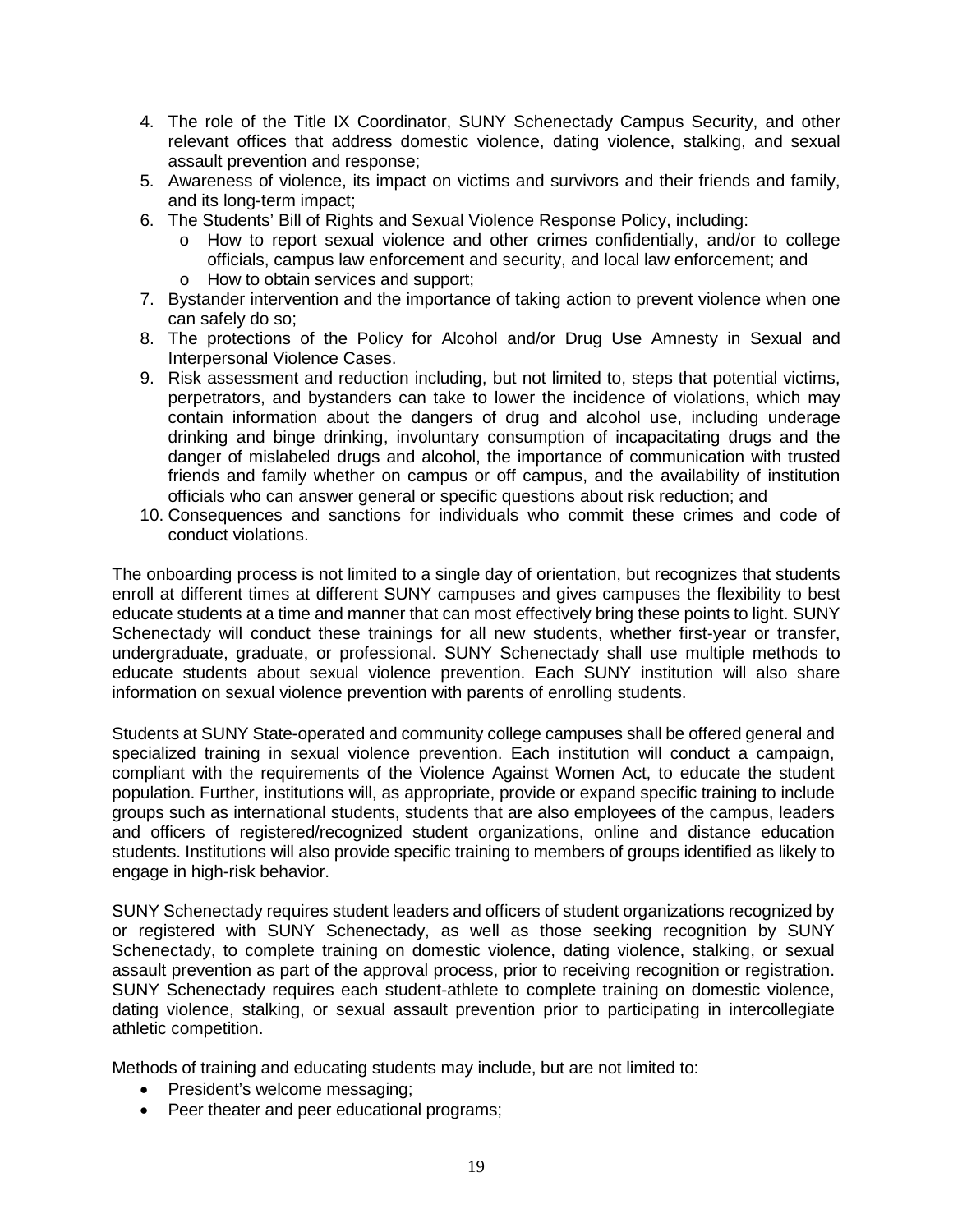4. The role of the Title IX Coordinator, SUNY Schenectady Campus Security, and other relevant offices that address domestic violence, dating violence, stalking, and sexual assault prevention and response;
5. Awareness of violence, its impact on victims and survivors and their friends and family, and its long-term impact;
6. The Students' Bill of Rights and Sexual Violence Response Policy, including:
   - How to report sexual violence and other crimes confidentially, and/or to college officials, campus law enforcement and security, and local law enforcement; and
   - How to obtain services and support;
7. Bystander intervention and the importance of taking action to prevent violence when one can safely do so;
8. The protections of the Policy for Alcohol and/or Drug Use Amnesty in Sexual and Interpersonal Violence Cases.
9. Risk assessment and reduction including, but not limited to, steps that potential victims, perpetrators, and bystanders can take to lower the incidence of violations, which may contain information about the dangers of drug and alcohol use, including underage drinking and binge drinking, involuntary consumption of incapacitating drugs and the danger of mislabeled drugs and alcohol, the importance of communication with trusted friends and family whether on campus or off campus, and the availability of institution officials who can answer general or specific questions about risk reduction; and
10. Consequences and sanctions for individuals who commit these crimes and code of conduct violations.

The onboarding process is not limited to a single day of orientation, but recognizes that students enroll at different times at different SUNY campuses and gives campuses the flexibility to best educate students at a time and manner that can most effectively bring these points to light. SUNY Schenectady will conduct these trainings for all new students, whether first-year or transfer, undergraduate, graduate, or professional. SUNY Schenectady shall use multiple methods to educate students about sexual violence prevention. Each SUNY institution will also share information on sexual violence prevention with parents of enrolling students.

Students at SUNY State-operated and community college campuses shall be offered general and specialized training in sexual violence prevention. Each institution will conduct a campaign, compliant with the requirements of the Violence Against Women Act, to educate the student population. Further, institutions will, as appropriate, provide or expand specific training to include groups such as international students, students that are also employees of the campus, leaders and officers of registered/recognized student organizations, online and distance education students. Institutions will also provide specific training to members of groups identified as likely to engage in high-risk behavior.

SUNY Schenectady requires student leaders and officers of student organizations recognized by or registered with SUNY Schenectady, as well as those seeking recognition by SUNY Schenectady, to complete training on domestic violence, dating violence, stalking, or sexual assault prevention as part of the approval process, prior to receiving recognition or registration. SUNY Schenectady requires each student-athlete to complete training on domestic violence, dating violence, stalking, or sexual assault prevention prior to participating in intercollegiate athletic competition.

Methods of training and educating students may include, but are not limited to:

- President's welcome messaging;
- Peer theater and peer educational programs;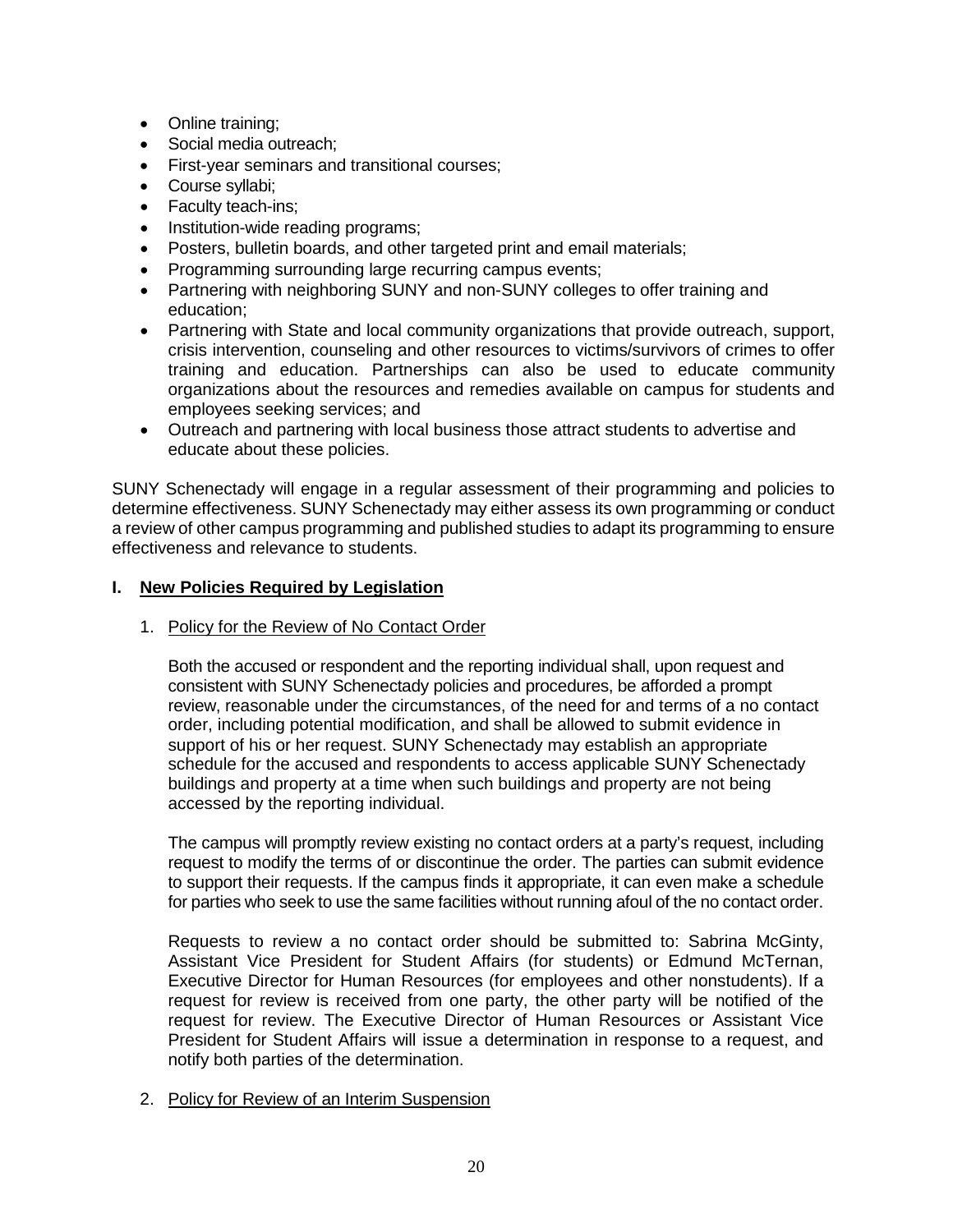- Online training;
- Social media outreach;
- First-year seminars and transitional courses;
- Course syllabi;
- Faculty teach-ins;
- Institution-wide reading programs;
- Posters, bulletin boards, and other targeted print and email materials;
- Programming surrounding large recurring campus events;
- Partnering with neighboring SUNY and non-SUNY colleges to offer training and education;
- Partnering with State and local community organizations that provide outreach, support, crisis intervention, counseling and other resources to victims/survivors of crimes to offer training and education. Partnerships can also be used to educate community organizations about the resources and remedies available on campus for students and employees seeking services; and
- Outreach and partnering with local business those attract students to advertise and educate about these policies.

SUNY Schenectady will engage in a regular assessment of their programming and policies to determine effectiveness. SUNY Schenectady may either assess its own programming or conduct a review of other campus programming and published studies to adapt its programming to ensure effectiveness and relevance to students.

## I. New Policies Required by Legislation

1. Policy for the Review of No Contact Order

   Both the accused or respondent and the reporting individual shall, upon request and consistent with SUNY Schenectady policies and procedures, be afforded a prompt review, reasonable under the circumstances, of the need for and terms of a no contact order, including potential modification, and shall be allowed to submit evidence in support of his or her request. SUNY Schenectady may establish an appropriate schedule for the accused and respondents to access applicable SUNY Schenectady buildings and property at a time when such buildings and property are not being accessed by the reporting individual.

   The campus will promptly review existing no contact orders at a party's request, including request to modify the terms of or discontinue the order. The parties can submit evidence to support their requests. If the campus finds it appropriate, it can even make a schedule for parties who seek to use the same facilities without running afoul of the no contact order.

   Requests to review a no contact order should be submitted to: Sabrina McGinty, Assistant Vice President for Student Affairs (for students) or Edmund McTernan, Executive Director for Human Resources (for employees and other nonstudents). If a request for review is received from one party, the other party will be notified of the request for review. The Executive Director of Human Resources or Assistant Vice President for Student Affairs will issue a determination in response to a request, and notify both parties of the determination.

2. Policy for Review of an Interim Suspension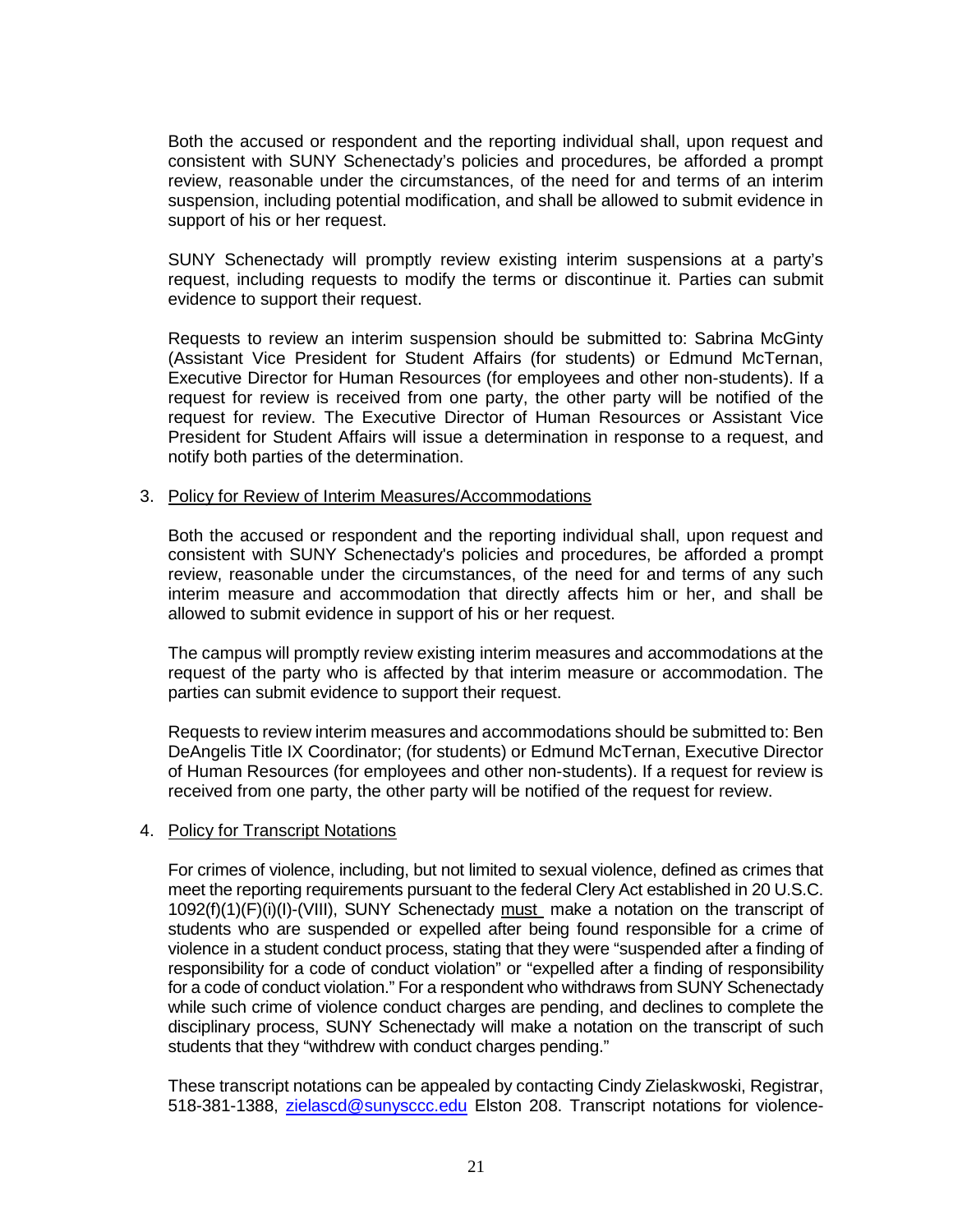Both the accused or respondent and the reporting individual shall, upon request and consistent with SUNY Schenectady's policies and procedures, be afforded a prompt review, reasonable under the circumstances, of the need for and terms of an interim suspension, including potential modification, and shall be allowed to submit evidence in support of his or her request.

SUNY Schenectady will promptly review existing interim suspensions at a party's request, including requests to modify the terms or discontinue it. Parties can submit evidence to support their request.

Requests to review an interim suspension should be submitted to: Sabrina McGinty (Assistant Vice President for Student Affairs (for students) or Edmund McTernan, Executive Director for Human Resources (for employees and other non-students). If a request for review is received from one party, the other party will be notified of the request for review. The Executive Director of Human Resources or Assistant Vice President for Student Affairs will issue a determination in response to a request, and notify both parties of the determination.

3. Policy for Review of Interim Measures/Accommodations

   Both the accused or respondent and the reporting individual shall, upon request and consistent with SUNY Schenectady's policies and procedures, be afforded a prompt review, reasonable under the circumstances, of the need for and terms of any such interim measure and accommodation that directly affects him or her, and shall be allowed to submit evidence in support of his or her request.

   The campus will promptly review existing interim measures and accommodations at the request of the party who is affected by that interim measure or accommodation. The parties can submit evidence to support their request.

   Requests to review interim measures and accommodations should be submitted to: Ben DeAngelis Title IX Coordinator; (for students) or Edmund McTernan, Executive Director of Human Resources (for employees and other non-students). If a request for review is received from one party, the other party will be notified of the request for review.

4. Policy for Transcript Notations

   For crimes of violence, including, but not limited to sexual violence, defined as crimes that meet the reporting requirements pursuant to the federal Clery Act established in 20 U.S.C. 1092(f)(1)(F)(i)(I)-(VIII), SUNY Schenectady must make a notation on the transcript of students who are suspended or expelled after being found responsible for a crime of violence in a student conduct process, stating that they were "suspended after a finding of responsibility for a code of conduct violation" or "expelled after a finding of responsibility for a code of conduct violation." For a respondent who withdraws from SUNY Schenectady while such crime of violence conduct charges are pending, and declines to complete the disciplinary process, SUNY Schenectady will make a notation on the transcript of such students that they "withdrew with conduct charges pending."

   These transcript notations can be appealed by contacting Cindy Zielaskwoski, Registrar, 518-381-1388, zielascd@sunysccc.edu Elston 208. Transcript notations for violence-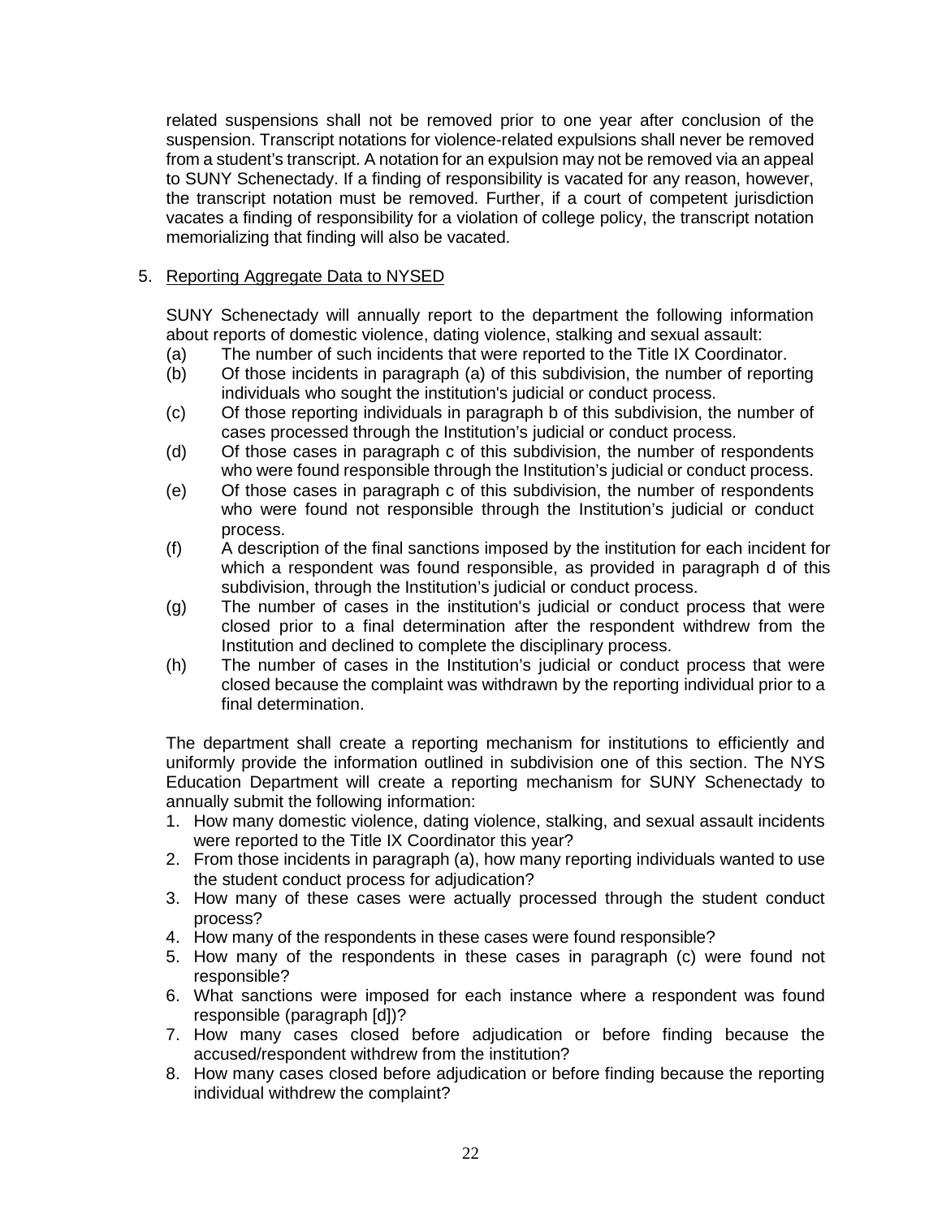related suspensions shall not be removed prior to one year after conclusion of the suspension. Transcript notations for violence-related expulsions shall never be removed from a student's transcript. A notation for an expulsion may not be removed via an appeal to SUNY Schenectady. If a finding of responsibility is vacated for any reason, however, the transcript notation must be removed. Further, if a court of competent jurisdiction vacates a finding of responsibility for a violation of college policy, the transcript notation memorializing that finding will also be vacated.

5. Reporting Aggregate Data to NYSED

SUNY Schenectady will annually report to the department the following information about reports of domestic violence, dating violence, stalking and sexual assault:

(a) The number of such incidents that were reported to the Title IX Coordinator.

(b) Of those incidents in paragraph (a) of this subdivision, the number of reporting individuals who sought the institution's judicial or conduct process.

(c) Of those reporting individuals in paragraph b of this subdivision, the number of cases processed through the Institution's judicial or conduct process.

(d) Of those cases in paragraph c of this subdivision, the number of respondents who were found responsible through the Institution's judicial or conduct process.

(e) Of those cases in paragraph c of this subdivision, the number of respondents who were found not responsible through the Institution's judicial or conduct process.

(f) A description of the final sanctions imposed by the institution for each incident for which a respondent was found responsible, as provided in paragraph d of this subdivision, through the Institution's judicial or conduct process.

(g) The number of cases in the institution's judicial or conduct process that were closed prior to a final determination after the respondent withdrew from the Institution and declined to complete the disciplinary process.

(h) The number of cases in the Institution's judicial or conduct process that were closed because the complaint was withdrawn by the reporting individual prior to a final determination.

The department shall create a reporting mechanism for institutions to efficiently and uniformly provide the information outlined in subdivision one of this section. The NYS Education Department will create a reporting mechanism for SUNY Schenectady to annually submit the following information:

1. How many domestic violence, dating violence, stalking, and sexual assault incidents were reported to the Title IX Coordinator this year?
2. From those incidents in paragraph (a), how many reporting individuals wanted to use the student conduct process for adjudication?
3. How many of these cases were actually processed through the student conduct process?
4. How many of the respondents in these cases were found responsible?
5. How many of the respondents in these cases in paragraph (c) were found not responsible?
6. What sanctions were imposed for each instance where a respondent was found responsible (paragraph [d])?
7. How many cases closed before adjudication or before finding because the accused/respondent withdrew from the institution?
8. How many cases closed before adjudication or before finding because the reporting individual withdrew the complaint?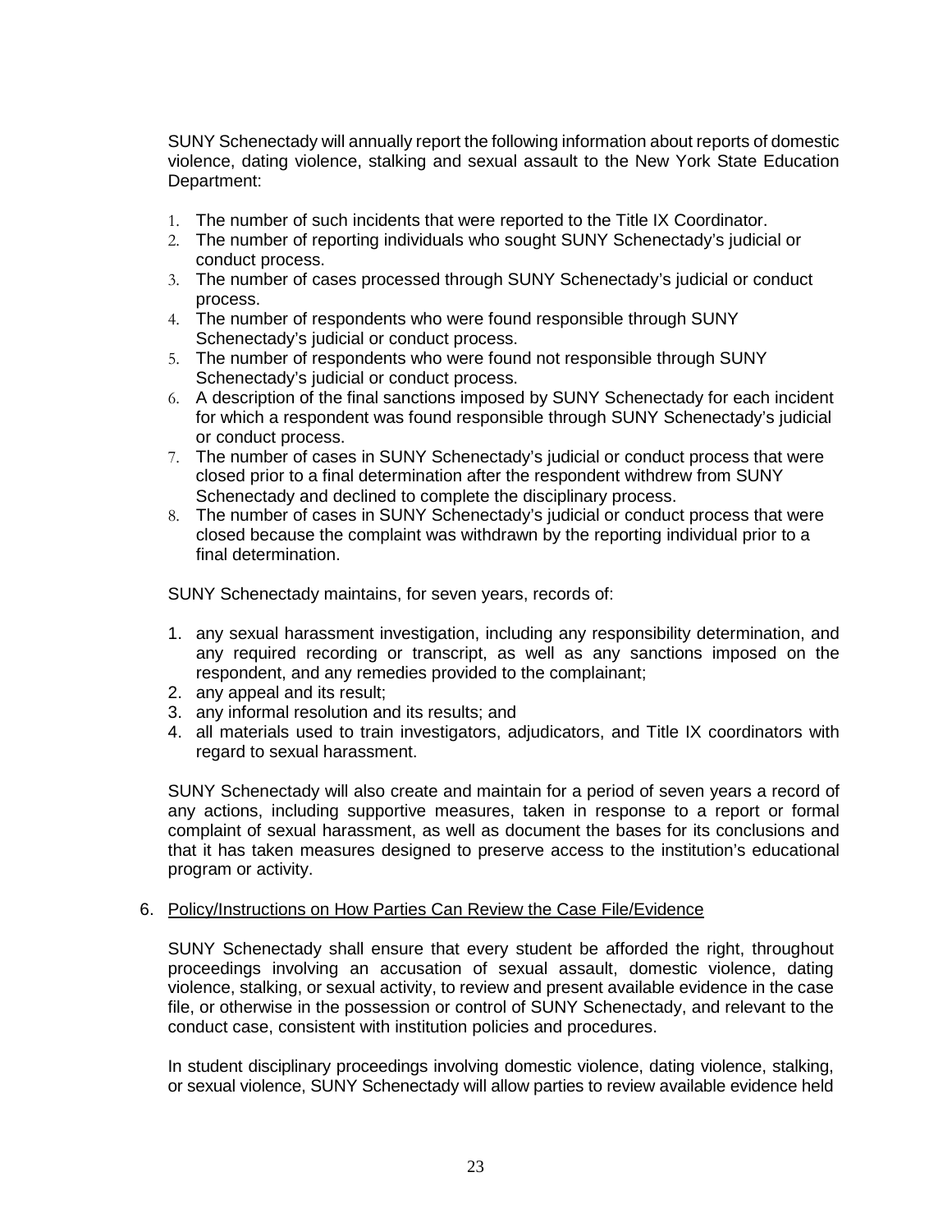SUNY Schenectady will annually report the following information about reports of domestic violence, dating violence, stalking and sexual assault to the New York State Education Department:

1. The number of such incidents that were reported to the Title IX Coordinator.
2. The number of reporting individuals who sought SUNY Schenectady's judicial or conduct process.
3. The number of cases processed through SUNY Schenectady's judicial or conduct process.
4. The number of respondents who were found responsible through SUNY Schenectady's judicial or conduct process.
5. The number of respondents who were found not responsible through SUNY Schenectady's judicial or conduct process.
6. A description of the final sanctions imposed by SUNY Schenectady for each incident for which a respondent was found responsible through SUNY Schenectady's judicial or conduct process.
7. The number of cases in SUNY Schenectady's judicial or conduct process that were closed prior to a final determination after the respondent withdrew from SUNY Schenectady and declined to complete the disciplinary process.
8. The number of cases in SUNY Schenectady's judicial or conduct process that were closed because the complaint was withdrawn by the reporting individual prior to a final determination.

SUNY Schenectady maintains, for seven years, records of:

1. any sexual harassment investigation, including any responsibility determination, and any required recording or transcript, as well as any sanctions imposed on the respondent, and any remedies provided to the complainant;
2. any appeal and its result;
3. any informal resolution and its results; and
4. all materials used to train investigators, adjudicators, and Title IX coordinators with regard to sexual harassment.

SUNY Schenectady will also create and maintain for a period of seven years a record of any actions, including supportive measures, taken in response to a report or formal complaint of sexual harassment, as well as document the bases for its conclusions and that it has taken measures designed to preserve access to the institution's educational program or activity.

6. <u>Policy/Instructions on How Parties Can Review the Case File/Evidence</u>

SUNY Schenectady shall ensure that every student be afforded the right, throughout proceedings involving an accusation of sexual assault, domestic violence, dating violence, stalking, or sexual activity, to review and present available evidence in the case file, or otherwise in the possession or control of SUNY Schenectady, and relevant to the conduct case, consistent with institution policies and procedures.

In student disciplinary proceedings involving domestic violence, dating violence, stalking, or sexual violence, SUNY Schenectady will allow parties to review available evidence held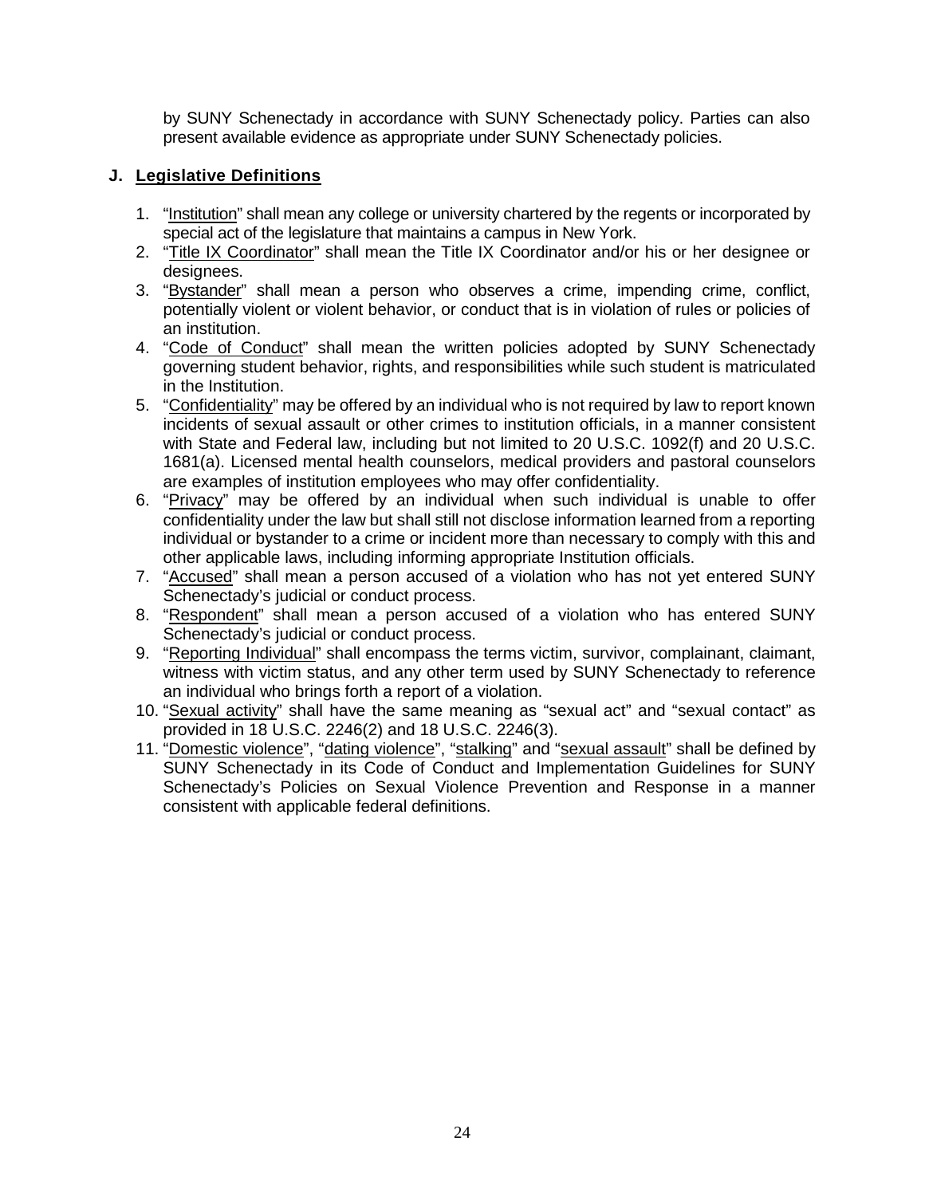by SUNY Schenectady in accordance with SUNY Schenectady policy. Parties can also present available evidence as appropriate under SUNY Schenectady policies.

## J. Legislative Definitions

1. "Institution" shall mean any college or university chartered by the regents or incorporated by special act of the legislature that maintains a campus in New York.
2. "Title IX Coordinator" shall mean the Title IX Coordinator and/or his or her designee or designees.
3. "Bystander" shall mean a person who observes a crime, impending crime, conflict, potentially violent or violent behavior, or conduct that is in violation of rules or policies of an institution.
4. "Code of Conduct" shall mean the written policies adopted by SUNY Schenectady governing student behavior, rights, and responsibilities while such student is matriculated in the Institution.
5. "Confidentiality" may be offered by an individual who is not required by law to report known incidents of sexual assault or other crimes to institution officials, in a manner consistent with State and Federal law, including but not limited to 20 U.S.C. 1092(f) and 20 U.S.C. 1681(a). Licensed mental health counselors, medical providers and pastoral counselors are examples of institution employees who may offer confidentiality.
6. "Privacy" may be offered by an individual when such individual is unable to offer confidentiality under the law but shall still not disclose information learned from a reporting individual or bystander to a crime or incident more than necessary to comply with this and other applicable laws, including informing appropriate Institution officials.
7. "Accused" shall mean a person accused of a violation who has not yet entered SUNY Schenectady's judicial or conduct process.
8. "Respondent" shall mean a person accused of a violation who has entered SUNY Schenectady's judicial or conduct process.
9. "Reporting Individual" shall encompass the terms victim, survivor, complainant, claimant, witness with victim status, and any other term used by SUNY Schenectady to reference an individual who brings forth a report of a violation.
10. "Sexual activity" shall have the same meaning as "sexual act" and "sexual contact" as provided in 18 U.S.C. 2246(2) and 18 U.S.C. 2246(3).
11. "Domestic violence", "dating violence", "stalking" and "sexual assault" shall be defined by SUNY Schenectady in its Code of Conduct and Implementation Guidelines for SUNY Schenectady's Policies on Sexual Violence Prevention and Response in a manner consistent with applicable federal definitions.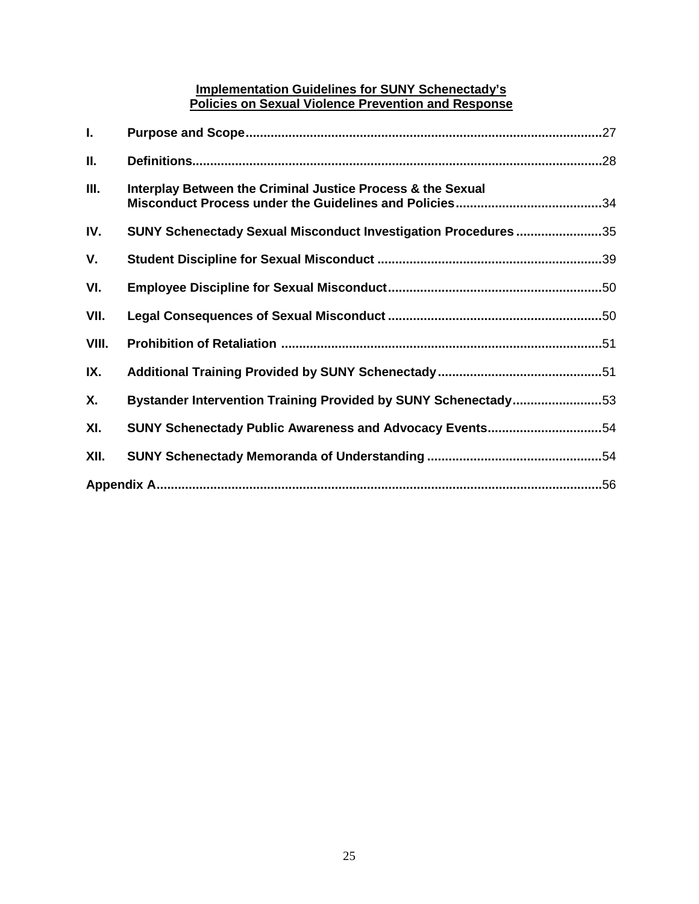**Implementation Guidelines for SUNY Schenectady's Policies on Sexual Violence Prevention and Response**

| | | |
|---|---|---|
| **I.** | **Purpose and Scope** | 27 |
| **II.** | **Definitions** | 28 |
| **III.** | **Interplay Between the Criminal Justice Process & the Sexual Misconduct Process under the Guidelines and Policies** | 34 |
| **IV.** | **SUNY Schenectady Sexual Misconduct Investigation Procedures** | 35 |
| **V.** | **Student Discipline for Sexual Misconduct** | 39 |
| **VI.** | **Employee Discipline for Sexual Misconduct** | 50 |
| **VII.** | **Legal Consequences of Sexual Misconduct** | 50 |
| **VIII.** | **Prohibition of Retaliation** | 51 |
| **IX.** | **Additional Training Provided by SUNY Schenectady** | 51 |
| **X.** | **Bystander Intervention Training Provided by SUNY Schenectady** | 53 |
| **XI.** | **SUNY Schenectady Public Awareness and Advocacy Events** | 54 |
| **XII.** | **SUNY Schenectady Memoranda of Understanding** | 54 |
| **Appendix A** | | 56 |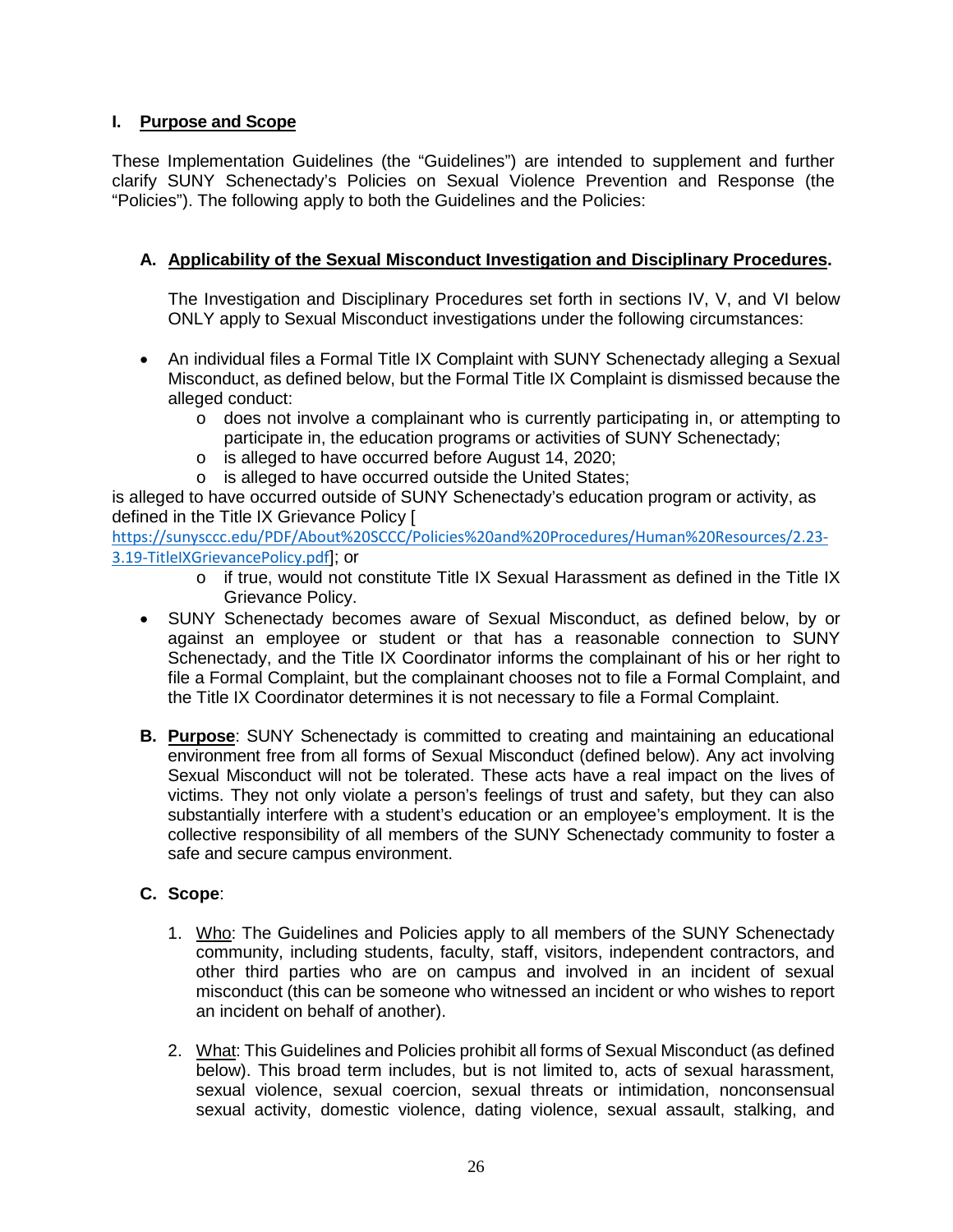## I. Purpose and Scope

These Implementation Guidelines (the "Guidelines") are intended to supplement and further clarify SUNY Schenectady's Policies on Sexual Violence Prevention and Response (the "Policies"). The following apply to both the Guidelines and the Policies:

### A. Applicability of the Sexual Misconduct Investigation and Disciplinary Procedures.

The Investigation and Disciplinary Procedures set forth in sections IV, V, and VI below ONLY apply to Sexual Misconduct investigations under the following circumstances:

- An individual files a Formal Title IX Complaint with SUNY Schenectady alleging a Sexual Misconduct, as defined below, but the Formal Title IX Complaint is dismissed because the alleged conduct:
  - does not involve a complainant who is currently participating in, or attempting to participate in, the education programs or activities of SUNY Schenectady;
  - is alleged to have occurred before August 14, 2020;
  - is alleged to have occurred outside the United States;

is alleged to have occurred outside of SUNY Schenectady's education program or activity, as defined in the Title IX Grievance Policy [https://sunysccc.edu/PDF/About%20SCCC/Policies%20and%20Procedures/Human%20Resources/2.23-3.19-TitleIXGrievancePolicy.pdf]; or

  - if true, would not constitute Title IX Sexual Harassment as defined in the Title IX Grievance Policy.
- SUNY Schenectady becomes aware of Sexual Misconduct, as defined below, by or against an employee or student or that has a reasonable connection to SUNY Schenectady, and the Title IX Coordinator informs the complainant of his or her right to file a Formal Complaint, but the complainant chooses not to file a Formal Complaint, and the Title IX Coordinator determines it is not necessary to file a Formal Complaint.

### B. Purpose

**B. Purpose**: SUNY Schenectady is committed to creating and maintaining an educational environment free from all forms of Sexual Misconduct (defined below). Any act involving Sexual Misconduct will not be tolerated. These acts have a real impact on the lives of victims. They not only violate a person's feelings of trust and safety, but they can also substantially interfere with a student's education or an employee's employment. It is the collective responsibility of all members of the SUNY Schenectady community to foster a safe and secure campus environment.

### C. Scope:

1. Who: The Guidelines and Policies apply to all members of the SUNY Schenectady community, including students, faculty, staff, visitors, independent contractors, and other third parties who are on campus and involved in an incident of sexual misconduct (this can be someone who witnessed an incident or who wishes to report an incident on behalf of another).

2. What: This Guidelines and Policies prohibit all forms of Sexual Misconduct (as defined below). This broad term includes, but is not limited to, acts of sexual harassment, sexual violence, sexual coercion, sexual threats or intimidation, nonconsensual sexual activity, domestic violence, dating violence, sexual assault, stalking, and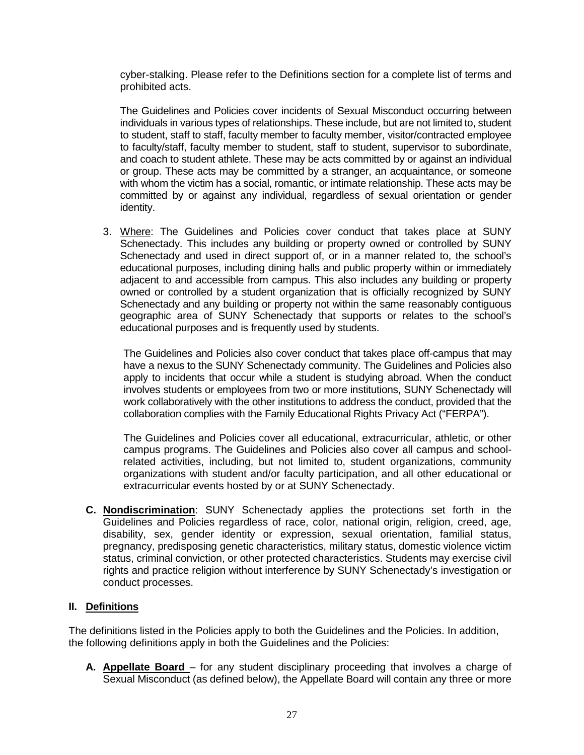cyber-stalking. Please refer to the Definitions section for a complete list of terms and prohibited acts.

The Guidelines and Policies cover incidents of Sexual Misconduct occurring between individuals in various types of relationships. These include, but are not limited to, student to student, staff to staff, faculty member to faculty member, visitor/contracted employee to faculty/staff, faculty member to student, staff to student, supervisor to subordinate, and coach to student athlete. These may be acts committed by or against an individual or group. These acts may be committed by a stranger, an acquaintance, or someone with whom the victim has a social, romantic, or intimate relationship. These acts may be committed by or against any individual, regardless of sexual orientation or gender identity.

3. Where: The Guidelines and Policies cover conduct that takes place at SUNY Schenectady. This includes any building or property owned or controlled by SUNY Schenectady and used in direct support of, or in a manner related to, the school's educational purposes, including dining halls and public property within or immediately adjacent to and accessible from campus. This also includes any building or property owned or controlled by a student organization that is officially recognized by SUNY Schenectady and any building or property not within the same reasonably contiguous geographic area of SUNY Schenectady that supports or relates to the school's educational purposes and is frequently used by students.

   The Guidelines and Policies also cover conduct that takes place off-campus that may have a nexus to the SUNY Schenectady community. The Guidelines and Policies also apply to incidents that occur while a student is studying abroad. When the conduct involves students or employees from two or more institutions, SUNY Schenectady will work collaboratively with the other institutions to address the conduct, provided that the collaboration complies with the Family Educational Rights Privacy Act ("FERPA").

   The Guidelines and Policies cover all educational, extracurricular, athletic, or other campus programs. The Guidelines and Policies also cover all campus and school-related activities, including, but not limited to, student organizations, community organizations with student and/or faculty participation, and all other educational or extracurricular events hosted by or at SUNY Schenectady.

**C. Nondiscrimination**: SUNY Schenectady applies the protections set forth in the Guidelines and Policies regardless of race, color, national origin, religion, creed, age, disability, sex, gender identity or expression, sexual orientation, familial status, pregnancy, predisposing genetic characteristics, military status, domestic violence victim status, criminal conviction, or other protected characteristics. Students may exercise civil rights and practice religion without interference by SUNY Schenectady's investigation or conduct processes.

## II. Definitions

The definitions listed in the Policies apply to both the Guidelines and the Policies. In addition, the following definitions apply in both the Guidelines and the Policies:

**A. Appellate Board** – for any student disciplinary proceeding that involves a charge of Sexual Misconduct (as defined below), the Appellate Board will contain any three or more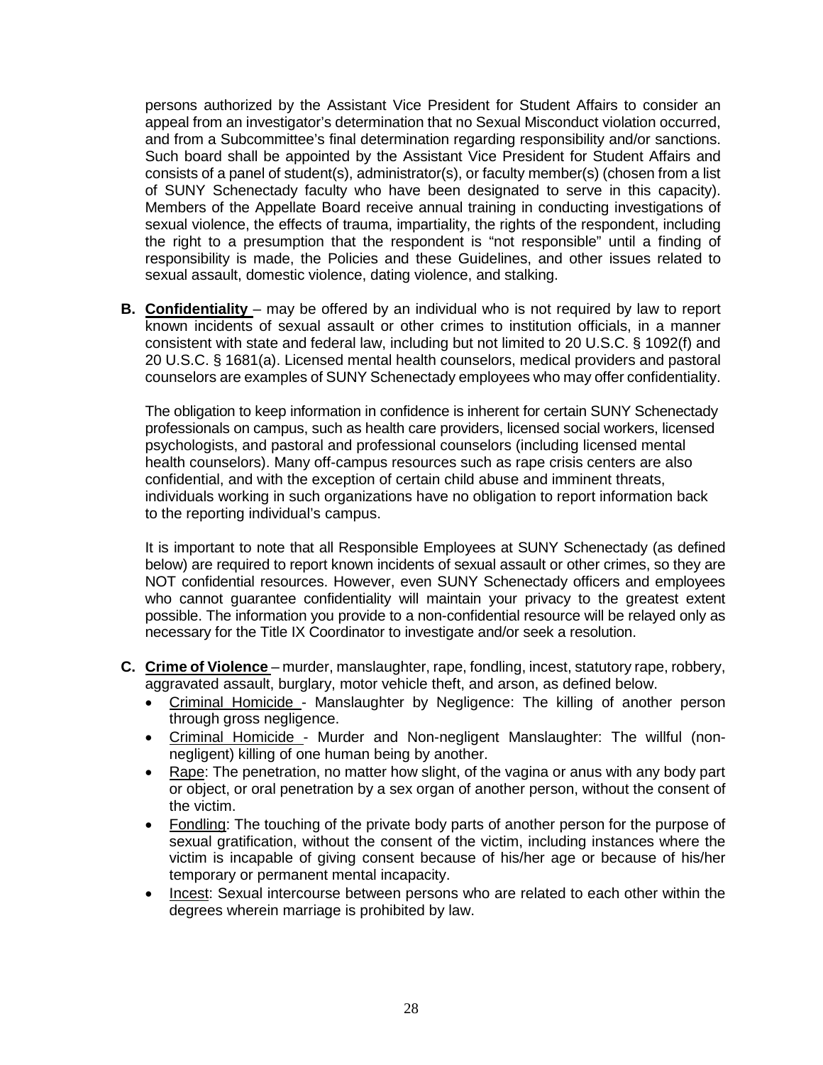persons authorized by the Assistant Vice President for Student Affairs to consider an appeal from an investigator's determination that no Sexual Misconduct violation occurred, and from a Subcommittee's final determination regarding responsibility and/or sanctions. Such board shall be appointed by the Assistant Vice President for Student Affairs and consists of a panel of student(s), administrator(s), or faculty member(s) (chosen from a list of SUNY Schenectady faculty who have been designated to serve in this capacity). Members of the Appellate Board receive annual training in conducting investigations of sexual violence, the effects of trauma, impartiality, the rights of the respondent, including the right to a presumption that the respondent is "not responsible" until a finding of responsibility is made, the Policies and these Guidelines, and other issues related to sexual assault, domestic violence, dating violence, and stalking.

**B. Confidentiality** – may be offered by an individual who is not required by law to report known incidents of sexual assault or other crimes to institution officials, in a manner consistent with state and federal law, including but not limited to 20 U.S.C. § 1092(f) and 20 U.S.C. § 1681(a). Licensed mental health counselors, medical providers and pastoral counselors are examples of SUNY Schenectady employees who may offer confidentiality.

The obligation to keep information in confidence is inherent for certain SUNY Schenectady professionals on campus, such as health care providers, licensed social workers, licensed psychologists, and pastoral and professional counselors (including licensed mental health counselors). Many off-campus resources such as rape crisis centers are also confidential, and with the exception of certain child abuse and imminent threats, individuals working in such organizations have no obligation to report information back to the reporting individual's campus.

It is important to note that all Responsible Employees at SUNY Schenectady (as defined below) are required to report known incidents of sexual assault or other crimes, so they are NOT confidential resources. However, even SUNY Schenectady officers and employees who cannot guarantee confidentiality will maintain your privacy to the greatest extent possible. The information you provide to a non-confidential resource will be relayed only as necessary for the Title IX Coordinator to investigate and/or seek a resolution.

**C. Crime of Violence** – murder, manslaughter, rape, fondling, incest, statutory rape, robbery, aggravated assault, burglary, motor vehicle theft, and arson, as defined below.

- Criminal Homicide - Manslaughter by Negligence: The killing of another person through gross negligence.
- Criminal Homicide - Murder and Non-negligent Manslaughter: The willful (non-negligent) killing of one human being by another.
- Rape: The penetration, no matter how slight, of the vagina or anus with any body part or object, or oral penetration by a sex organ of another person, without the consent of the victim.
- Fondling: The touching of the private body parts of another person for the purpose of sexual gratification, without the consent of the victim, including instances where the victim is incapable of giving consent because of his/her age or because of his/her temporary or permanent mental incapacity.
- Incest: Sexual intercourse between persons who are related to each other within the degrees wherein marriage is prohibited by law.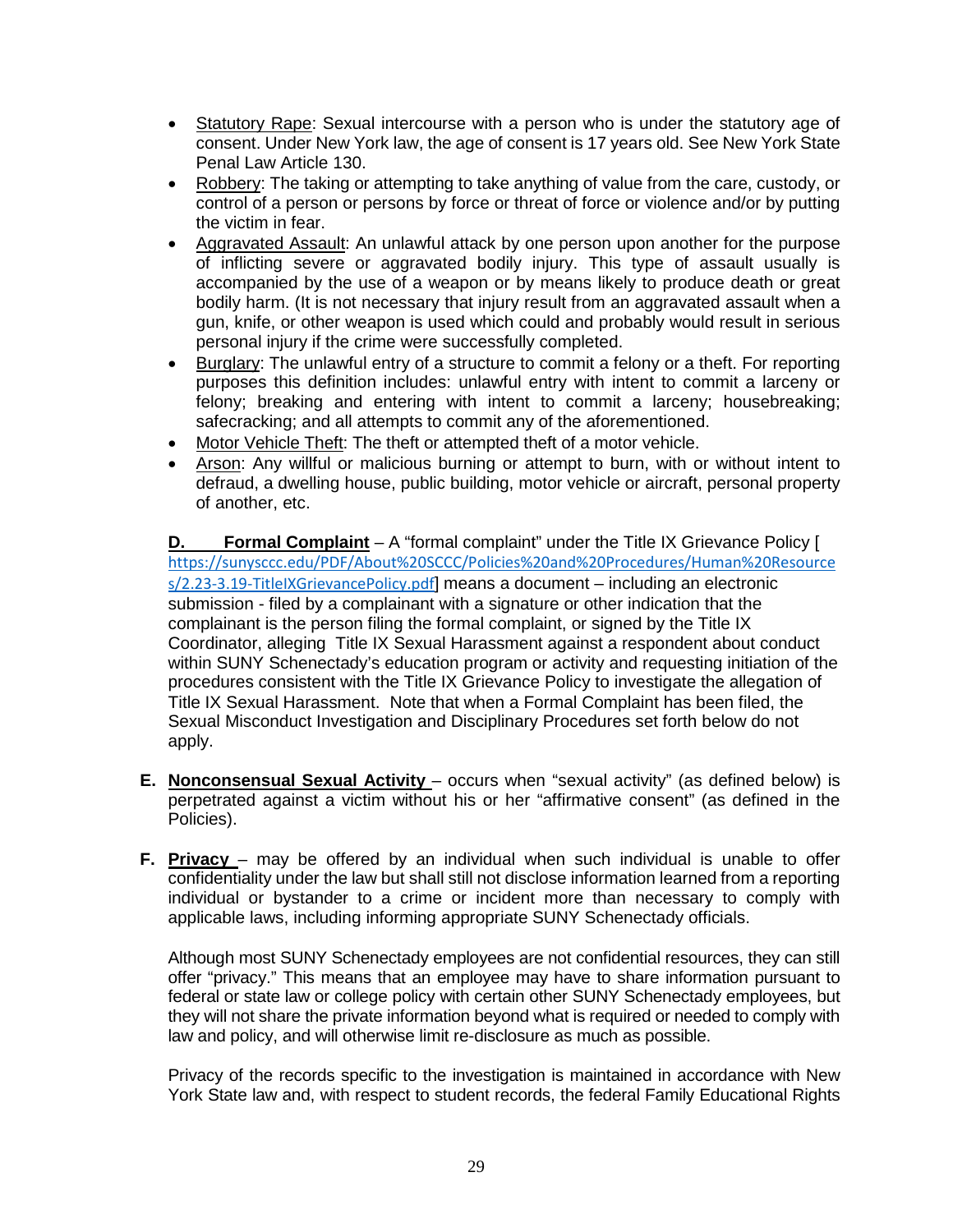- Statutory Rape: Sexual intercourse with a person who is under the statutory age of consent. Under New York law, the age of consent is 17 years old. See New York State Penal Law Article 130.
- Robbery: The taking or attempting to take anything of value from the care, custody, or control of a person or persons by force or threat of force or violence and/or by putting the victim in fear.
- Aggravated Assault: An unlawful attack by one person upon another for the purpose of inflicting severe or aggravated bodily injury. This type of assault usually is accompanied by the use of a weapon or by means likely to produce death or great bodily harm. (It is not necessary that injury result from an aggravated assault when a gun, knife, or other weapon is used which could and probably would result in serious personal injury if the crime were successfully completed.
- Burglary: The unlawful entry of a structure to commit a felony or a theft. For reporting purposes this definition includes: unlawful entry with intent to commit a larceny or felony; breaking and entering with intent to commit a larceny; housebreaking; safecracking; and all attempts to commit any of the aforementioned.
- Motor Vehicle Theft: The theft or attempted theft of a motor vehicle.
- Arson: Any willful or malicious burning or attempt to burn, with or without intent to defraud, a dwelling house, public building, motor vehicle or aircraft, personal property of another, etc.

**D. Formal Complaint** – A "formal complaint" under the Title IX Grievance Policy [https://sunysccc.edu/PDF/About%20SCCC/Policies%20and%20Procedures/Human%20Resources/2.23-3.19-TitleIXGrievancePolicy.pdf] means a document – including an electronic submission - filed by a complainant with a signature or other indication that the complainant is the person filing the formal complaint, or signed by the Title IX Coordinator, alleging Title IX Sexual Harassment against a respondent about conduct within SUNY Schenectady's education program or activity and requesting initiation of the procedures consistent with the Title IX Grievance Policy to investigate the allegation of Title IX Sexual Harassment. Note that when a Formal Complaint has been filed, the Sexual Misconduct Investigation and Disciplinary Procedures set forth below do not apply.

**E. Nonconsensual Sexual Activity** – occurs when "sexual activity" (as defined below) is perpetrated against a victim without his or her "affirmative consent" (as defined in the Policies).

**F. Privacy** – may be offered by an individual when such individual is unable to offer confidentiality under the law but shall still not disclose information learned from a reporting individual or bystander to a crime or incident more than necessary to comply with applicable laws, including informing appropriate SUNY Schenectady officials.

Although most SUNY Schenectady employees are not confidential resources, they can still offer "privacy." This means that an employee may have to share information pursuant to federal or state law or college policy with certain other SUNY Schenectady employees, but they will not share the private information beyond what is required or needed to comply with law and policy, and will otherwise limit re-disclosure as much as possible.

Privacy of the records specific to the investigation is maintained in accordance with New York State law and, with respect to student records, the federal Family Educational Rights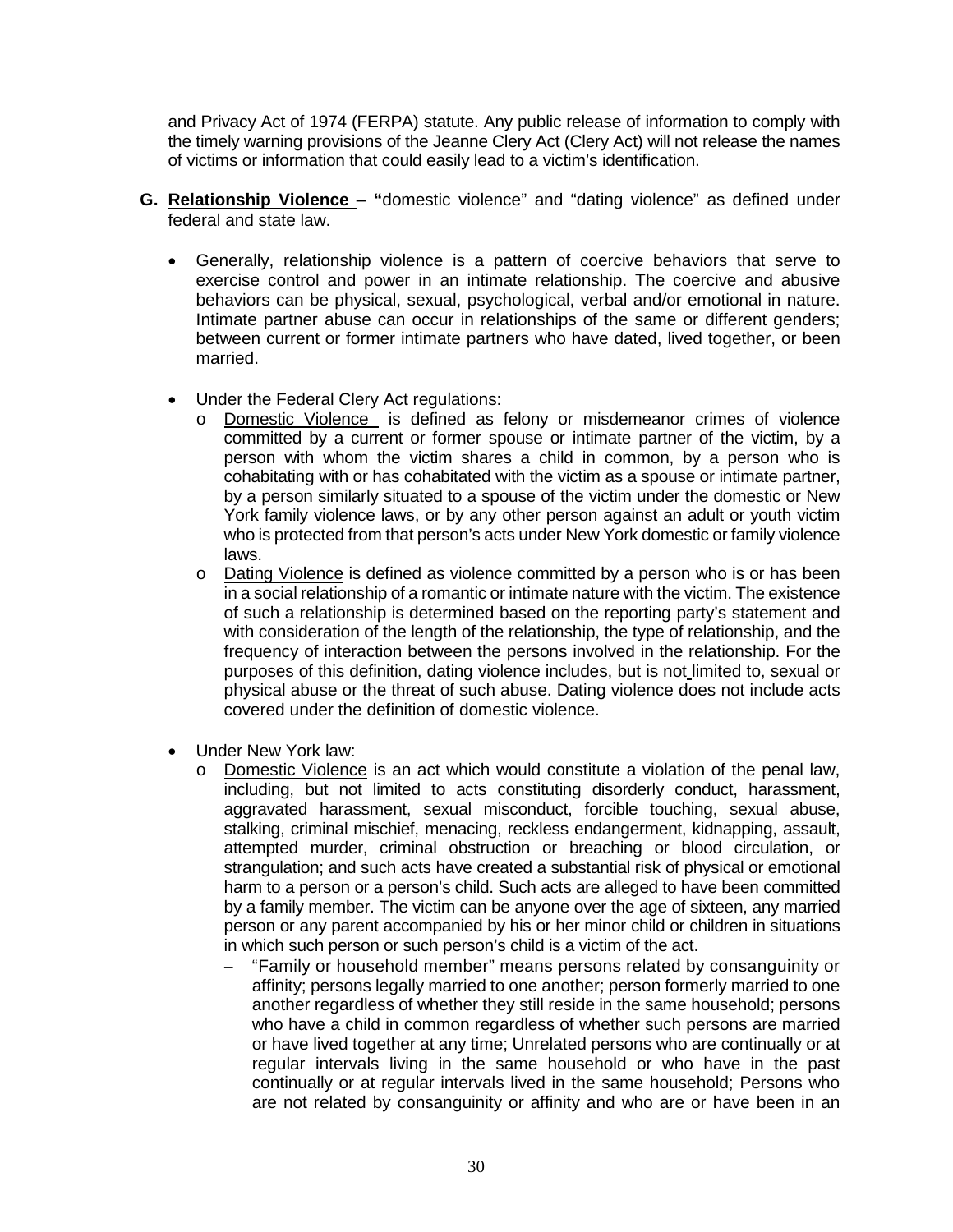and Privacy Act of 1974 (FERPA) statute. Any public release of information to comply with the timely warning provisions of the Jeanne Clery Act (Clery Act) will not release the names of victims or information that could easily lead to a victim's identification.

**G. Relationship Violence** – **"**domestic violence" and "dating violence" as defined under federal and state law.

- Generally, relationship violence is a pattern of coercive behaviors that serve to exercise control and power in an intimate relationship. The coercive and abusive behaviors can be physical, sexual, psychological, verbal and/or emotional in nature. Intimate partner abuse can occur in relationships of the same or different genders; between current or former intimate partners who have dated, lived together, or been married.

- Under the Federal Clery Act regulations:
  - Domestic Violence is defined as felony or misdemeanor crimes of violence committed by a current or former spouse or intimate partner of the victim, by a person with whom the victim shares a child in common, by a person who is cohabitating with or has cohabitated with the victim as a spouse or intimate partner, by a person similarly situated to a spouse of the victim under the domestic or New York family violence laws, or by any other person against an adult or youth victim who is protected from that person's acts under New York domestic or family violence laws.
  - Dating Violence is defined as violence committed by a person who is or has been in a social relationship of a romantic or intimate nature with the victim. The existence of such a relationship is determined based on the reporting party's statement and with consideration of the length of the relationship, the type of relationship, and the frequency of interaction between the persons involved in the relationship. For the purposes of this definition, dating violence includes, but is not limited to, sexual or physical abuse or the threat of such abuse. Dating violence does not include acts covered under the definition of domestic violence.

- Under New York law:
  - Domestic Violence is an act which would constitute a violation of the penal law, including, but not limited to acts constituting disorderly conduct, harassment, aggravated harassment, sexual misconduct, forcible touching, sexual abuse, stalking, criminal mischief, menacing, reckless endangerment, kidnapping, assault, attempted murder, criminal obstruction or breaching or blood circulation, or strangulation; and such acts have created a substantial risk of physical or emotional harm to a person or a person's child. Such acts are alleged to have been committed by a family member. The victim can be anyone over the age of sixteen, any married person or any parent accompanied by his or her minor child or children in situations in which such person or such person's child is a victim of the act.
    - "Family or household member" means persons related by consanguinity or affinity; persons legally married to one another; person formerly married to one another regardless of whether they still reside in the same household; persons who have a child in common regardless of whether such persons are married or have lived together at any time; Unrelated persons who are continually or at regular intervals living in the same household or who have in the past continually or at regular intervals lived in the same household; Persons who are not related by consanguinity or affinity and who are or have been in an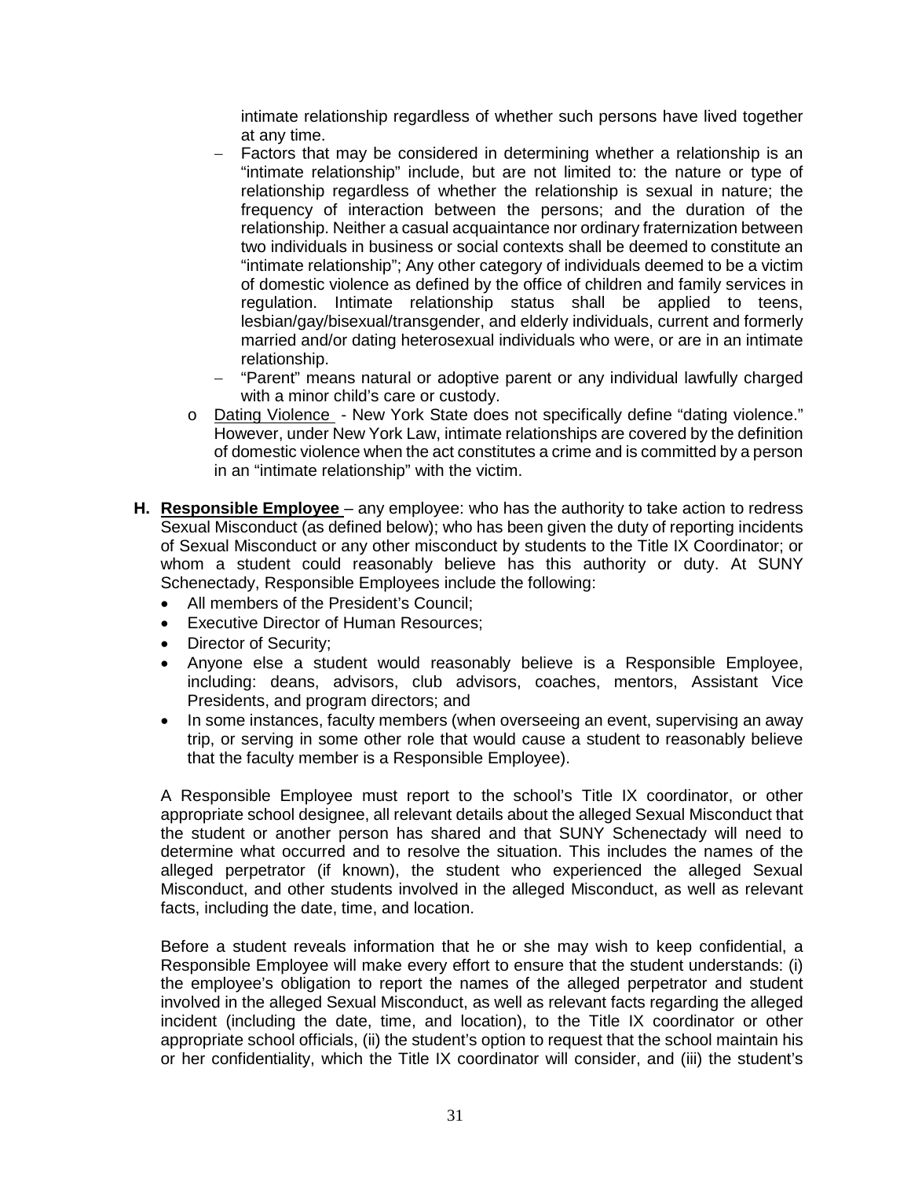intimate relationship regardless of whether such persons have lived together at any time.

- Factors that may be considered in determining whether a relationship is an "intimate relationship" include, but are not limited to: the nature or type of relationship regardless of whether the relationship is sexual in nature; the frequency of interaction between the persons; and the duration of the relationship. Neither a casual acquaintance nor ordinary fraternization between two individuals in business or social contexts shall be deemed to constitute an "intimate relationship"; Any other category of individuals deemed to be a victim of domestic violence as defined by the office of children and family services in regulation. Intimate relationship status shall be applied to teens, lesbian/gay/bisexual/transgender, and elderly individuals, current and formerly married and/or dating heterosexual individuals who were, or are in an intimate relationship.
- "Parent" means natural or adoptive parent or any individual lawfully charged with a minor child's care or custody.

- Dating Violence - New York State does not specifically define "dating violence." However, under New York Law, intimate relationships are covered by the definition of domestic violence when the act constitutes a crime and is committed by a person in an "intimate relationship" with the victim.

**H. Responsible Employee** – any employee: who has the authority to take action to redress Sexual Misconduct (as defined below); who has been given the duty of reporting incidents of Sexual Misconduct or any other misconduct by students to the Title IX Coordinator; or whom a student could reasonably believe has this authority or duty. At SUNY Schenectady, Responsible Employees include the following:

- All members of the President's Council;
- Executive Director of Human Resources;
- Director of Security;
- Anyone else a student would reasonably believe is a Responsible Employee, including: deans, advisors, club advisors, coaches, mentors, Assistant Vice Presidents, and program directors; and
- In some instances, faculty members (when overseeing an event, supervising an away trip, or serving in some other role that would cause a student to reasonably believe that the faculty member is a Responsible Employee).

A Responsible Employee must report to the school's Title IX coordinator, or other appropriate school designee, all relevant details about the alleged Sexual Misconduct that the student or another person has shared and that SUNY Schenectady will need to determine what occurred and to resolve the situation. This includes the names of the alleged perpetrator (if known), the student who experienced the alleged Sexual Misconduct, and other students involved in the alleged Misconduct, as well as relevant facts, including the date, time, and location.

Before a student reveals information that he or she may wish to keep confidential, a Responsible Employee will make every effort to ensure that the student understands: (i) the employee's obligation to report the names of the alleged perpetrator and student involved in the alleged Sexual Misconduct, as well as relevant facts regarding the alleged incident (including the date, time, and location), to the Title IX coordinator or other appropriate school officials, (ii) the student's option to request that the school maintain his or her confidentiality, which the Title IX coordinator will consider, and (iii) the student's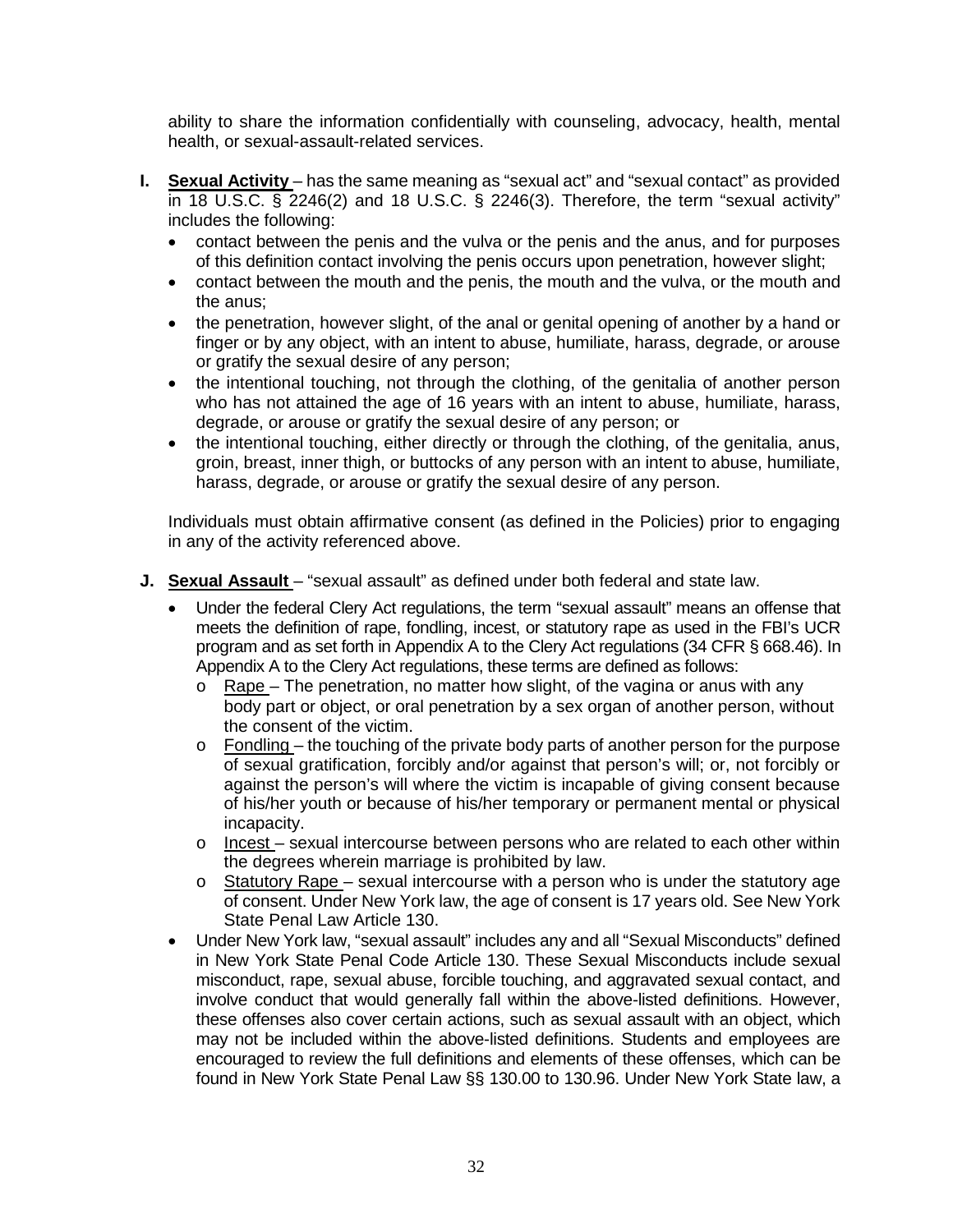ability to share the information confidentially with counseling, advocacy, health, mental health, or sexual-assault-related services.

**I. <u>Sexual Activity</u>** – has the same meaning as "sexual act" and "sexual contact" as provided in 18 U.S.C. § 2246(2) and 18 U.S.C. § 2246(3). Therefore, the term "sexual activity" includes the following:

- contact between the penis and the vulva or the penis and the anus, and for purposes of this definition contact involving the penis occurs upon penetration, however slight;
- contact between the mouth and the penis, the mouth and the vulva, or the mouth and the anus;
- the penetration, however slight, of the anal or genital opening of another by a hand or finger or by any object, with an intent to abuse, humiliate, harass, degrade, or arouse or gratify the sexual desire of any person;
- the intentional touching, not through the clothing, of the genitalia of another person who has not attained the age of 16 years with an intent to abuse, humiliate, harass, degrade, or arouse or gratify the sexual desire of any person; or
- the intentional touching, either directly or through the clothing, of the genitalia, anus, groin, breast, inner thigh, or buttocks of any person with an intent to abuse, humiliate, harass, degrade, or arouse or gratify the sexual desire of any person.

Individuals must obtain affirmative consent (as defined in the Policies) prior to engaging in any of the activity referenced above.

**J. <u>Sexual Assault</u>** – "sexual assault" as defined under both federal and state law.

- Under the federal Clery Act regulations, the term "sexual assault" means an offense that meets the definition of rape, fondling, incest, or statutory rape as used in the FBI's UCR program and as set forth in Appendix A to the Clery Act regulations (34 CFR § 668.46). In Appendix A to the Clery Act regulations, these terms are defined as follows:
  - <u>Rape</u> – The penetration, no matter how slight, of the vagina or anus with any body part or object, or oral penetration by a sex organ of another person, without the consent of the victim.
  - <u>Fondling</u> – the touching of the private body parts of another person for the purpose of sexual gratification, forcibly and/or against that person's will; or, not forcibly or against the person's will where the victim is incapable of giving consent because of his/her youth or because of his/her temporary or permanent mental or physical incapacity.
  - <u>Incest</u> – sexual intercourse between persons who are related to each other within the degrees wherein marriage is prohibited by law.
  - <u>Statutory Rape</u> – sexual intercourse with a person who is under the statutory age of consent. Under New York law, the age of consent is 17 years old. See New York State Penal Law Article 130.
- Under New York law, "sexual assault" includes any and all "Sexual Misconducts" defined in New York State Penal Code Article 130. These Sexual Misconducts include sexual misconduct, rape, sexual abuse, forcible touching, and aggravated sexual contact, and involve conduct that would generally fall within the above-listed definitions. However, these offenses also cover certain actions, such as sexual assault with an object, which may not be included within the above-listed definitions. Students and employees are encouraged to review the full definitions and elements of these offenses, which can be found in New York State Penal Law §§ 130.00 to 130.96. Under New York State law, a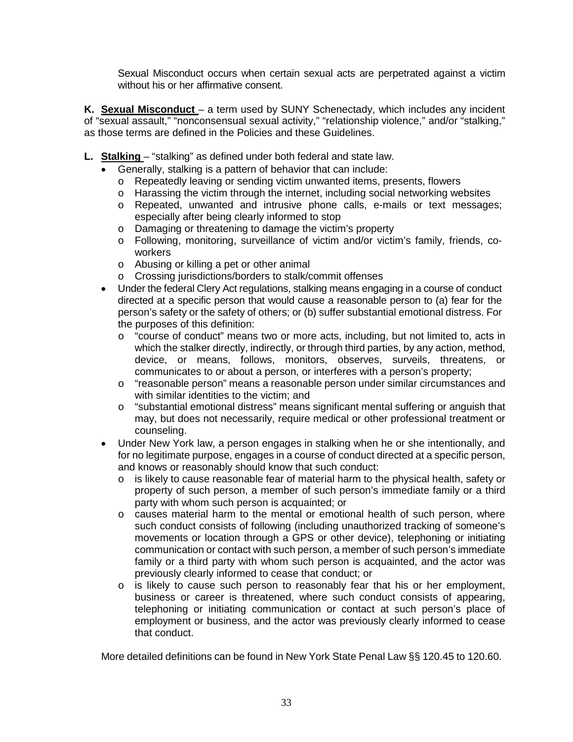Sexual Misconduct occurs when certain sexual acts are perpetrated against a victim without his or her affirmative consent.

**K. Sexual Misconduct** – a term used by SUNY Schenectady, which includes any incident of "sexual assault," "nonconsensual sexual activity," "relationship violence," and/or "stalking," as those terms are defined in the Policies and these Guidelines.

**L. Stalking** – "stalking" as defined under both federal and state law.

- Generally, stalking is a pattern of behavior that can include:
  - Repeatedly leaving or sending victim unwanted items, presents, flowers
  - Harassing the victim through the internet, including social networking websites
  - Repeated, unwanted and intrusive phone calls, e-mails or text messages; especially after being clearly informed to stop
  - Damaging or threatening to damage the victim's property
  - Following, monitoring, surveillance of victim and/or victim's family, friends, co-workers
  - Abusing or killing a pet or other animal
  - Crossing jurisdictions/borders to stalk/commit offenses
- Under the federal Clery Act regulations, stalking means engaging in a course of conduct directed at a specific person that would cause a reasonable person to (a) fear for the person's safety or the safety of others; or (b) suffer substantial emotional distress. For the purposes of this definition:
  - "course of conduct" means two or more acts, including, but not limited to, acts in which the stalker directly, indirectly, or through third parties, by any action, method, device, or means, follows, monitors, observes, surveils, threatens, or communicates to or about a person, or interferes with a person's property;
  - "reasonable person" means a reasonable person under similar circumstances and with similar identities to the victim; and
  - "substantial emotional distress" means significant mental suffering or anguish that may, but does not necessarily, require medical or other professional treatment or counseling.
- Under New York law, a person engages in stalking when he or she intentionally, and for no legitimate purpose, engages in a course of conduct directed at a specific person, and knows or reasonably should know that such conduct:
  - is likely to cause reasonable fear of material harm to the physical health, safety or property of such person, a member of such person's immediate family or a third party with whom such person is acquainted; or
  - causes material harm to the mental or emotional health of such person, where such conduct consists of following (including unauthorized tracking of someone's movements or location through a GPS or other device), telephoning or initiating communication or contact with such person, a member of such person's immediate family or a third party with whom such person is acquainted, and the actor was previously clearly informed to cease that conduct; or
  - is likely to cause such person to reasonably fear that his or her employment, business or career is threatened, where such conduct consists of appearing, telephoning or initiating communication or contact at such person's place of employment or business, and the actor was previously clearly informed to cease that conduct.

More detailed definitions can be found in New York State Penal Law §§ 120.45 to 120.60.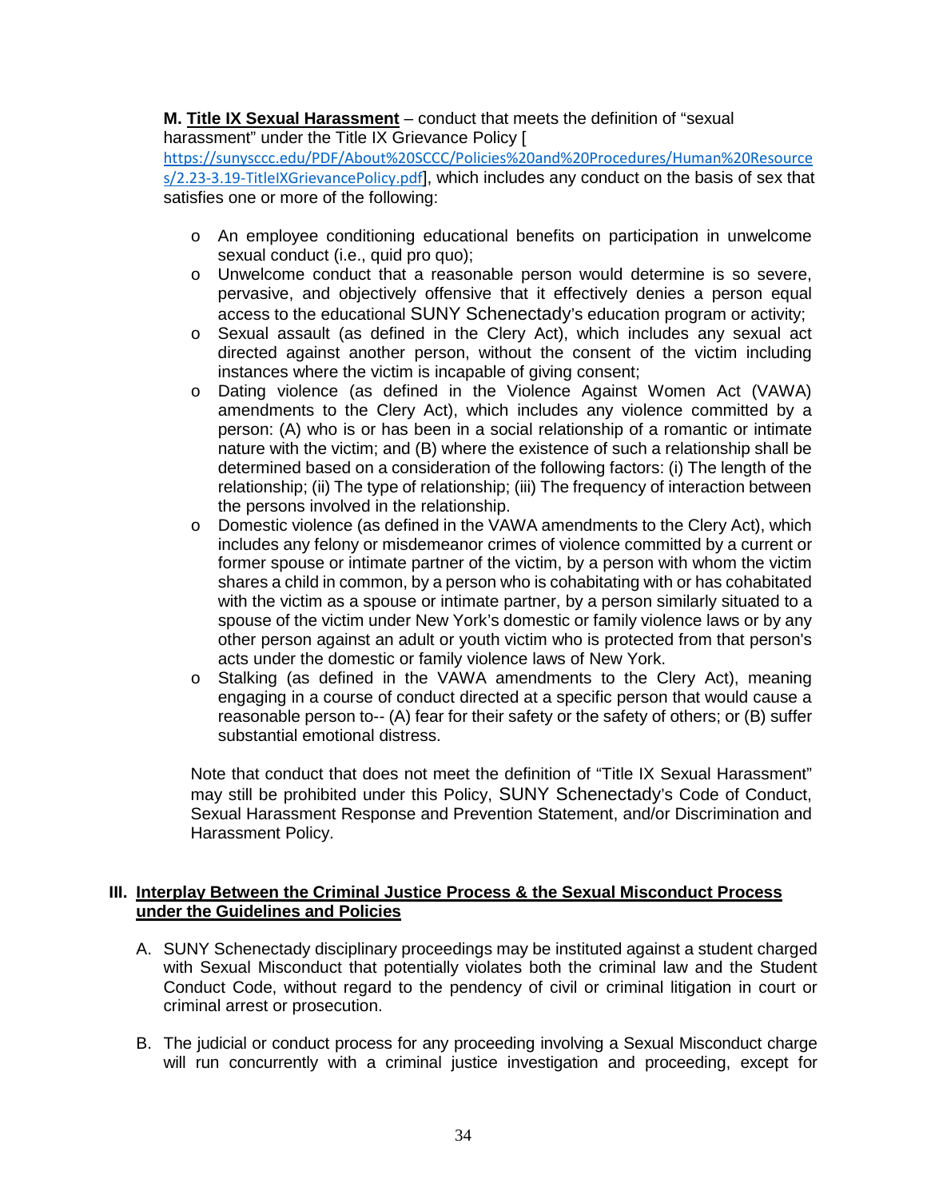**M. Title IX Sexual Harassment** – conduct that meets the definition of "sexual harassment" under the Title IX Grievance Policy [ https://sunysccc.edu/PDF/About%20SCCC/Policies%20and%20Procedures/Human%20Resources/2.23-3.19-TitleIXGrievancePolicy.pdf], which includes any conduct on the basis of sex that satisfies one or more of the following:

- An employee conditioning educational benefits on participation in unwelcome sexual conduct (i.e., quid pro quo);
- Unwelcome conduct that a reasonable person would determine is so severe, pervasive, and objectively offensive that it effectively denies a person equal access to the educational SUNY Schenectady's education program or activity;
- Sexual assault (as defined in the Clery Act), which includes any sexual act directed against another person, without the consent of the victim including instances where the victim is incapable of giving consent;
- Dating violence (as defined in the Violence Against Women Act (VAWA) amendments to the Clery Act), which includes any violence committed by a person: (A) who is or has been in a social relationship of a romantic or intimate nature with the victim; and (B) where the existence of such a relationship shall be determined based on a consideration of the following factors: (i) The length of the relationship; (ii) The type of relationship; (iii) The frequency of interaction between the persons involved in the relationship.
- Domestic violence (as defined in the VAWA amendments to the Clery Act), which includes any felony or misdemeanor crimes of violence committed by a current or former spouse or intimate partner of the victim, by a person with whom the victim shares a child in common, by a person who is cohabitating with or has cohabitated with the victim as a spouse or intimate partner, by a person similarly situated to a spouse of the victim under New York's domestic or family violence laws or by any other person against an adult or youth victim who is protected from that person's acts under the domestic or family violence laws of New York.
- Stalking (as defined in the VAWA amendments to the Clery Act), meaning engaging in a course of conduct directed at a specific person that would cause a reasonable person to-- (A) fear for their safety or the safety of others; or (B) suffer substantial emotional distress.

Note that conduct that does not meet the definition of "Title IX Sexual Harassment" may still be prohibited under this Policy, SUNY Schenectady's Code of Conduct, Sexual Harassment Response and Prevention Statement, and/or Discrimination and Harassment Policy.

## III. Interplay Between the Criminal Justice Process & the Sexual Misconduct Process under the Guidelines and Policies

A. SUNY Schenectady disciplinary proceedings may be instituted against a student charged with Sexual Misconduct that potentially violates both the criminal law and the Student Conduct Code, without regard to the pendency of civil or criminal litigation in court or criminal arrest or prosecution.

B. The judicial or conduct process for any proceeding involving a Sexual Misconduct charge will run concurrently with a criminal justice investigation and proceeding, except for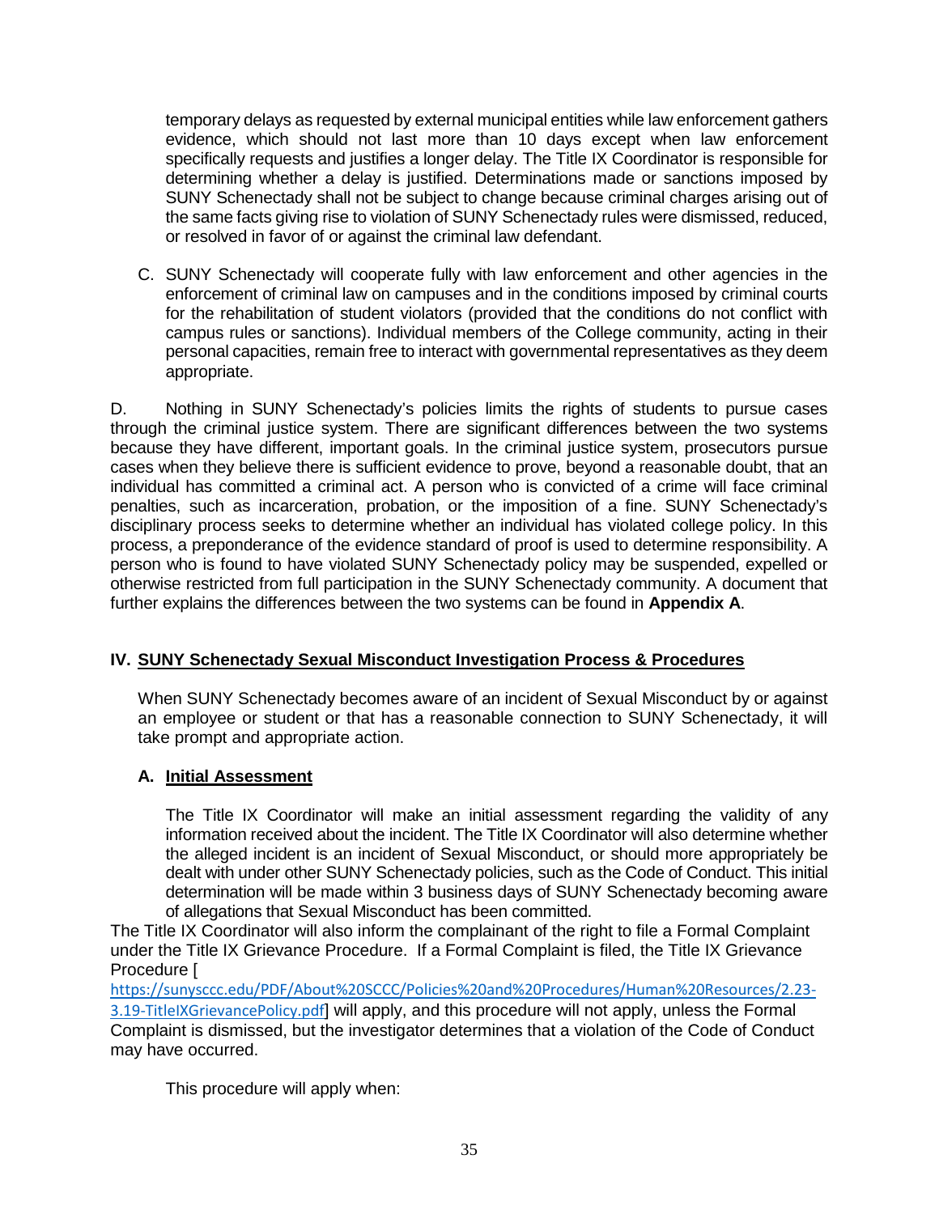temporary delays as requested by external municipal entities while law enforcement gathers evidence, which should not last more than 10 days except when law enforcement specifically requests and justifies a longer delay. The Title IX Coordinator is responsible for determining whether a delay is justified. Determinations made or sanctions imposed by SUNY Schenectady shall not be subject to change because criminal charges arising out of the same facts giving rise to violation of SUNY Schenectady rules were dismissed, reduced, or resolved in favor of or against the criminal law defendant.

C. SUNY Schenectady will cooperate fully with law enforcement and other agencies in the enforcement of criminal law on campuses and in the conditions imposed by criminal courts for the rehabilitation of student violators (provided that the conditions do not conflict with campus rules or sanctions). Individual members of the College community, acting in their personal capacities, remain free to interact with governmental representatives as they deem appropriate.

D. Nothing in SUNY Schenectady's policies limits the rights of students to pursue cases through the criminal justice system. There are significant differences between the two systems because they have different, important goals. In the criminal justice system, prosecutors pursue cases when they believe there is sufficient evidence to prove, beyond a reasonable doubt, that an individual has committed a criminal act. A person who is convicted of a crime will face criminal penalties, such as incarceration, probation, or the imposition of a fine. SUNY Schenectady's disciplinary process seeks to determine whether an individual has violated college policy. In this process, a preponderance of the evidence standard of proof is used to determine responsibility. A person who is found to have violated SUNY Schenectady policy may be suspended, expelled or otherwise restricted from full participation in the SUNY Schenectady community. A document that further explains the differences between the two systems can be found in **Appendix A**.

## IV. SUNY Schenectady Sexual Misconduct Investigation Process & Procedures

When SUNY Schenectady becomes aware of an incident of Sexual Misconduct by or against an employee or student or that has a reasonable connection to SUNY Schenectady, it will take prompt and appropriate action.

### A. Initial Assessment

The Title IX Coordinator will make an initial assessment regarding the validity of any information received about the incident. The Title IX Coordinator will also determine whether the alleged incident is an incident of Sexual Misconduct, or should more appropriately be dealt with under other SUNY Schenectady policies, such as the Code of Conduct. This initial determination will be made within 3 business days of SUNY Schenectady becoming aware of allegations that Sexual Misconduct has been committed.

The Title IX Coordinator will also inform the complainant of the right to file a Formal Complaint under the Title IX Grievance Procedure. If a Formal Complaint is filed, the Title IX Grievance Procedure [https://sunysccc.edu/PDF/About%20SCCC/Policies%20and%20Procedures/Human%20Resources/2.23-3.19-TitleIXGrievancePolicy.pdf] will apply, and this procedure will not apply, unless the Formal Complaint is dismissed, but the investigator determines that a violation of the Code of Conduct may have occurred.

This procedure will apply when: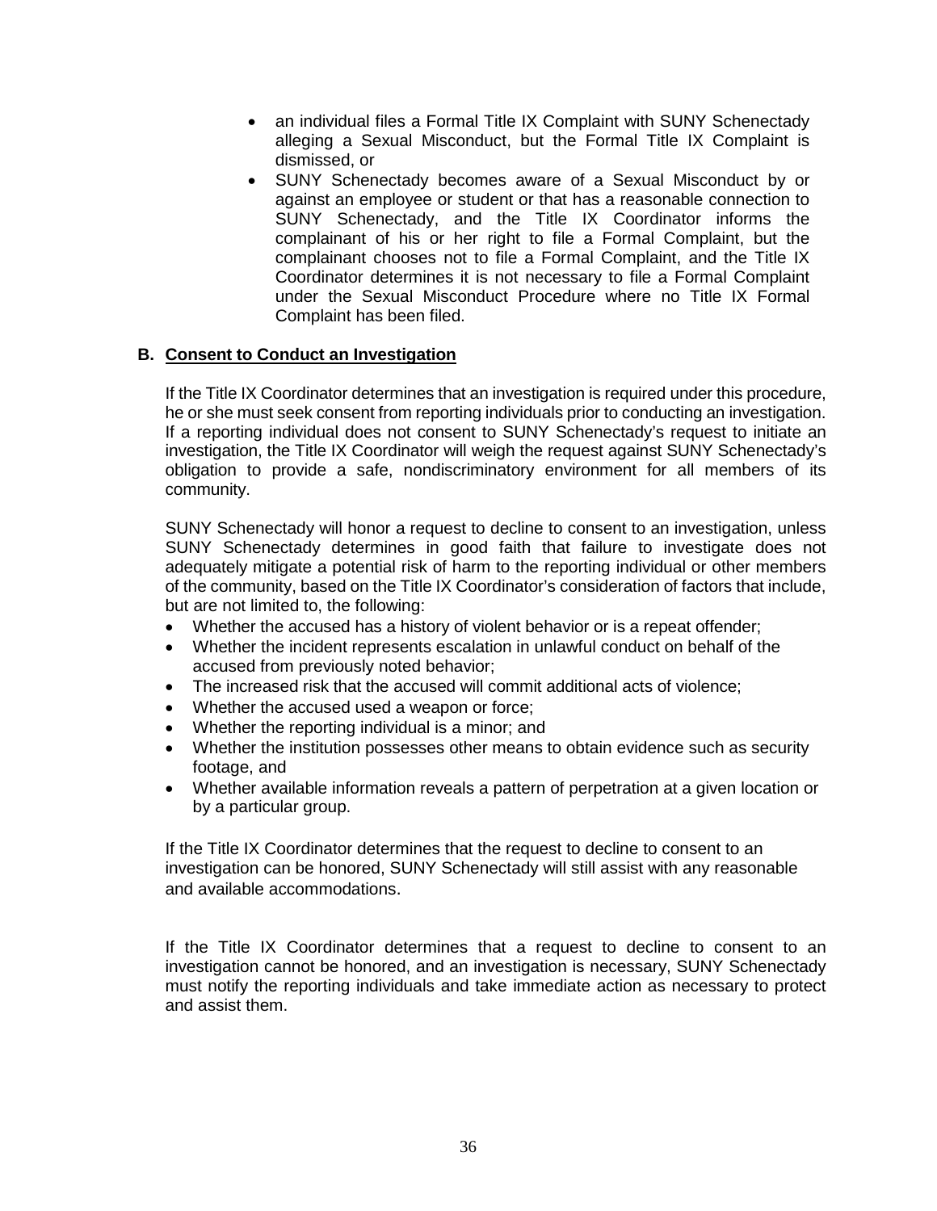- an individual files a Formal Title IX Complaint with SUNY Schenectady alleging a Sexual Misconduct, but the Formal Title IX Complaint is dismissed, or
- SUNY Schenectady becomes aware of a Sexual Misconduct by or against an employee or student or that has a reasonable connection to SUNY Schenectady, and the Title IX Coordinator informs the complainant of his or her right to file a Formal Complaint, but the complainant chooses not to file a Formal Complaint, and the Title IX Coordinator determines it is not necessary to file a Formal Complaint under the Sexual Misconduct Procedure where no Title IX Formal Complaint has been filed.

## B. Consent to Conduct an Investigation

If the Title IX Coordinator determines that an investigation is required under this procedure, he or she must seek consent from reporting individuals prior to conducting an investigation. If a reporting individual does not consent to SUNY Schenectady's request to initiate an investigation, the Title IX Coordinator will weigh the request against SUNY Schenectady's obligation to provide a safe, nondiscriminatory environment for all members of its community.

SUNY Schenectady will honor a request to decline to consent to an investigation, unless SUNY Schenectady determines in good faith that failure to investigate does not adequately mitigate a potential risk of harm to the reporting individual or other members of the community, based on the Title IX Coordinator's consideration of factors that include, but are not limited to, the following:

- Whether the accused has a history of violent behavior or is a repeat offender;
- Whether the incident represents escalation in unlawful conduct on behalf of the accused from previously noted behavior;
- The increased risk that the accused will commit additional acts of violence;
- Whether the accused used a weapon or force;
- Whether the reporting individual is a minor; and
- Whether the institution possesses other means to obtain evidence such as security footage, and
- Whether available information reveals a pattern of perpetration at a given location or by a particular group.

If the Title IX Coordinator determines that the request to decline to consent to an investigation can be honored, SUNY Schenectady will still assist with any reasonable and available accommodations.

If the Title IX Coordinator determines that a request to decline to consent to an investigation cannot be honored, and an investigation is necessary, SUNY Schenectady must notify the reporting individuals and take immediate action as necessary to protect and assist them.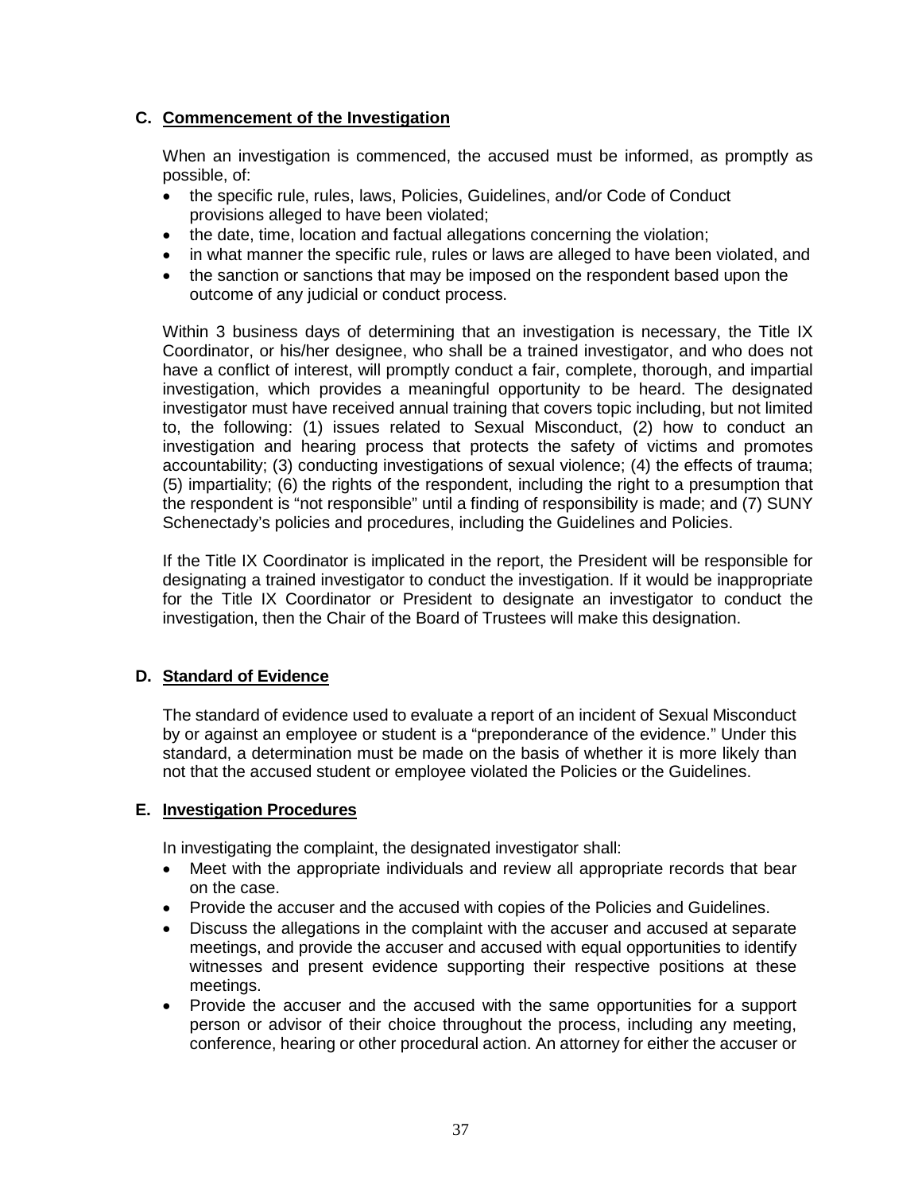## C. Commencement of the Investigation

When an investigation is commenced, the accused must be informed, as promptly as possible, of:

- the specific rule, rules, laws, Policies, Guidelines, and/or Code of Conduct provisions alleged to have been violated;
- the date, time, location and factual allegations concerning the violation;
- in what manner the specific rule, rules or laws are alleged to have been violated, and
- the sanction or sanctions that may be imposed on the respondent based upon the outcome of any judicial or conduct process.

Within 3 business days of determining that an investigation is necessary, the Title IX Coordinator, or his/her designee, who shall be a trained investigator, and who does not have a conflict of interest, will promptly conduct a fair, complete, thorough, and impartial investigation, which provides a meaningful opportunity to be heard. The designated investigator must have received annual training that covers topic including, but not limited to, the following: (1) issues related to Sexual Misconduct, (2) how to conduct an investigation and hearing process that protects the safety of victims and promotes accountability; (3) conducting investigations of sexual violence; (4) the effects of trauma; (5) impartiality; (6) the rights of the respondent, including the right to a presumption that the respondent is "not responsible" until a finding of responsibility is made; and (7) SUNY Schenectady's policies and procedures, including the Guidelines and Policies.

If the Title IX Coordinator is implicated in the report, the President will be responsible for designating a trained investigator to conduct the investigation. If it would be inappropriate for the Title IX Coordinator or President to designate an investigator to conduct the investigation, then the Chair of the Board of Trustees will make this designation.

## D. Standard of Evidence

The standard of evidence used to evaluate a report of an incident of Sexual Misconduct by or against an employee or student is a "preponderance of the evidence." Under this standard, a determination must be made on the basis of whether it is more likely than not that the accused student or employee violated the Policies or the Guidelines.

## E. Investigation Procedures

In investigating the complaint, the designated investigator shall:

- Meet with the appropriate individuals and review all appropriate records that bear on the case.
- Provide the accuser and the accused with copies of the Policies and Guidelines.
- Discuss the allegations in the complaint with the accuser and accused at separate meetings, and provide the accuser and accused with equal opportunities to identify witnesses and present evidence supporting their respective positions at these meetings.
- Provide the accuser and the accused with the same opportunities for a support person or advisor of their choice throughout the process, including any meeting, conference, hearing or other procedural action. An attorney for either the accuser or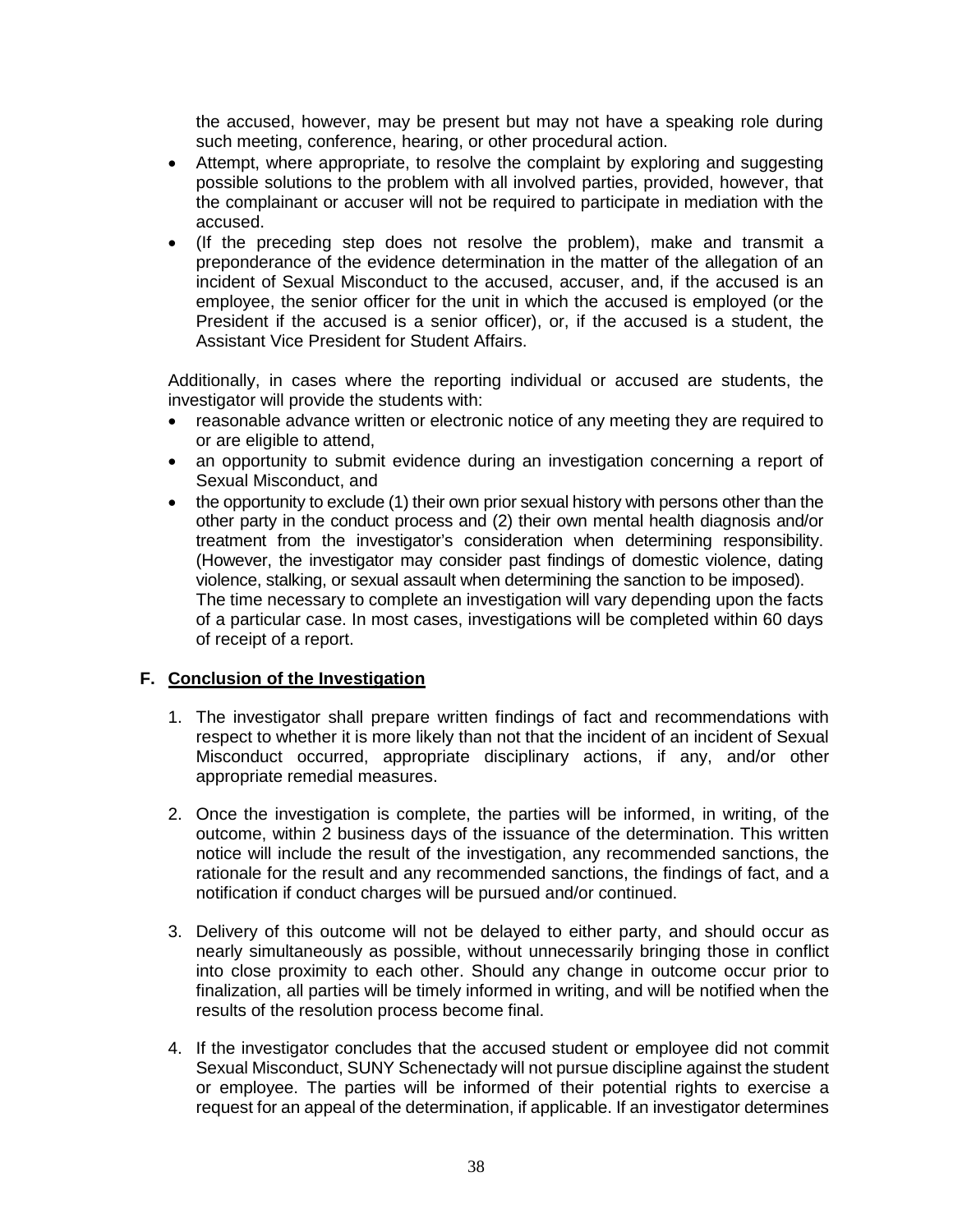the accused, however, may be present but may not have a speaking role during such meeting, conference, hearing, or other procedural action.

- Attempt, where appropriate, to resolve the complaint by exploring and suggesting possible solutions to the problem with all involved parties, provided, however, that the complainant or accuser will not be required to participate in mediation with the accused.
- (If the preceding step does not resolve the problem), make and transmit a preponderance of the evidence determination in the matter of the allegation of an incident of Sexual Misconduct to the accused, accuser, and, if the accused is an employee, the senior officer for the unit in which the accused is employed (or the President if the accused is a senior officer), or, if the accused is a student, the Assistant Vice President for Student Affairs.

Additionally, in cases where the reporting individual or accused are students, the investigator will provide the students with:

- reasonable advance written or electronic notice of any meeting they are required to or are eligible to attend,
- an opportunity to submit evidence during an investigation concerning a report of Sexual Misconduct, and
- the opportunity to exclude (1) their own prior sexual history with persons other than the other party in the conduct process and (2) their own mental health diagnosis and/or treatment from the investigator's consideration when determining responsibility. (However, the investigator may consider past findings of domestic violence, dating violence, stalking, or sexual assault when determining the sanction to be imposed).
The time necessary to complete an investigation will vary depending upon the facts of a particular case. In most cases, investigations will be completed within 60 days of receipt of a report.

### F. <u>Conclusion of the Investigation</u>

1. The investigator shall prepare written findings of fact and recommendations with respect to whether it is more likely than not that the incident of an incident of Sexual Misconduct occurred, appropriate disciplinary actions, if any, and/or other appropriate remedial measures.

2. Once the investigation is complete, the parties will be informed, in writing, of the outcome, within 2 business days of the issuance of the determination. This written notice will include the result of the investigation, any recommended sanctions, the rationale for the result and any recommended sanctions, the findings of fact, and a notification if conduct charges will be pursued and/or continued.

3. Delivery of this outcome will not be delayed to either party, and should occur as nearly simultaneously as possible, without unnecessarily bringing those in conflict into close proximity to each other. Should any change in outcome occur prior to finalization, all parties will be timely informed in writing, and will be notified when the results of the resolution process become final.

4. If the investigator concludes that the accused student or employee did not commit Sexual Misconduct, SUNY Schenectady will not pursue discipline against the student or employee. The parties will be informed of their potential rights to exercise a request for an appeal of the determination, if applicable. If an investigator determines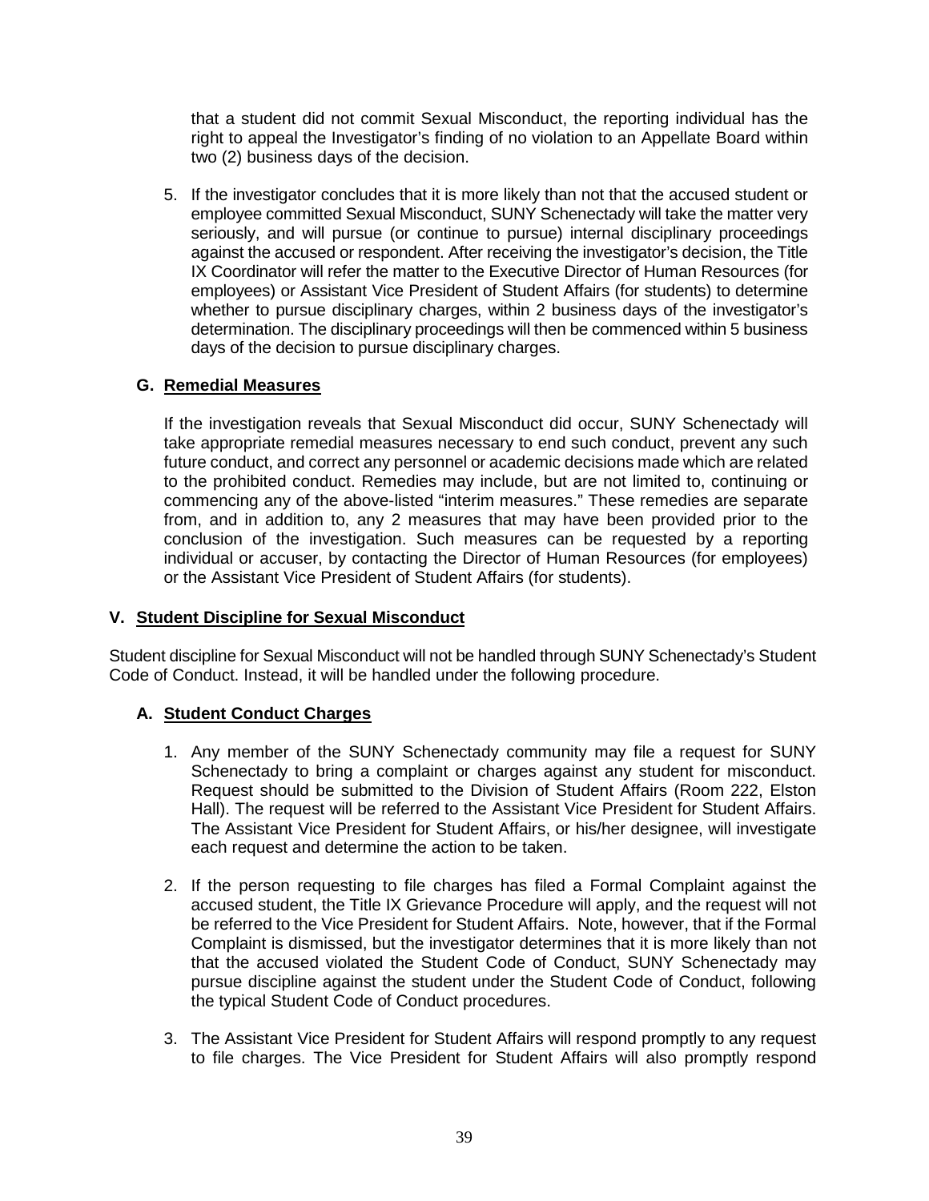that a student did not commit Sexual Misconduct, the reporting individual has the right to appeal the Investigator's finding of no violation to an Appellate Board within two (2) business days of the decision.

5. If the investigator concludes that it is more likely than not that the accused student or employee committed Sexual Misconduct, SUNY Schenectady will take the matter very seriously, and will pursue (or continue to pursue) internal disciplinary proceedings against the accused or respondent. After receiving the investigator's decision, the Title IX Coordinator will refer the matter to the Executive Director of Human Resources (for employees) or Assistant Vice President of Student Affairs (for students) to determine whether to pursue disciplinary charges, within 2 business days of the investigator's determination. The disciplinary proceedings will then be commenced within 5 business days of the decision to pursue disciplinary charges.

### G. Remedial Measures

If the investigation reveals that Sexual Misconduct did occur, SUNY Schenectady will take appropriate remedial measures necessary to end such conduct, prevent any such future conduct, and correct any personnel or academic decisions made which are related to the prohibited conduct. Remedies may include, but are not limited to, continuing or commencing any of the above-listed "interim measures." These remedies are separate from, and in addition to, any 2 measures that may have been provided prior to the conclusion of the investigation. Such measures can be requested by a reporting individual or accuser, by contacting the Director of Human Resources (for employees) or the Assistant Vice President of Student Affairs (for students).

## V. Student Discipline for Sexual Misconduct

Student discipline for Sexual Misconduct will not be handled through SUNY Schenectady's Student Code of Conduct. Instead, it will be handled under the following procedure.

### A. Student Conduct Charges

1. Any member of the SUNY Schenectady community may file a request for SUNY Schenectady to bring a complaint or charges against any student for misconduct. Request should be submitted to the Division of Student Affairs (Room 222, Elston Hall). The request will be referred to the Assistant Vice President for Student Affairs. The Assistant Vice President for Student Affairs, or his/her designee, will investigate each request and determine the action to be taken.

2. If the person requesting to file charges has filed a Formal Complaint against the accused student, the Title IX Grievance Procedure will apply, and the request will not be referred to the Vice President for Student Affairs. Note, however, that if the Formal Complaint is dismissed, but the investigator determines that it is more likely than not that the accused violated the Student Code of Conduct, SUNY Schenectady may pursue discipline against the student under the Student Code of Conduct, following the typical Student Code of Conduct procedures.

3. The Assistant Vice President for Student Affairs will respond promptly to any request to file charges. The Vice President for Student Affairs will also promptly respond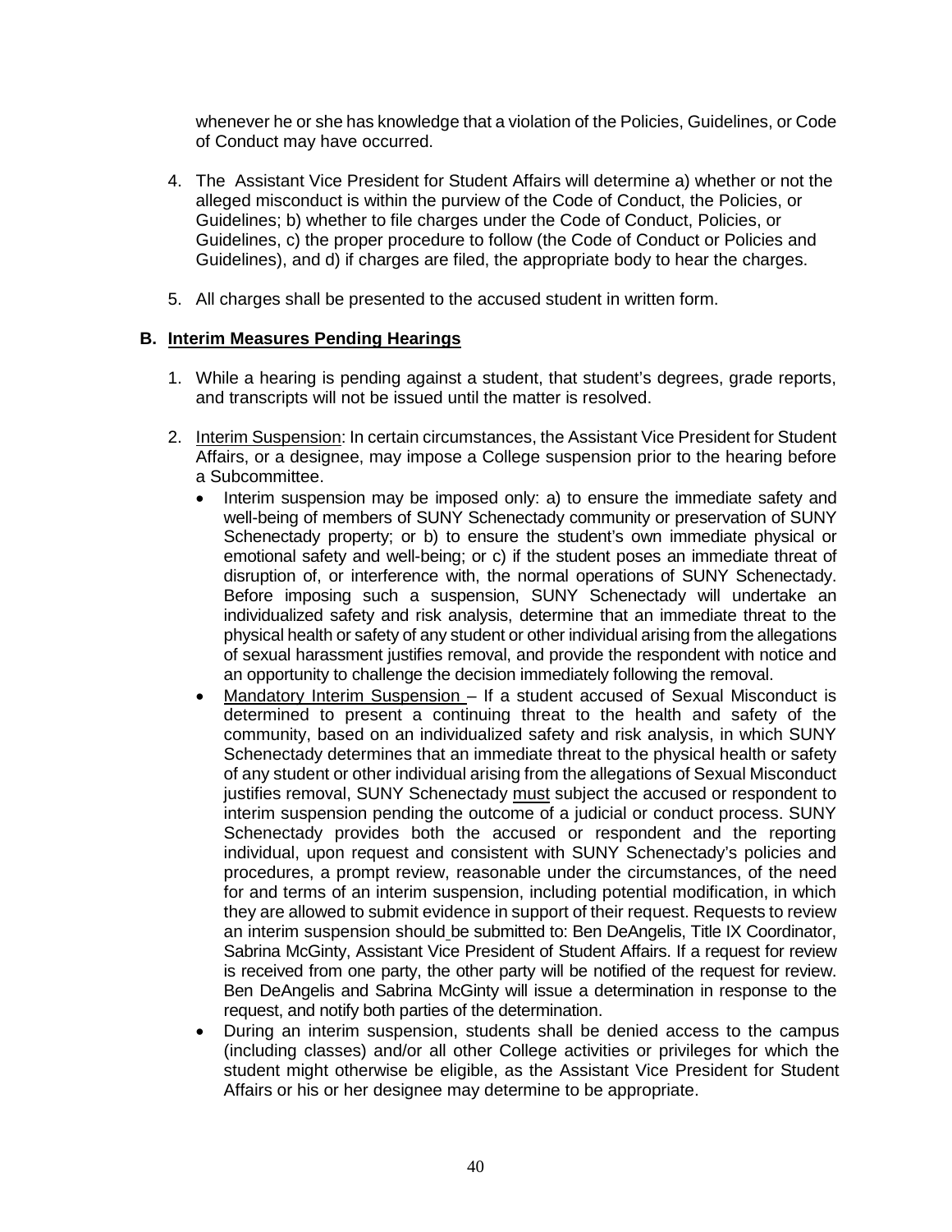whenever he or she has knowledge that a violation of the Policies, Guidelines, or Code of Conduct may have occurred.

4. The Assistant Vice President for Student Affairs will determine a) whether or not the alleged misconduct is within the purview of the Code of Conduct, the Policies, or Guidelines; b) whether to file charges under the Code of Conduct, Policies, or Guidelines, c) the proper procedure to follow (the Code of Conduct or Policies and Guidelines), and d) if charges are filed, the appropriate body to hear the charges.

5. All charges shall be presented to the accused student in written form.

### B. Interim Measures Pending Hearings

1. While a hearing is pending against a student, that student's degrees, grade reports, and transcripts will not be issued until the matter is resolved.

2. Interim Suspension: In certain circumstances, the Assistant Vice President for Student Affairs, or a designee, may impose a College suspension prior to the hearing before a Subcommittee.
   - Interim suspension may be imposed only: a) to ensure the immediate safety and well-being of members of SUNY Schenectady community or preservation of SUNY Schenectady property; or b) to ensure the student's own immediate physical or emotional safety and well-being; or c) if the student poses an immediate threat of disruption of, or interference with, the normal operations of SUNY Schenectady. Before imposing such a suspension, SUNY Schenectady will undertake an individualized safety and risk analysis, determine that an immediate threat to the physical health or safety of any student or other individual arising from the allegations of sexual harassment justifies removal, and provide the respondent with notice and an opportunity to challenge the decision immediately following the removal.
   - Mandatory Interim Suspension – If a student accused of Sexual Misconduct is determined to present a continuing threat to the health and safety of the community, based on an individualized safety and risk analysis, in which SUNY Schenectady determines that an immediate threat to the physical health or safety of any student or other individual arising from the allegations of Sexual Misconduct justifies removal, SUNY Schenectady must subject the accused or respondent to interim suspension pending the outcome of a judicial or conduct process. SUNY Schenectady provides both the accused or respondent and the reporting individual, upon request and consistent with SUNY Schenectady's policies and procedures, a prompt review, reasonable under the circumstances, of the need for and terms of an interim suspension, including potential modification, in which they are allowed to submit evidence in support of their request. Requests to review an interim suspension should be submitted to: Ben DeAngelis, Title IX Coordinator, Sabrina McGinty, Assistant Vice President of Student Affairs. If a request for review is received from one party, the other party will be notified of the request for review. Ben DeAngelis and Sabrina McGinty will issue a determination in response to the request, and notify both parties of the determination.
   - During an interim suspension, students shall be denied access to the campus (including classes) and/or all other College activities or privileges for which the student might otherwise be eligible, as the Assistant Vice President for Student Affairs or his or her designee may determine to be appropriate.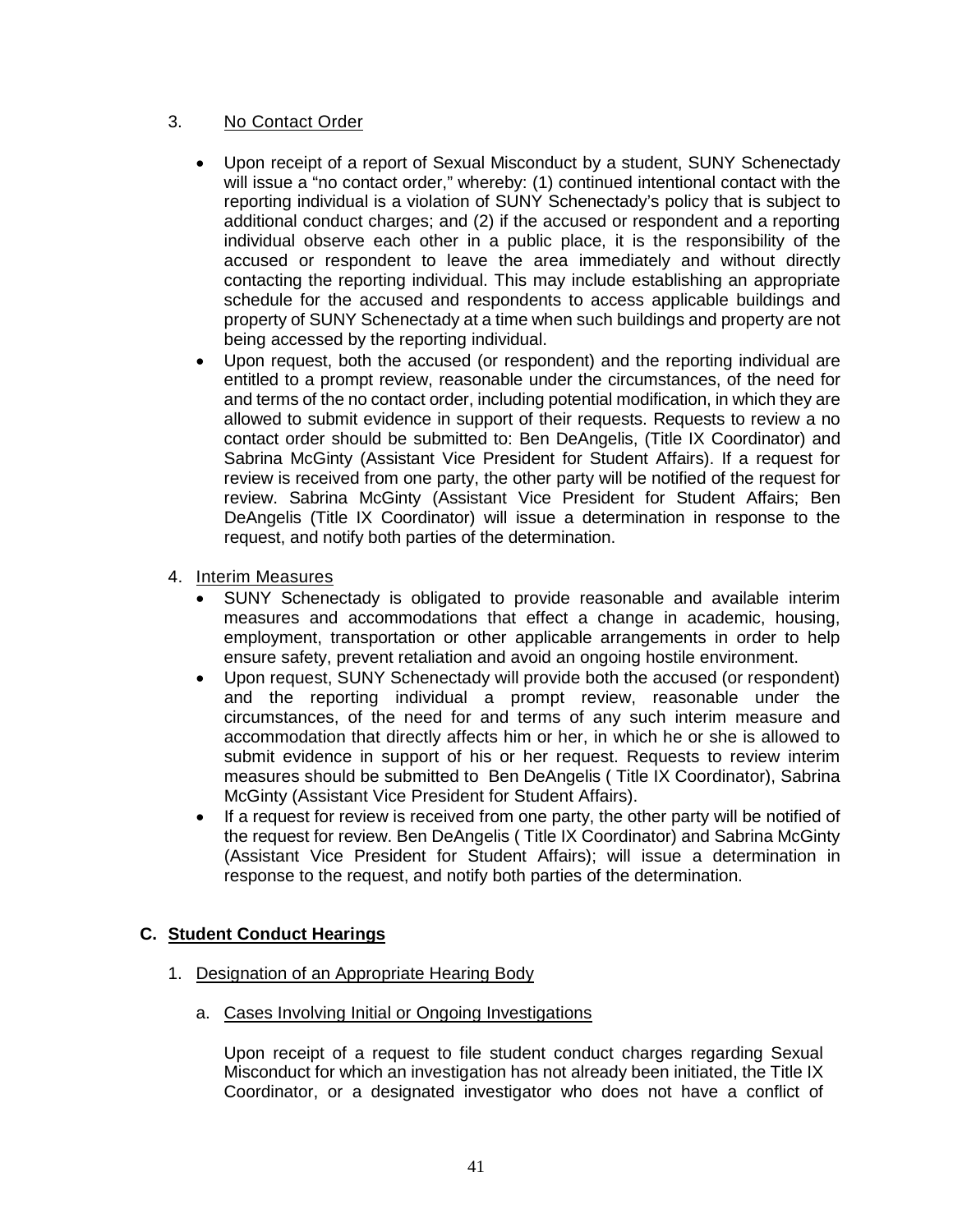3. No Contact Order

- Upon receipt of a report of Sexual Misconduct by a student, SUNY Schenectady will issue a "no contact order," whereby: (1) continued intentional contact with the reporting individual is a violation of SUNY Schenectady's policy that is subject to additional conduct charges; and (2) if the accused or respondent and a reporting individual observe each other in a public place, it is the responsibility of the accused or respondent to leave the area immediately and without directly contacting the reporting individual. This may include establishing an appropriate schedule for the accused and respondents to access applicable buildings and property of SUNY Schenectady at a time when such buildings and property are not being accessed by the reporting individual.
- Upon request, both the accused (or respondent) and the reporting individual are entitled to a prompt review, reasonable under the circumstances, of the need for and terms of the no contact order, including potential modification, in which they are allowed to submit evidence in support of their requests. Requests to review a no contact order should be submitted to: Ben DeAngelis, (Title IX Coordinator) and Sabrina McGinty (Assistant Vice President for Student Affairs). If a request for review is received from one party, the other party will be notified of the request for review. Sabrina McGinty (Assistant Vice President for Student Affairs; Ben DeAngelis (Title IX Coordinator) will issue a determination in response to the request, and notify both parties of the determination.

4. Interim Measures

- SUNY Schenectady is obligated to provide reasonable and available interim measures and accommodations that effect a change in academic, housing, employment, transportation or other applicable arrangements in order to help ensure safety, prevent retaliation and avoid an ongoing hostile environment.
- Upon request, SUNY Schenectady will provide both the accused (or respondent) and the reporting individual a prompt review, reasonable under the circumstances, of the need for and terms of any such interim measure and accommodation that directly affects him or her, in which he or she is allowed to submit evidence in support of his or her request. Requests to review interim measures should be submitted to Ben DeAngelis ( Title IX Coordinator), Sabrina McGinty (Assistant Vice President for Student Affairs).
- If a request for review is received from one party, the other party will be notified of the request for review. Ben DeAngelis ( Title IX Coordinator) and Sabrina McGinty (Assistant Vice President for Student Affairs); will issue a determination in response to the request, and notify both parties of the determination.

## C. Student Conduct Hearings

1. Designation of an Appropriate Hearing Body

   a. Cases Involving Initial or Ongoing Investigations

   Upon receipt of a request to file student conduct charges regarding Sexual Misconduct for which an investigation has not already been initiated, the Title IX Coordinator, or a designated investigator who does not have a conflict of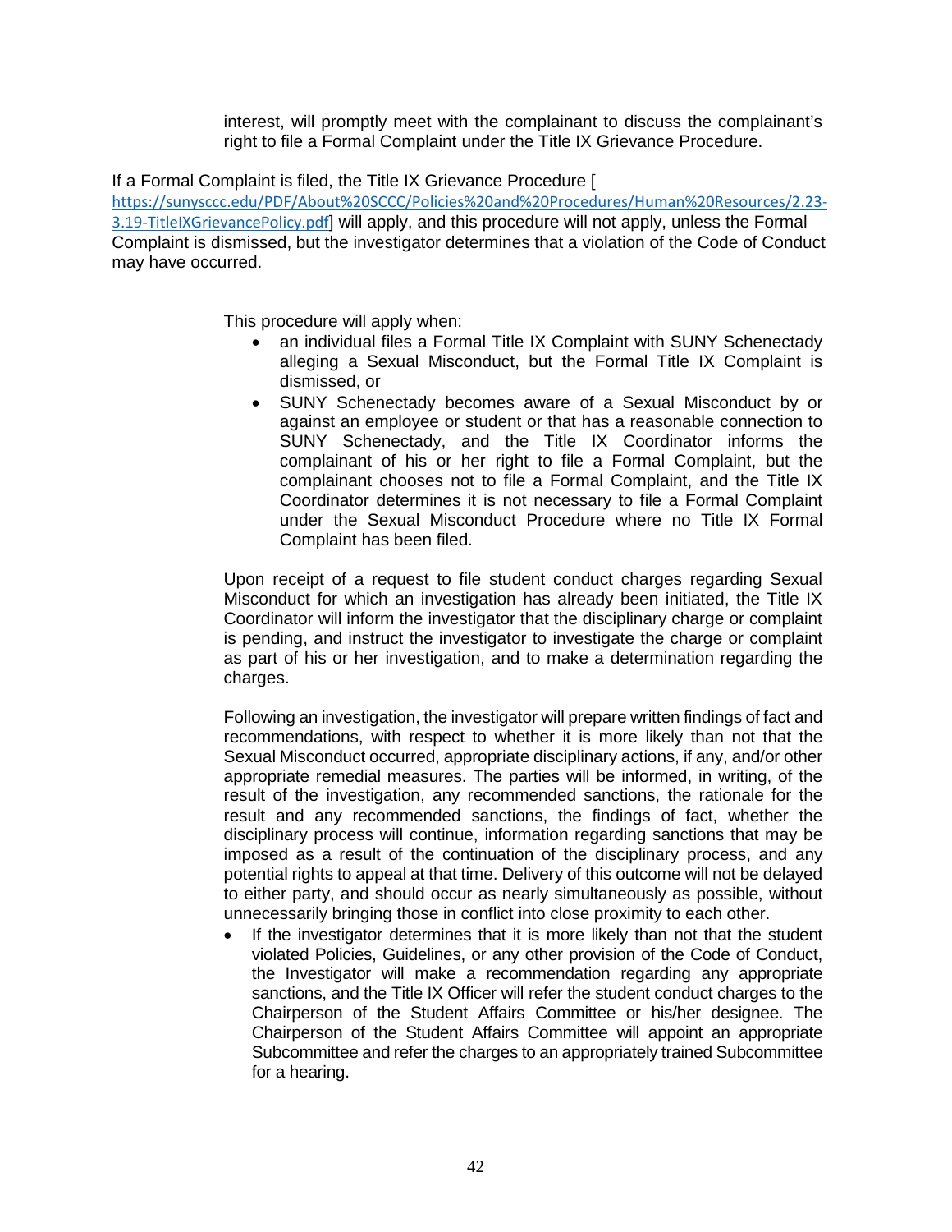interest, will promptly meet with the complainant to discuss the complainant's right to file a Formal Complaint under the Title IX Grievance Procedure.

If a Formal Complaint is filed, the Title IX Grievance Procedure [https://sunysccc.edu/PDF/About%20SCCC/Policies%20and%20Procedures/Human%20Resources/2.23-3.19-TitleIXGrievancePolicy.pdf] will apply, and this procedure will not apply, unless the Formal Complaint is dismissed, but the investigator determines that a violation of the Code of Conduct may have occurred.

This procedure will apply when:

- an individual files a Formal Title IX Complaint with SUNY Schenectady alleging a Sexual Misconduct, but the Formal Title IX Complaint is dismissed, or
- SUNY Schenectady becomes aware of a Sexual Misconduct by or against an employee or student or that has a reasonable connection to SUNY Schenectady, and the Title IX Coordinator informs the complainant of his or her right to file a Formal Complaint, but the complainant chooses not to file a Formal Complaint, and the Title IX Coordinator determines it is not necessary to file a Formal Complaint under the Sexual Misconduct Procedure where no Title IX Formal Complaint has been filed.

Upon receipt of a request to file student conduct charges regarding Sexual Misconduct for which an investigation has already been initiated, the Title IX Coordinator will inform the investigator that the disciplinary charge or complaint is pending, and instruct the investigator to investigate the charge or complaint as part of his or her investigation, and to make a determination regarding the charges.

Following an investigation, the investigator will prepare written findings of fact and recommendations, with respect to whether it is more likely than not that the Sexual Misconduct occurred, appropriate disciplinary actions, if any, and/or other appropriate remedial measures. The parties will be informed, in writing, of the result of the investigation, any recommended sanctions, the rationale for the result and any recommended sanctions, the findings of fact, whether the disciplinary process will continue, information regarding sanctions that may be imposed as a result of the continuation of the disciplinary process, and any potential rights to appeal at that time. Delivery of this outcome will not be delayed to either party, and should occur as nearly simultaneously as possible, without unnecessarily bringing those in conflict into close proximity to each other.

- If the investigator determines that it is more likely than not that the student violated Policies, Guidelines, or any other provision of the Code of Conduct, the Investigator will make a recommendation regarding any appropriate sanctions, and the Title IX Officer will refer the student conduct charges to the Chairperson of the Student Affairs Committee or his/her designee. The Chairperson of the Student Affairs Committee will appoint an appropriate Subcommittee and refer the charges to an appropriately trained Subcommittee for a hearing.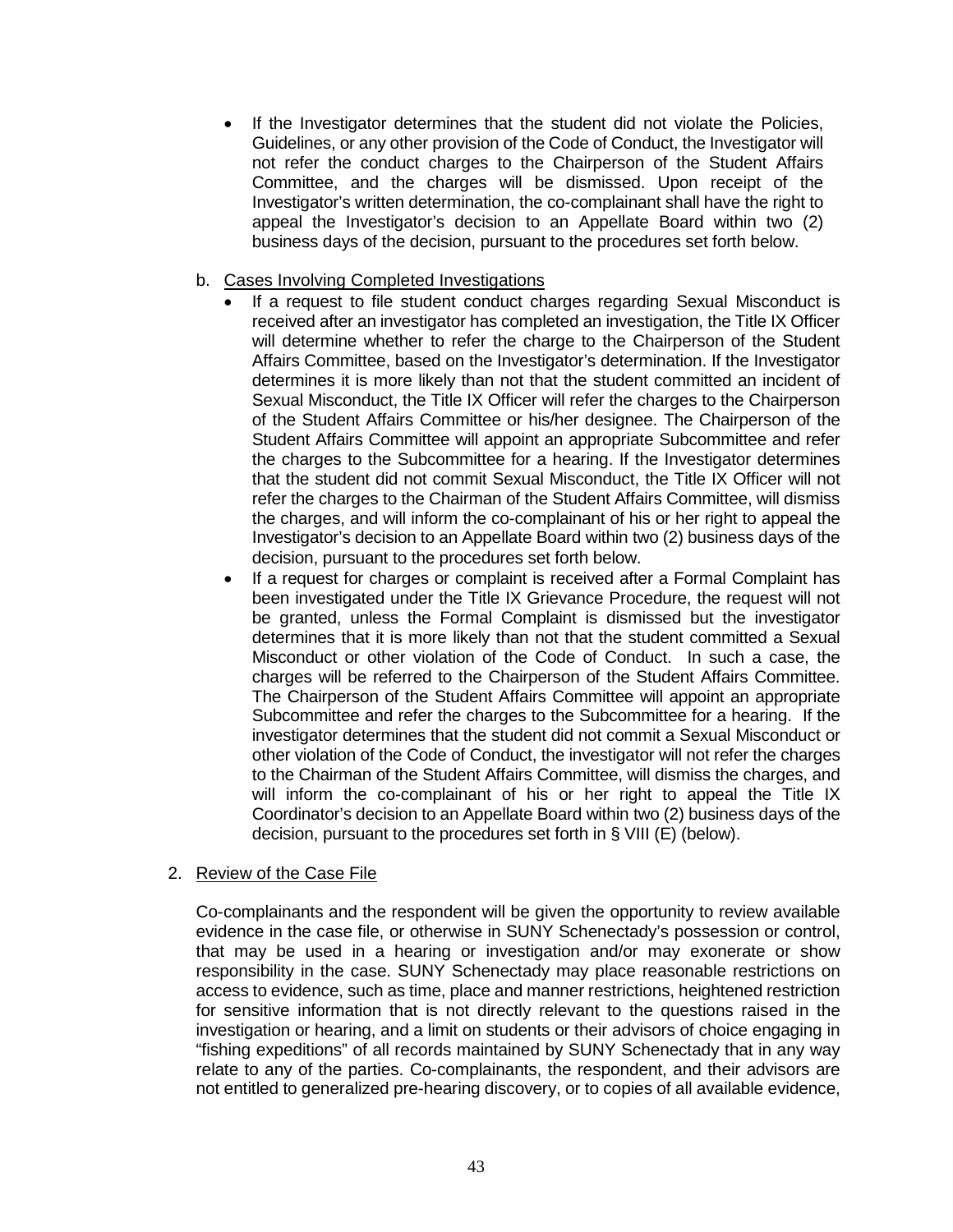- If the Investigator determines that the student did not violate the Policies, Guidelines, or any other provision of the Code of Conduct, the Investigator will not refer the conduct charges to the Chairperson of the Student Affairs Committee, and the charges will be dismissed. Upon receipt of the Investigator's written determination, the co-complainant shall have the right to appeal the Investigator's decision to an Appellate Board within two (2) business days of the decision, pursuant to the procedures set forth below.

b. Cases Involving Completed Investigations

- If a request to file student conduct charges regarding Sexual Misconduct is received after an investigator has completed an investigation, the Title IX Officer will determine whether to refer the charge to the Chairperson of the Student Affairs Committee, based on the Investigator's determination. If the Investigator determines it is more likely than not that the student committed an incident of Sexual Misconduct, the Title IX Officer will refer the charges to the Chairperson of the Student Affairs Committee or his/her designee. The Chairperson of the Student Affairs Committee will appoint an appropriate Subcommittee and refer the charges to the Subcommittee for a hearing. If the Investigator determines that the student did not commit Sexual Misconduct, the Title IX Officer will not refer the charges to the Chairman of the Student Affairs Committee, will dismiss the charges, and will inform the co-complainant of his or her right to appeal the Investigator's decision to an Appellate Board within two (2) business days of the decision, pursuant to the procedures set forth below.
- If a request for charges or complaint is received after a Formal Complaint has been investigated under the Title IX Grievance Procedure, the request will not be granted, unless the Formal Complaint is dismissed but the investigator determines that it is more likely than not that the student committed a Sexual Misconduct or other violation of the Code of Conduct. In such a case, the charges will be referred to the Chairperson of the Student Affairs Committee. The Chairperson of the Student Affairs Committee will appoint an appropriate Subcommittee and refer the charges to the Subcommittee for a hearing. If the investigator determines that the student did not commit a Sexual Misconduct or other violation of the Code of Conduct, the investigator will not refer the charges to the Chairman of the Student Affairs Committee, will dismiss the charges, and will inform the co-complainant of his or her right to appeal the Title IX Coordinator's decision to an Appellate Board within two (2) business days of the decision, pursuant to the procedures set forth in § VIII (E) (below).

2. Review of the Case File

Co-complainants and the respondent will be given the opportunity to review available evidence in the case file, or otherwise in SUNY Schenectady's possession or control, that may be used in a hearing or investigation and/or may exonerate or show responsibility in the case. SUNY Schenectady may place reasonable restrictions on access to evidence, such as time, place and manner restrictions, heightened restriction for sensitive information that is not directly relevant to the questions raised in the investigation or hearing, and a limit on students or their advisors of choice engaging in "fishing expeditions" of all records maintained by SUNY Schenectady that in any way relate to any of the parties. Co-complainants, the respondent, and their advisors are not entitled to generalized pre-hearing discovery, or to copies of all available evidence,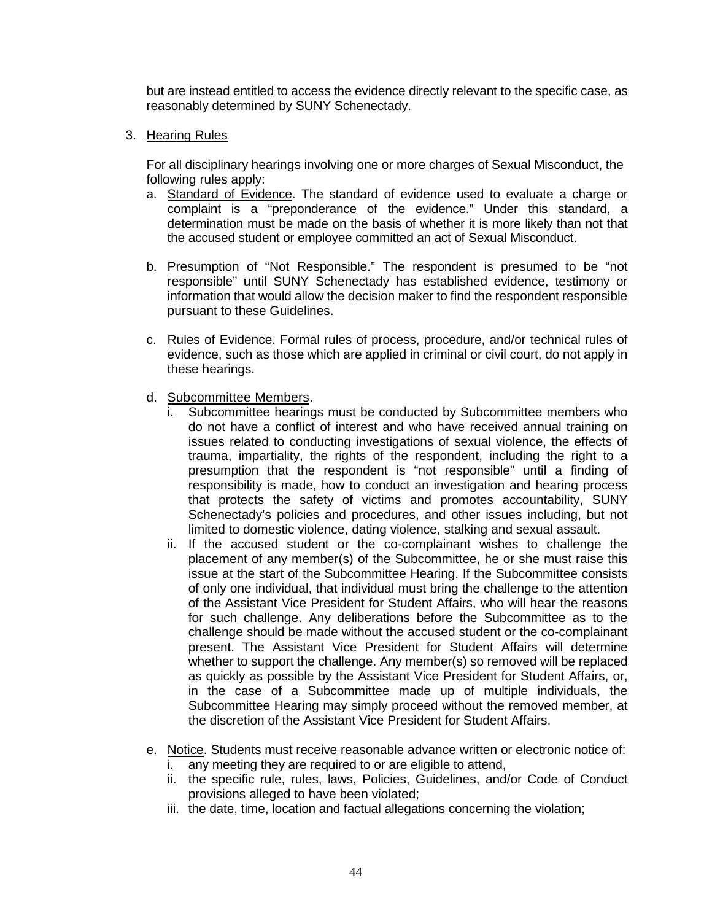but are instead entitled to access the evidence directly relevant to the specific case, as reasonably determined by SUNY Schenectady.

3. Hearing Rules

   For all disciplinary hearings involving one or more charges of Sexual Misconduct, the following rules apply:

   a. Standard of Evidence. The standard of evidence used to evaluate a charge or complaint is a "preponderance of the evidence." Under this standard, a determination must be made on the basis of whether it is more likely than not that the accused student or employee committed an act of Sexual Misconduct.

   b. Presumption of "Not Responsible." The respondent is presumed to be "not responsible" until SUNY Schenectady has established evidence, testimony or information that would allow the decision maker to find the respondent responsible pursuant to these Guidelines.

   c. Rules of Evidence. Formal rules of process, procedure, and/or technical rules of evidence, such as those which are applied in criminal or civil court, do not apply in these hearings.

   d. Subcommittee Members.
      i. Subcommittee hearings must be conducted by Subcommittee members who do not have a conflict of interest and who have received annual training on issues related to conducting investigations of sexual violence, the effects of trauma, impartiality, the rights of the respondent, including the right to a presumption that the respondent is "not responsible" until a finding of responsibility is made, how to conduct an investigation and hearing process that protects the safety of victims and promotes accountability, SUNY Schenectady's policies and procedures, and other issues including, but not limited to domestic violence, dating violence, stalking and sexual assault.
      ii. If the accused student or the co-complainant wishes to challenge the placement of any member(s) of the Subcommittee, he or she must raise this issue at the start of the Subcommittee Hearing. If the Subcommittee consists of only one individual, that individual must bring the challenge to the attention of the Assistant Vice President for Student Affairs, who will hear the reasons for such challenge. Any deliberations before the Subcommittee as to the challenge should be made without the accused student or the co-complainant present. The Assistant Vice President for Student Affairs will determine whether to support the challenge. Any member(s) so removed will be replaced as quickly as possible by the Assistant Vice President for Student Affairs, or, in the case of a Subcommittee made up of multiple individuals, the Subcommittee Hearing may simply proceed without the removed member, at the discretion of the Assistant Vice President for Student Affairs.

   e. Notice. Students must receive reasonable advance written or electronic notice of:
      i. any meeting they are required to or are eligible to attend,
      ii. the specific rule, rules, laws, Policies, Guidelines, and/or Code of Conduct provisions alleged to have been violated;
      iii. the date, time, location and factual allegations concerning the violation;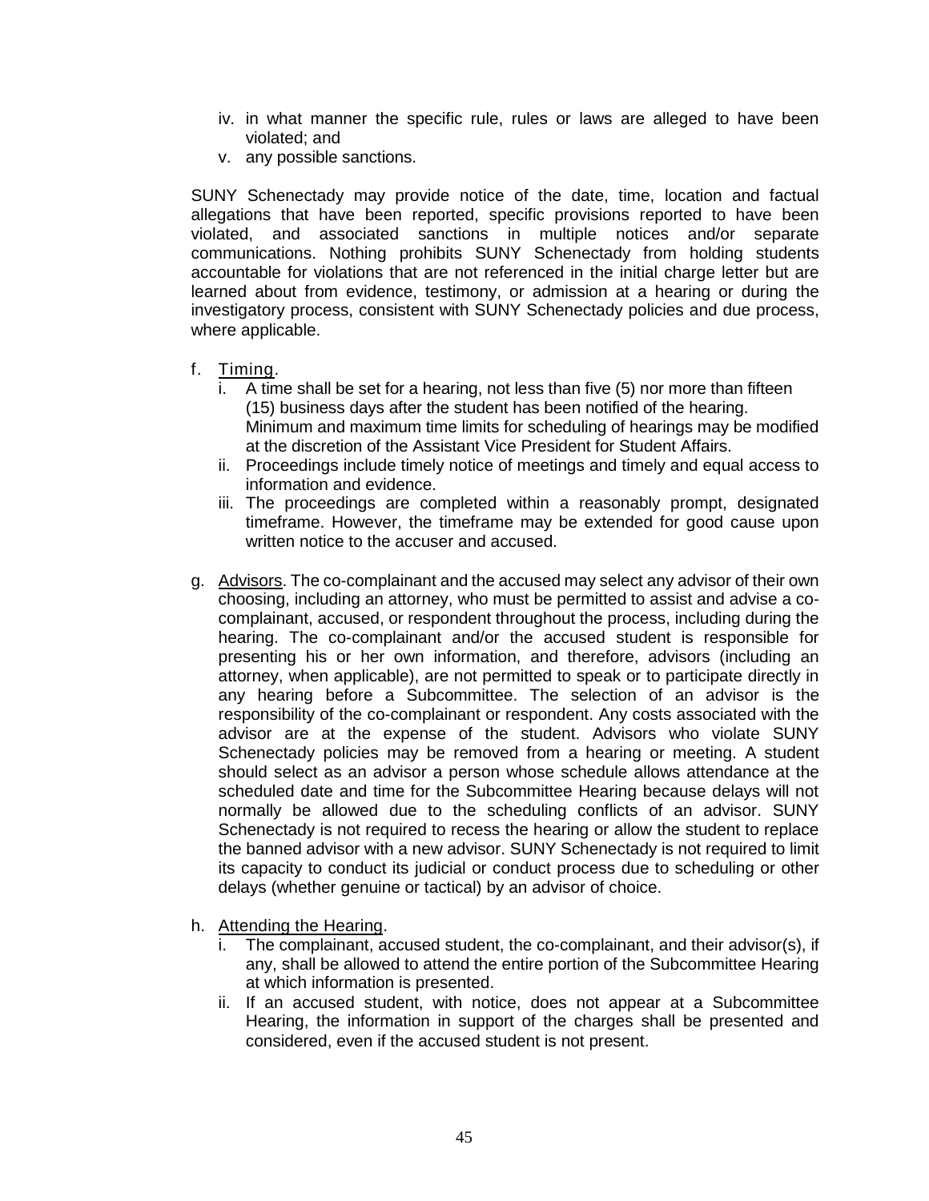iv. in what manner the specific rule, rules or laws are alleged to have been violated; and
v. any possible sanctions.

SUNY Schenectady may provide notice of the date, time, location and factual allegations that have been reported, specific provisions reported to have been violated, and associated sanctions in multiple notices and/or separate communications. Nothing prohibits SUNY Schenectady from holding students accountable for violations that are not referenced in the initial charge letter but are learned about from evidence, testimony, or admission at a hearing or during the investigatory process, consistent with SUNY Schenectady policies and due process, where applicable.

f. Timing.
   i. A time shall be set for a hearing, not less than five (5) nor more than fifteen (15) business days after the student has been notified of the hearing. Minimum and maximum time limits for scheduling of hearings may be modified at the discretion of the Assistant Vice President for Student Affairs.
   ii. Proceedings include timely notice of meetings and timely and equal access to information and evidence.
   iii. The proceedings are completed within a reasonably prompt, designated timeframe. However, the timeframe may be extended for good cause upon written notice to the accuser and accused.

g. Advisors. The co-complainant and the accused may select any advisor of their own choosing, including an attorney, who must be permitted to assist and advise a co-complainant, accused, or respondent throughout the process, including during the hearing. The co-complainant and/or the accused student is responsible for presenting his or her own information, and therefore, advisors (including an attorney, when applicable), are not permitted to speak or to participate directly in any hearing before a Subcommittee. The selection of an advisor is the responsibility of the co-complainant or respondent. Any costs associated with the advisor are at the expense of the student. Advisors who violate SUNY Schenectady policies may be removed from a hearing or meeting. A student should select as an advisor a person whose schedule allows attendance at the scheduled date and time for the Subcommittee Hearing because delays will not normally be allowed due to the scheduling conflicts of an advisor. SUNY Schenectady is not required to recess the hearing or allow the student to replace the banned advisor with a new advisor. SUNY Schenectady is not required to limit its capacity to conduct its judicial or conduct process due to scheduling or other delays (whether genuine or tactical) by an advisor of choice.

h. Attending the Hearing.
   i. The complainant, accused student, the co-complainant, and their advisor(s), if any, shall be allowed to attend the entire portion of the Subcommittee Hearing at which information is presented.
   ii. If an accused student, with notice, does not appear at a Subcommittee Hearing, the information in support of the charges shall be presented and considered, even if the accused student is not present.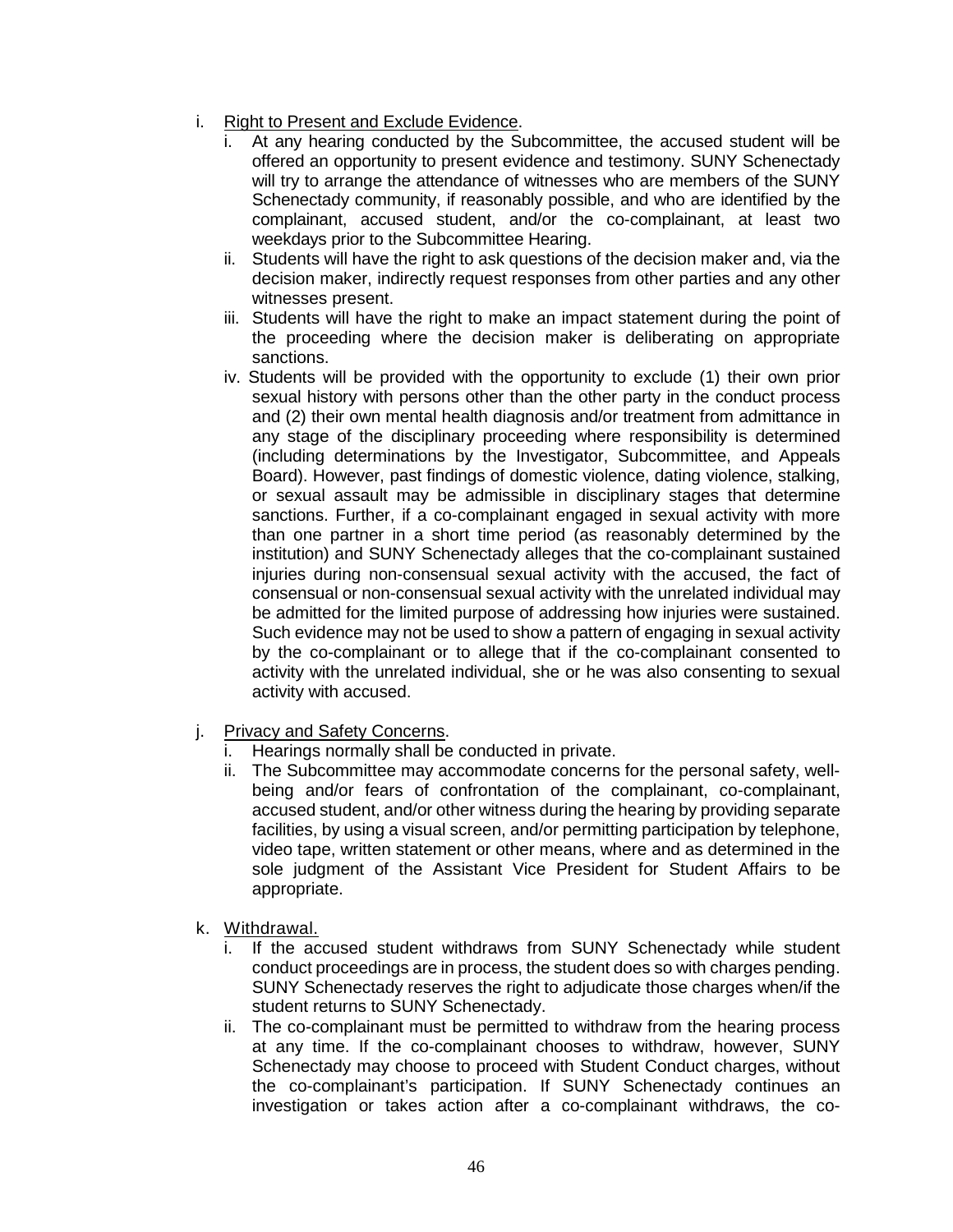i. Right to Present and Exclude Evidence.
   i. At any hearing conducted by the Subcommittee, the accused student will be offered an opportunity to present evidence and testimony. SUNY Schenectady will try to arrange the attendance of witnesses who are members of the SUNY Schenectady community, if reasonably possible, and who are identified by the complainant, accused student, and/or the co-complainant, at least two weekdays prior to the Subcommittee Hearing.
   ii. Students will have the right to ask questions of the decision maker and, via the decision maker, indirectly request responses from other parties and any other witnesses present.
   iii. Students will have the right to make an impact statement during the point of the proceeding where the decision maker is deliberating on appropriate sanctions.
   iv. Students will be provided with the opportunity to exclude (1) their own prior sexual history with persons other than the other party in the conduct process and (2) their own mental health diagnosis and/or treatment from admittance in any stage of the disciplinary proceeding where responsibility is determined (including determinations by the Investigator, Subcommittee, and Appeals Board). However, past findings of domestic violence, dating violence, stalking, or sexual assault may be admissible in disciplinary stages that determine sanctions. Further, if a co-complainant engaged in sexual activity with more than one partner in a short time period (as reasonably determined by the institution) and SUNY Schenectady alleges that the co-complainant sustained injuries during non-consensual sexual activity with the accused, the fact of consensual or non-consensual sexual activity with the unrelated individual may be admitted for the limited purpose of addressing how injuries were sustained. Such evidence may not be used to show a pattern of engaging in sexual activity by the co-complainant or to allege that if the co-complainant consented to activity with the unrelated individual, she or he was also consenting to sexual activity with accused.

j. Privacy and Safety Concerns.
   i. Hearings normally shall be conducted in private.
   ii. The Subcommittee may accommodate concerns for the personal safety, well-being and/or fears of confrontation of the complainant, co-complainant, accused student, and/or other witness during the hearing by providing separate facilities, by using a visual screen, and/or permitting participation by telephone, video tape, written statement or other means, where and as determined in the sole judgment of the Assistant Vice President for Student Affairs to be appropriate.

k. Withdrawal.
   i. If the accused student withdraws from SUNY Schenectady while student conduct proceedings are in process, the student does so with charges pending. SUNY Schenectady reserves the right to adjudicate those charges when/if the student returns to SUNY Schenectady.
   ii. The co-complainant must be permitted to withdraw from the hearing process at any time. If the co-complainant chooses to withdraw, however, SUNY Schenectady may choose to proceed with Student Conduct charges, without the co-complainant's participation. If SUNY Schenectady continues an investigation or takes action after a co-complainant withdraws, the co-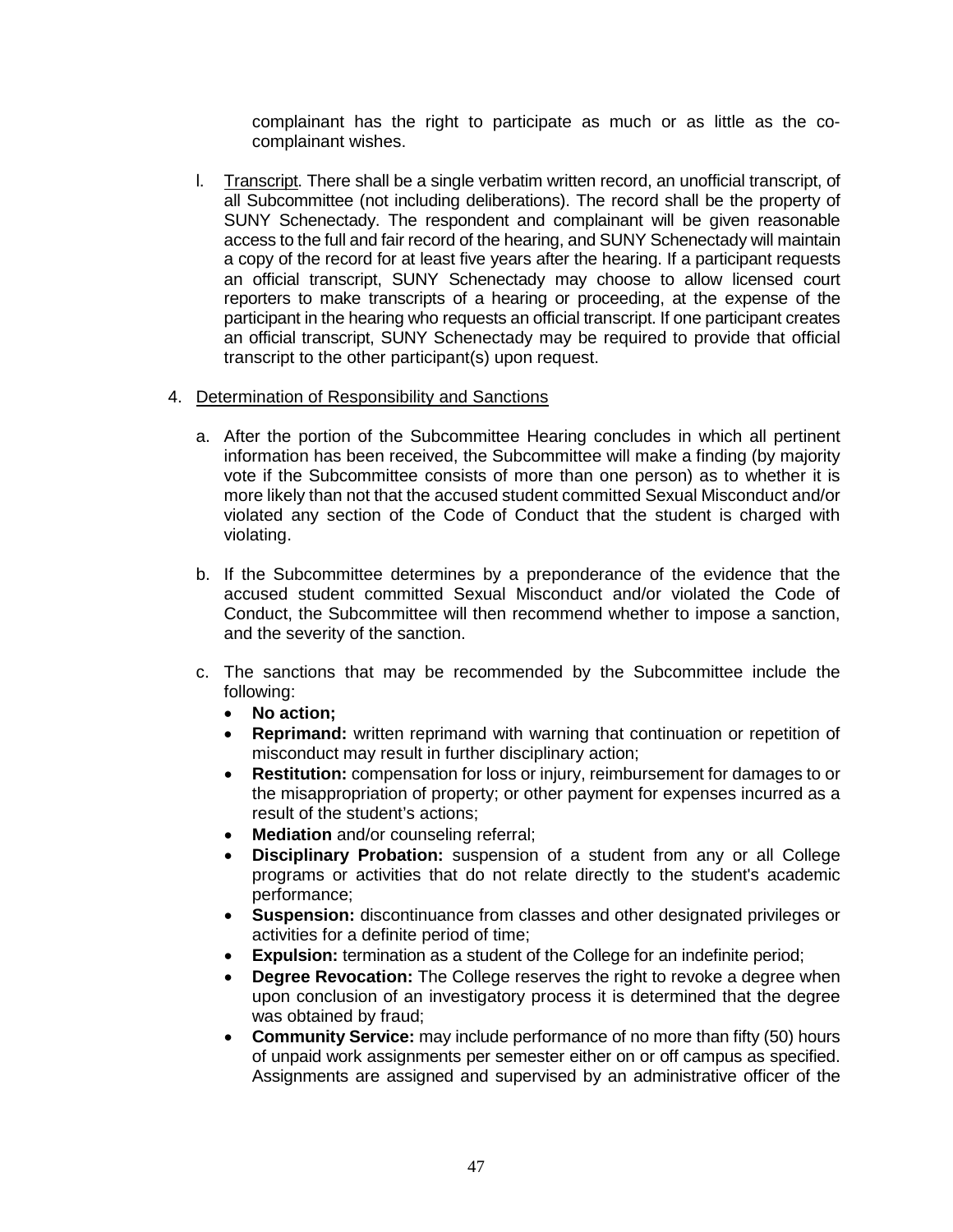complainant has the right to participate as much or as little as the co-complainant wishes.

l. Transcript. There shall be a single verbatim written record, an unofficial transcript, of all Subcommittee (not including deliberations). The record shall be the property of SUNY Schenectady. The respondent and complainant will be given reasonable access to the full and fair record of the hearing, and SUNY Schenectady will maintain a copy of the record for at least five years after the hearing. If a participant requests an official transcript, SUNY Schenectady may choose to allow licensed court reporters to make transcripts of a hearing or proceeding, at the expense of the participant in the hearing who requests an official transcript. If one participant creates an official transcript, SUNY Schenectady may be required to provide that official transcript to the other participant(s) upon request.

4. Determination of Responsibility and Sanctions

   a. After the portion of the Subcommittee Hearing concludes in which all pertinent information has been received, the Subcommittee will make a finding (by majority vote if the Subcommittee consists of more than one person) as to whether it is more likely than not that the accused student committed Sexual Misconduct and/or violated any section of the Code of Conduct that the student is charged with violating.

   b. If the Subcommittee determines by a preponderance of the evidence that the accused student committed Sexual Misconduct and/or violated the Code of Conduct, the Subcommittee will then recommend whether to impose a sanction, and the severity of the sanction.

   c. The sanctions that may be recommended by the Subcommittee include the following:
      - **No action;**
      - **Reprimand:** written reprimand with warning that continuation or repetition of misconduct may result in further disciplinary action;
      - **Restitution:** compensation for loss or injury, reimbursement for damages to or the misappropriation of property; or other payment for expenses incurred as a result of the student's actions;
      - **Mediation** and/or counseling referral;
      - **Disciplinary Probation:** suspension of a student from any or all College programs or activities that do not relate directly to the student's academic performance;
      - **Suspension:** discontinuance from classes and other designated privileges or activities for a definite period of time;
      - **Expulsion:** termination as a student of the College for an indefinite period;
      - **Degree Revocation:** The College reserves the right to revoke a degree when upon conclusion of an investigatory process it is determined that the degree was obtained by fraud;
      - **Community Service:** may include performance of no more than fifty (50) hours of unpaid work assignments per semester either on or off campus as specified. Assignments are assigned and supervised by an administrative officer of the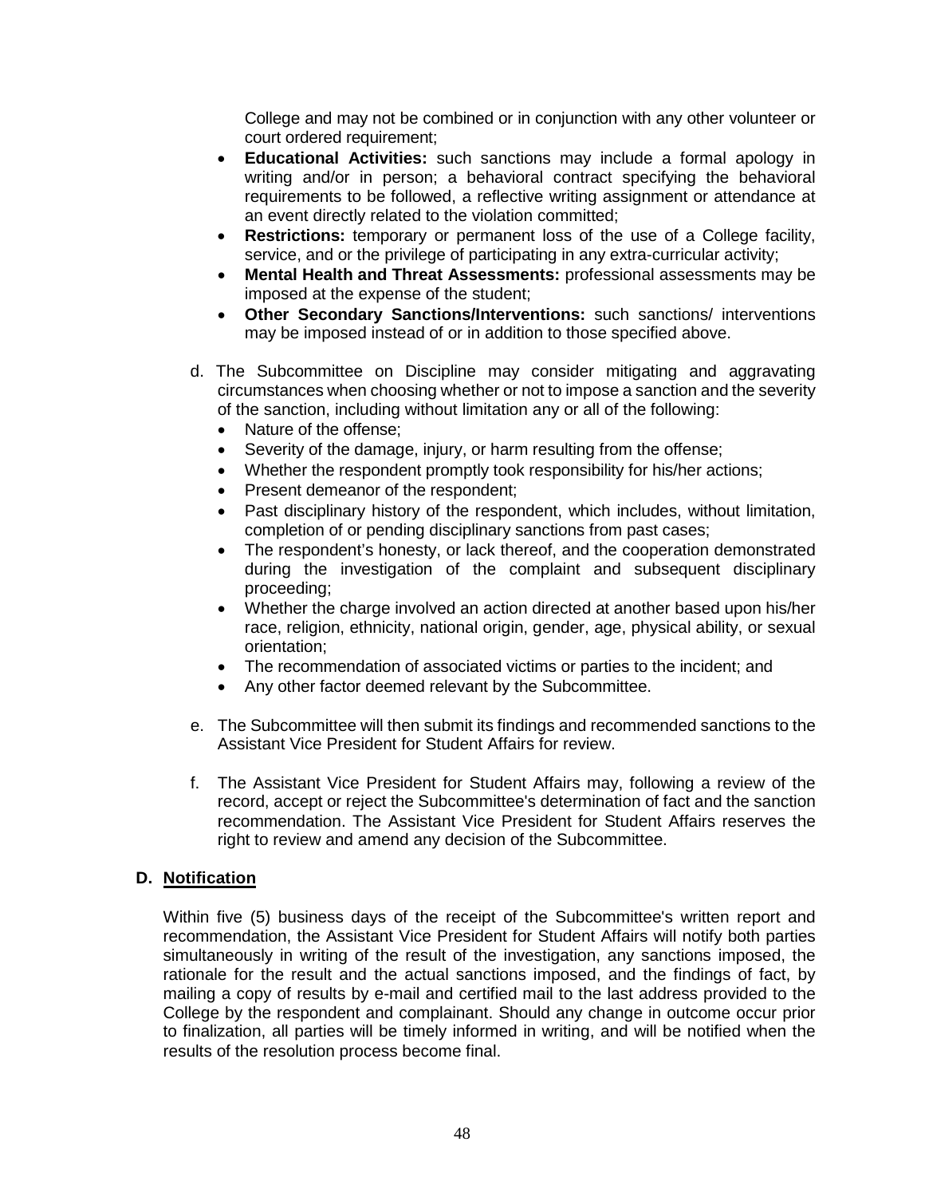College and may not be combined or in conjunction with any other volunteer or court ordered requirement;

- **Educational Activities:** such sanctions may include a formal apology in writing and/or in person; a behavioral contract specifying the behavioral requirements to be followed, a reflective writing assignment or attendance at an event directly related to the violation committed;
- **Restrictions:** temporary or permanent loss of the use of a College facility, service, and or the privilege of participating in any extra-curricular activity;
- **Mental Health and Threat Assessments:** professional assessments may be imposed at the expense of the student;
- **Other Secondary Sanctions/Interventions:** such sanctions/ interventions may be imposed instead of or in addition to those specified above.

d. The Subcommittee on Discipline may consider mitigating and aggravating circumstances when choosing whether or not to impose a sanction and the severity of the sanction, including without limitation any or all of the following:

- Nature of the offense;
- Severity of the damage, injury, or harm resulting from the offense;
- Whether the respondent promptly took responsibility for his/her actions;
- Present demeanor of the respondent;
- Past disciplinary history of the respondent, which includes, without limitation, completion of or pending disciplinary sanctions from past cases;
- The respondent's honesty, or lack thereof, and the cooperation demonstrated during the investigation of the complaint and subsequent disciplinary proceeding;
- Whether the charge involved an action directed at another based upon his/her race, religion, ethnicity, national origin, gender, age, physical ability, or sexual orientation;
- The recommendation of associated victims or parties to the incident; and
- Any other factor deemed relevant by the Subcommittee.

e. The Subcommittee will then submit its findings and recommended sanctions to the Assistant Vice President for Student Affairs for review.

f. The Assistant Vice President for Student Affairs may, following a review of the record, accept or reject the Subcommittee's determination of fact and the sanction recommendation. The Assistant Vice President for Student Affairs reserves the right to review and amend any decision of the Subcommittee.

**D. Notification**

Within five (5) business days of the receipt of the Subcommittee's written report and recommendation, the Assistant Vice President for Student Affairs will notify both parties simultaneously in writing of the result of the investigation, any sanctions imposed, the rationale for the result and the actual sanctions imposed, and the findings of fact, by mailing a copy of results by e-mail and certified mail to the last address provided to the College by the respondent and complainant. Should any change in outcome occur prior to finalization, all parties will be timely informed in writing, and will be notified when the results of the resolution process become final.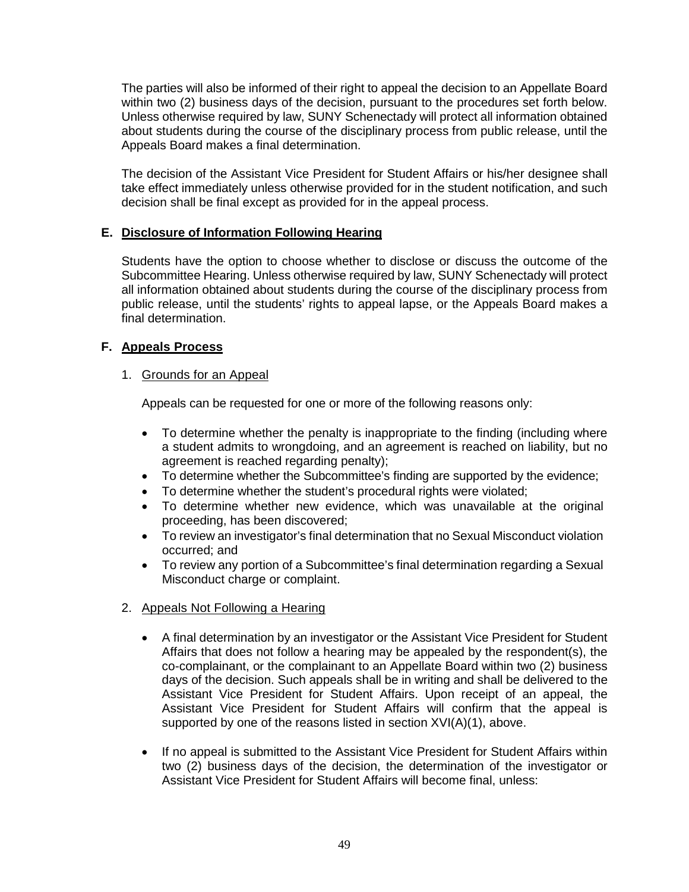The parties will also be informed of their right to appeal the decision to an Appellate Board within two (2) business days of the decision, pursuant to the procedures set forth below. Unless otherwise required by law, SUNY Schenectady will protect all information obtained about students during the course of the disciplinary process from public release, until the Appeals Board makes a final determination.

The decision of the Assistant Vice President for Student Affairs or his/her designee shall take effect immediately unless otherwise provided for in the student notification, and such decision shall be final except as provided for in the appeal process.

### E. Disclosure of Information Following Hearing

Students have the option to choose whether to disclose or discuss the outcome of the Subcommittee Hearing. Unless otherwise required by law, SUNY Schenectady will protect all information obtained about students during the course of the disciplinary process from public release, until the students' rights to appeal lapse, or the Appeals Board makes a final determination.

### F. Appeals Process

1. Grounds for an Appeal

   Appeals can be requested for one or more of the following reasons only:

   - To determine whether the penalty is inappropriate to the finding (including where a student admits to wrongdoing, and an agreement is reached on liability, but no agreement is reached regarding penalty);
   - To determine whether the Subcommittee's finding are supported by the evidence;
   - To determine whether the student's procedural rights were violated;
   - To determine whether new evidence, which was unavailable at the original proceeding, has been discovered;
   - To review an investigator's final determination that no Sexual Misconduct violation occurred; and
   - To review any portion of a Subcommittee's final determination regarding a Sexual Misconduct charge or complaint.

2. Appeals Not Following a Hearing

   - A final determination by an investigator or the Assistant Vice President for Student Affairs that does not follow a hearing may be appealed by the respondent(s), the co-complainant, or the complainant to an Appellate Board within two (2) business days of the decision. Such appeals shall be in writing and shall be delivered to the Assistant Vice President for Student Affairs. Upon receipt of an appeal, the Assistant Vice President for Student Affairs will confirm that the appeal is supported by one of the reasons listed in section XVI(A)(1), above.

   - If no appeal is submitted to the Assistant Vice President for Student Affairs within two (2) business days of the decision, the determination of the investigator or Assistant Vice President for Student Affairs will become final, unless: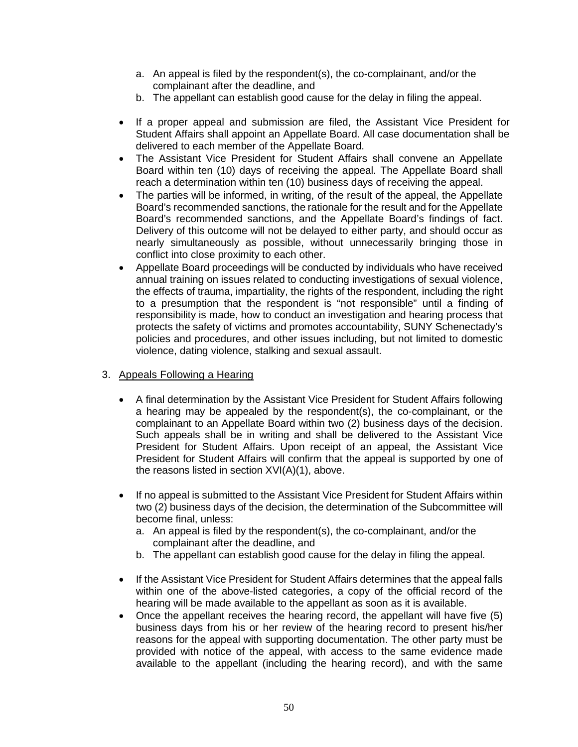a. An appeal is filed by the respondent(s), the co-complainant, and/or the complainant after the deadline, and
   b. The appellant can establish good cause for the delay in filing the appeal.

- If a proper appeal and submission are filed, the Assistant Vice President for Student Affairs shall appoint an Appellate Board. All case documentation shall be delivered to each member of the Appellate Board.
- The Assistant Vice President for Student Affairs shall convene an Appellate Board within ten (10) days of receiving the appeal. The Appellate Board shall reach a determination within ten (10) business days of receiving the appeal.
- The parties will be informed, in writing, of the result of the appeal, the Appellate Board's recommended sanctions, the rationale for the result and for the Appellate Board's recommended sanctions, and the Appellate Board's findings of fact. Delivery of this outcome will not be delayed to either party, and should occur as nearly simultaneously as possible, without unnecessarily bringing those in conflict into close proximity to each other.
- Appellate Board proceedings will be conducted by individuals who have received annual training on issues related to conducting investigations of sexual violence, the effects of trauma, impartiality, the rights of the respondent, including the right to a presumption that the respondent is "not responsible" until a finding of responsibility is made, how to conduct an investigation and hearing process that protects the safety of victims and promotes accountability, SUNY Schenectady's policies and procedures, and other issues including, but not limited to domestic violence, dating violence, stalking and sexual assault.

3. Appeals Following a Hearing

   - A final determination by the Assistant Vice President for Student Affairs following a hearing may be appealed by the respondent(s), the co-complainant, or the complainant to an Appellate Board within two (2) business days of the decision. Such appeals shall be in writing and shall be delivered to the Assistant Vice President for Student Affairs. Upon receipt of an appeal, the Assistant Vice President for Student Affairs will confirm that the appeal is supported by one of the reasons listed in section XVI(A)(1), above.

   - If no appeal is submitted to the Assistant Vice President for Student Affairs within two (2) business days of the decision, the determination of the Subcommittee will become final, unless:
     a. An appeal is filed by the respondent(s), the co-complainant, and/or the complainant after the deadline, and
     b. The appellant can establish good cause for the delay in filing the appeal.

   - If the Assistant Vice President for Student Affairs determines that the appeal falls within one of the above-listed categories, a copy of the official record of the hearing will be made available to the appellant as soon as it is available.
   - Once the appellant receives the hearing record, the appellant will have five (5) business days from his or her review of the hearing record to present his/her reasons for the appeal with supporting documentation. The other party must be provided with notice of the appeal, with access to the same evidence made available to the appellant (including the hearing record), and with the same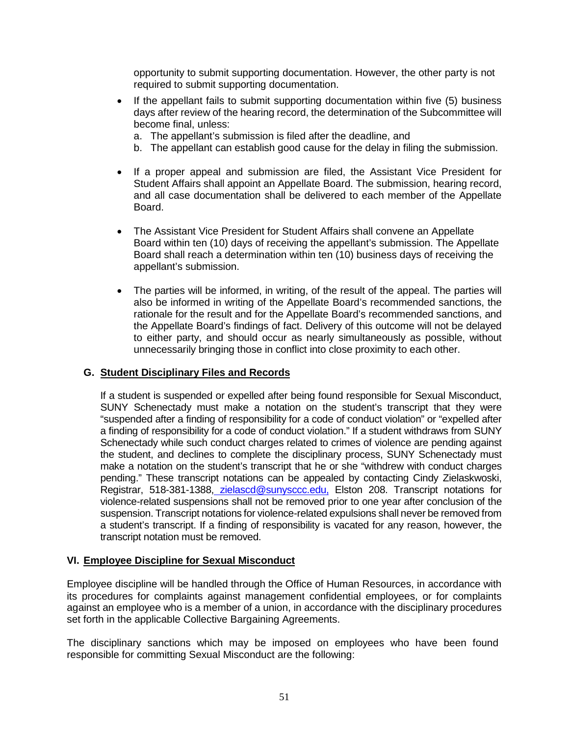opportunity to submit supporting documentation. However, the other party is not required to submit supporting documentation.

- If the appellant fails to submit supporting documentation within five (5) business days after review of the hearing record, the determination of the Subcommittee will become final, unless:
  a. The appellant's submission is filed after the deadline, and
  b. The appellant can establish good cause for the delay in filing the submission.

- If a proper appeal and submission are filed, the Assistant Vice President for Student Affairs shall appoint an Appellate Board. The submission, hearing record, and all case documentation shall be delivered to each member of the Appellate Board.

- The Assistant Vice President for Student Affairs shall convene an Appellate Board within ten (10) days of receiving the appellant's submission. The Appellate Board shall reach a determination within ten (10) business days of receiving the appellant's submission.

- The parties will be informed, in writing, of the result of the appeal. The parties will also be informed in writing of the Appellate Board's recommended sanctions, the rationale for the result and for the Appellate Board's recommended sanctions, and the Appellate Board's findings of fact. Delivery of this outcome will not be delayed to either party, and should occur as nearly simultaneously as possible, without unnecessarily bringing those in conflict into close proximity to each other.

### G. Student Disciplinary Files and Records

If a student is suspended or expelled after being found responsible for Sexual Misconduct, SUNY Schenectady must make a notation on the student's transcript that they were "suspended after a finding of responsibility for a code of conduct violation" or "expelled after a finding of responsibility for a code of conduct violation." If a student withdraws from SUNY Schenectady while such conduct charges related to crimes of violence are pending against the student, and declines to complete the disciplinary process, SUNY Schenectady must make a notation on the student's transcript that he or she "withdrew with conduct charges pending." These transcript notations can be appealed by contacting Cindy Zielaskwoski, Registrar, 518-381-1388, zielascd@sunysccc.edu, Elston 208. Transcript notations for violence-related suspensions shall not be removed prior to one year after conclusion of the suspension. Transcript notations for violence-related expulsions shall never be removed from a student's transcript. If a finding of responsibility is vacated for any reason, however, the transcript notation must be removed.

## VI. Employee Discipline for Sexual Misconduct

Employee discipline will be handled through the Office of Human Resources, in accordance with its procedures for complaints against management confidential employees, or for complaints against an employee who is a member of a union, in accordance with the disciplinary procedures set forth in the applicable Collective Bargaining Agreements.

The disciplinary sanctions which may be imposed on employees who have been found responsible for committing Sexual Misconduct are the following: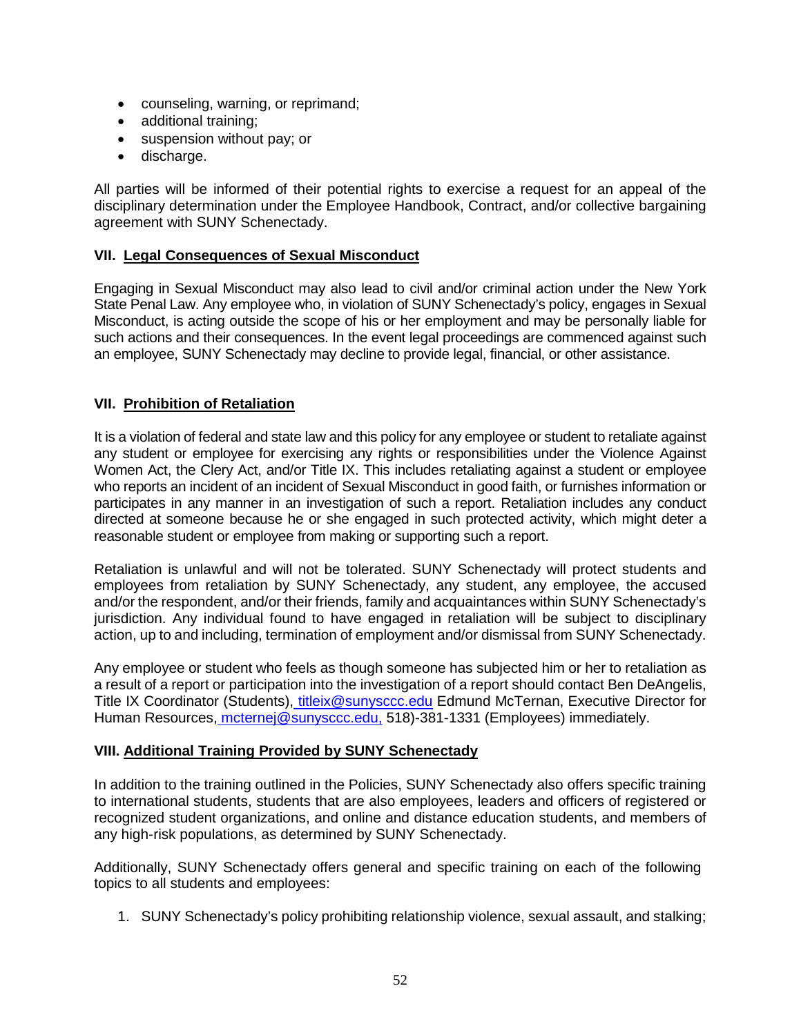- counseling, warning, or reprimand;
- additional training;
- suspension without pay; or
- discharge.

All parties will be informed of their potential rights to exercise a request for an appeal of the disciplinary determination under the Employee Handbook, Contract, and/or collective bargaining agreement with SUNY Schenectady.

### VII. Legal Consequences of Sexual Misconduct

Engaging in Sexual Misconduct may also lead to civil and/or criminal action under the New York State Penal Law. Any employee who, in violation of SUNY Schenectady's policy, engages in Sexual Misconduct, is acting outside the scope of his or her employment and may be personally liable for such actions and their consequences. In the event legal proceedings are commenced against such an employee, SUNY Schenectady may decline to provide legal, financial, or other assistance.

### VII. Prohibition of Retaliation

It is a violation of federal and state law and this policy for any employee or student to retaliate against any student or employee for exercising any rights or responsibilities under the Violence Against Women Act, the Clery Act, and/or Title IX. This includes retaliating against a student or employee who reports an incident of an incident of Sexual Misconduct in good faith, or furnishes information or participates in any manner in an investigation of such a report. Retaliation includes any conduct directed at someone because he or she engaged in such protected activity, which might deter a reasonable student or employee from making or supporting such a report.

Retaliation is unlawful and will not be tolerated. SUNY Schenectady will protect students and employees from retaliation by SUNY Schenectady, any student, any employee, the accused and/or the respondent, and/or their friends, family and acquaintances within SUNY Schenectady's jurisdiction. Any individual found to have engaged in retaliation will be subject to disciplinary action, up to and including, termination of employment and/or dismissal from SUNY Schenectady.

Any employee or student who feels as though someone has subjected him or her to retaliation as a result of a report or participation into the investigation of a report should contact Ben DeAngelis, Title IX Coordinator (Students), titleix@sunysccc.edu Edmund McTernan, Executive Director for Human Resources, mcternej@sunysccc.edu, 518)-381-1331 (Employees) immediately.

### VIII. Additional Training Provided by SUNY Schenectady

In addition to the training outlined in the Policies, SUNY Schenectady also offers specific training to international students, students that are also employees, leaders and officers of registered or recognized student organizations, and online and distance education students, and members of any high-risk populations, as determined by SUNY Schenectady.

Additionally, SUNY Schenectady offers general and specific training on each of the following topics to all students and employees:

1. SUNY Schenectady's policy prohibiting relationship violence, sexual assault, and stalking;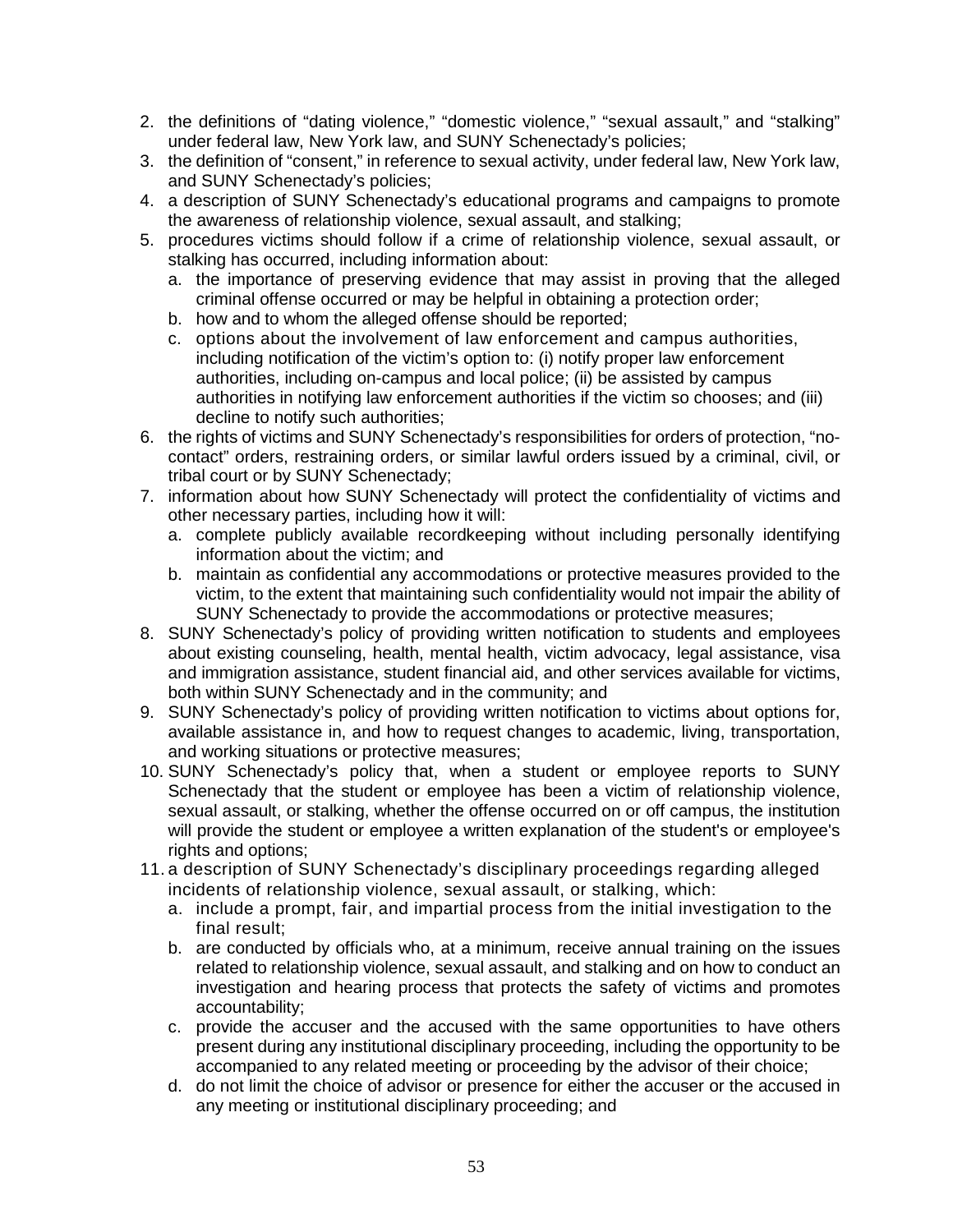2. the definitions of “dating violence,” “domestic violence,” “sexual assault,” and “stalking” under federal law, New York law, and SUNY Schenectady’s policies;
3. the definition of “consent,” in reference to sexual activity, under federal law, New York law, and SUNY Schenectady’s policies;
4. a description of SUNY Schenectady’s educational programs and campaigns to promote the awareness of relationship violence, sexual assault, and stalking;
5. procedures victims should follow if a crime of relationship violence, sexual assault, or stalking has occurred, including information about:
   a. the importance of preserving evidence that may assist in proving that the alleged criminal offense occurred or may be helpful in obtaining a protection order;
   b. how and to whom the alleged offense should be reported;
   c. options about the involvement of law enforcement and campus authorities, including notification of the victim’s option to: (i) notify proper law enforcement authorities, including on-campus and local police; (ii) be assisted by campus authorities in notifying law enforcement authorities if the victim so chooses; and (iii) decline to notify such authorities;
6. the rights of victims and SUNY Schenectady’s responsibilities for orders of protection, “no-contact” orders, restraining orders, or similar lawful orders issued by a criminal, civil, or tribal court or by SUNY Schenectady;
7. information about how SUNY Schenectady will protect the confidentiality of victims and other necessary parties, including how it will:
   a. complete publicly available recordkeeping without including personally identifying information about the victim; and
   b. maintain as confidential any accommodations or protective measures provided to the victim, to the extent that maintaining such confidentiality would not impair the ability of SUNY Schenectady to provide the accommodations or protective measures;
8. SUNY Schenectady’s policy of providing written notification to students and employees about existing counseling, health, mental health, victim advocacy, legal assistance, visa and immigration assistance, student financial aid, and other services available for victims, both within SUNY Schenectady and in the community; and
9. SUNY Schenectady’s policy of providing written notification to victims about options for, available assistance in, and how to request changes to academic, living, transportation, and working situations or protective measures;
10. SUNY Schenectady’s policy that, when a student or employee reports to SUNY Schenectady that the student or employee has been a victim of relationship violence, sexual assault, or stalking, whether the offense occurred on or off campus, the institution will provide the student or employee a written explanation of the student's or employee's rights and options;
11. a description of SUNY Schenectady’s disciplinary proceedings regarding alleged incidents of relationship violence, sexual assault, or stalking, which:
    a. include a prompt, fair, and impartial process from the initial investigation to the final result;
    b. are conducted by officials who, at a minimum, receive annual training on the issues related to relationship violence, sexual assault, and stalking and on how to conduct an investigation and hearing process that protects the safety of victims and promotes accountability;
    c. provide the accuser and the accused with the same opportunities to have others present during any institutional disciplinary proceeding, including the opportunity to be accompanied to any related meeting or proceeding by the advisor of their choice;
    d. do not limit the choice of advisor or presence for either the accuser or the accused in any meeting or institutional disciplinary proceeding; and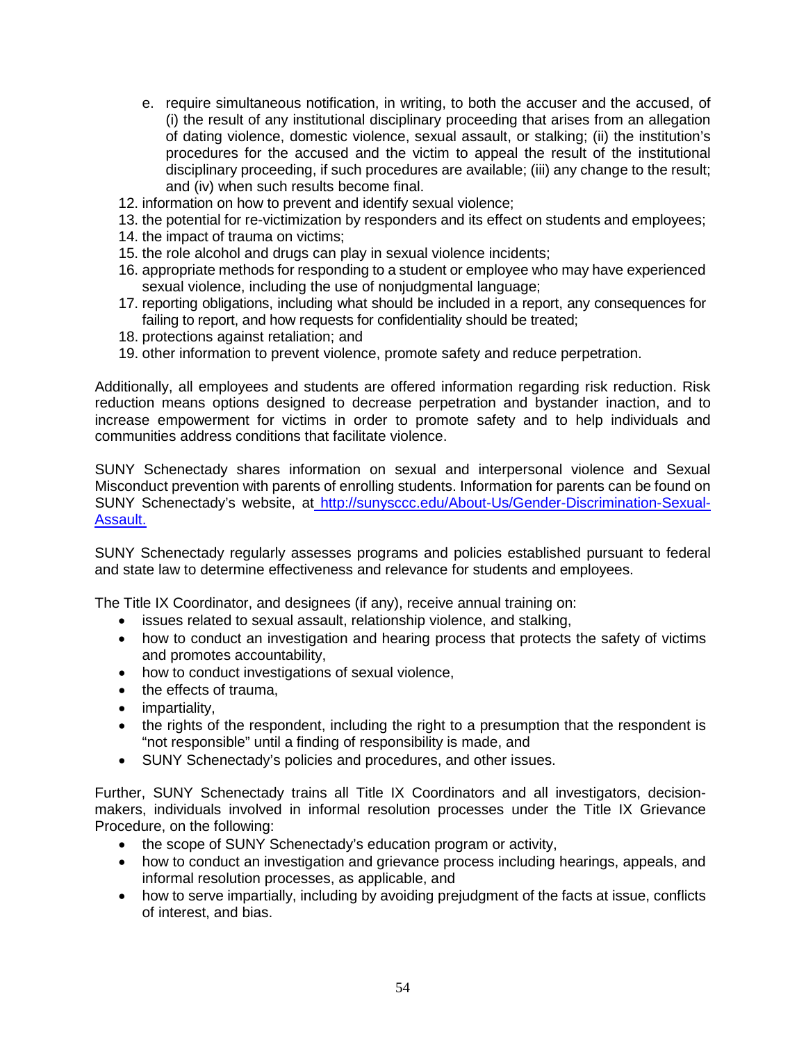e. require simultaneous notification, in writing, to both the accuser and the accused, of (i) the result of any institutional disciplinary proceeding that arises from an allegation of dating violence, domestic violence, sexual assault, or stalking; (ii) the institution's procedures for the accused and the victim to appeal the result of the institutional disciplinary proceeding, if such procedures are available; (iii) any change to the result; and (iv) when such results become final.

12. information on how to prevent and identify sexual violence;
13. the potential for re-victimization by responders and its effect on students and employees;
14. the impact of trauma on victims;
15. the role alcohol and drugs can play in sexual violence incidents;
16. appropriate methods for responding to a student or employee who may have experienced sexual violence, including the use of nonjudgmental language;
17. reporting obligations, including what should be included in a report, any consequences for failing to report, and how requests for confidentiality should be treated;
18. protections against retaliation; and
19. other information to prevent violence, promote safety and reduce perpetration.

Additionally, all employees and students are offered information regarding risk reduction. Risk reduction means options designed to decrease perpetration and bystander inaction, and to increase empowerment for victims in order to promote safety and to help individuals and communities address conditions that facilitate violence.

SUNY Schenectady shares information on sexual and interpersonal violence and Sexual Misconduct prevention with parents of enrolling students. Information for parents can be found on SUNY Schenectady's website, at [http://sunysccc.edu/About-Us/Gender-Discrimination-Sexual-Assault.](http://sunysccc.edu/About-Us/Gender-Discrimination-Sexual-Assault)

SUNY Schenectady regularly assesses programs and policies established pursuant to federal and state law to determine effectiveness and relevance for students and employees.

The Title IX Coordinator, and designees (if any), receive annual training on:

- issues related to sexual assault, relationship violence, and stalking,
- how to conduct an investigation and hearing process that protects the safety of victims and promotes accountability,
- how to conduct investigations of sexual violence,
- the effects of trauma,
- impartiality,
- the rights of the respondent, including the right to a presumption that the respondent is "not responsible" until a finding of responsibility is made, and
- SUNY Schenectady's policies and procedures, and other issues.

Further, SUNY Schenectady trains all Title IX Coordinators and all investigators, decision-makers, individuals involved in informal resolution processes under the Title IX Grievance Procedure, on the following:

- the scope of SUNY Schenectady's education program or activity,
- how to conduct an investigation and grievance process including hearings, appeals, and informal resolution processes, as applicable, and
- how to serve impartially, including by avoiding prejudgment of the facts at issue, conflicts of interest, and bias.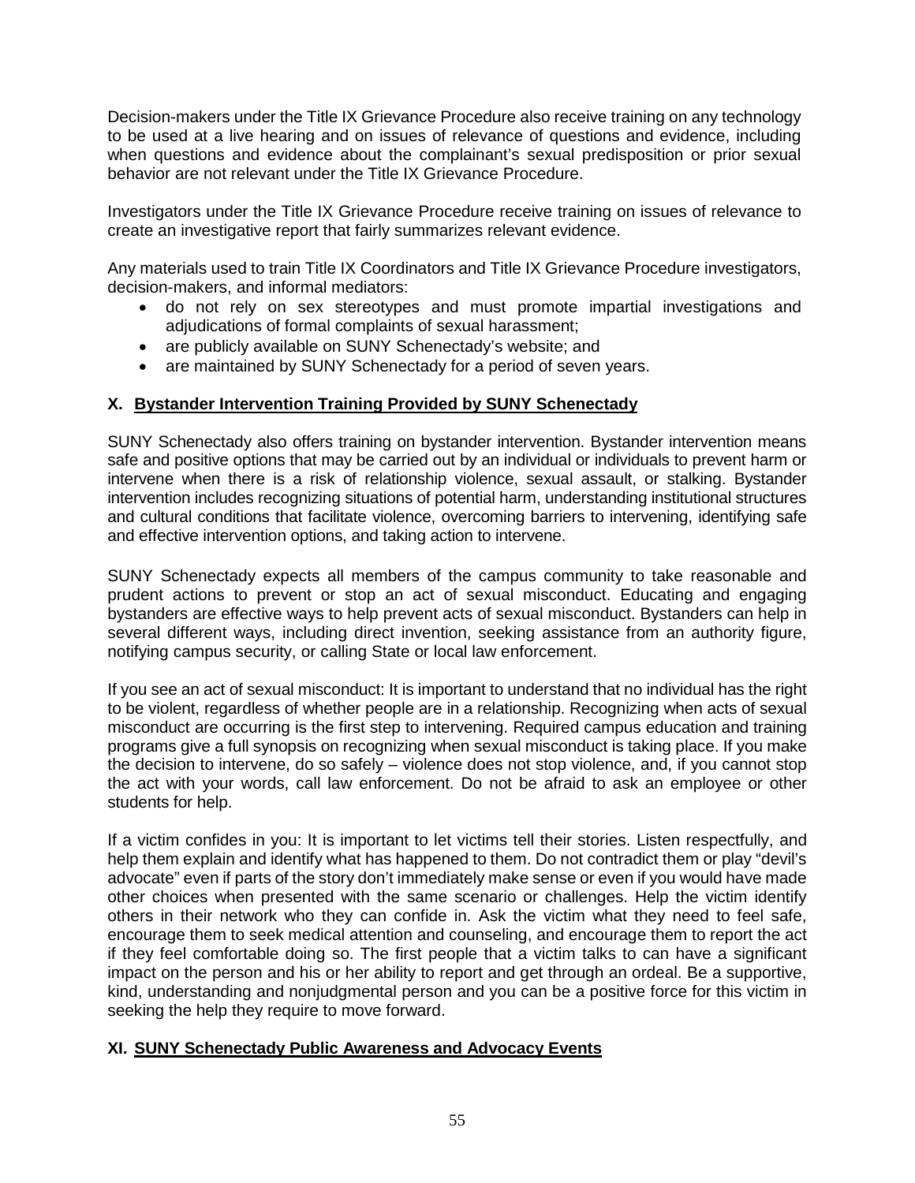Decision-makers under the Title IX Grievance Procedure also receive training on any technology to be used at a live hearing and on issues of relevance of questions and evidence, including when questions and evidence about the complainant's sexual predisposition or prior sexual behavior are not relevant under the Title IX Grievance Procedure.

Investigators under the Title IX Grievance Procedure receive training on issues of relevance to create an investigative report that fairly summarizes relevant evidence.

Any materials used to train Title IX Coordinators and Title IX Grievance Procedure investigators, decision-makers, and informal mediators:

- do not rely on sex stereotypes and must promote impartial investigations and adjudications of formal complaints of sexual harassment;
- are publicly available on SUNY Schenectady's website; and
- are maintained by SUNY Schenectady for a period of seven years.

## X. Bystander Intervention Training Provided by SUNY Schenectady

SUNY Schenectady also offers training on bystander intervention. Bystander intervention means safe and positive options that may be carried out by an individual or individuals to prevent harm or intervene when there is a risk of relationship violence, sexual assault, or stalking. Bystander intervention includes recognizing situations of potential harm, understanding institutional structures and cultural conditions that facilitate violence, overcoming barriers to intervening, identifying safe and effective intervention options, and taking action to intervene.

SUNY Schenectady expects all members of the campus community to take reasonable and prudent actions to prevent or stop an act of sexual misconduct. Educating and engaging bystanders are effective ways to help prevent acts of sexual misconduct. Bystanders can help in several different ways, including direct invention, seeking assistance from an authority figure, notifying campus security, or calling State or local law enforcement.

If you see an act of sexual misconduct: It is important to understand that no individual has the right to be violent, regardless of whether people are in a relationship. Recognizing when acts of sexual misconduct are occurring is the first step to intervening. Required campus education and training programs give a full synopsis on recognizing when sexual misconduct is taking place. If you make the decision to intervene, do so safely – violence does not stop violence, and, if you cannot stop the act with your words, call law enforcement. Do not be afraid to ask an employee or other students for help.

If a victim confides in you: It is important to let victims tell their stories. Listen respectfully, and help them explain and identify what has happened to them. Do not contradict them or play "devil's advocate" even if parts of the story don't immediately make sense or even if you would have made other choices when presented with the same scenario or challenges. Help the victim identify others in their network who they can confide in. Ask the victim what they need to feel safe, encourage them to seek medical attention and counseling, and encourage them to report the act if they feel comfortable doing so. The first people that a victim talks to can have a significant impact on the person and his or her ability to report and get through an ordeal. Be a supportive, kind, understanding and nonjudgmental person and you can be a positive force for this victim in seeking the help they require to move forward.

## XI. SUNY Schenectady Public Awareness and Advocacy Events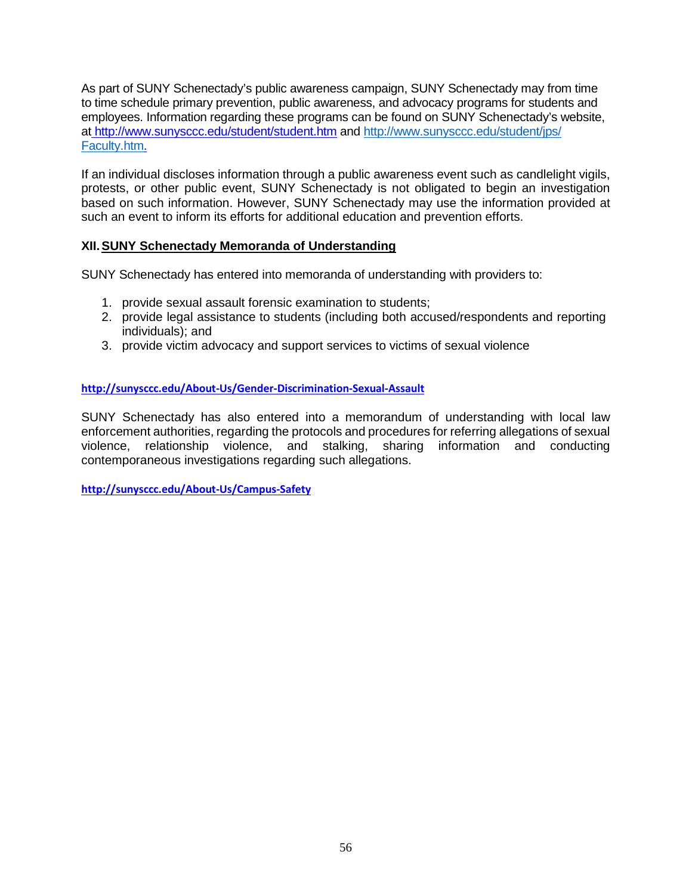As part of SUNY Schenectady's public awareness campaign, SUNY Schenectady may from time to time schedule primary prevention, public awareness, and advocacy programs for students and employees. Information regarding these programs can be found on SUNY Schenectady's website, at http://www.sunysccc.edu/student/student.htm and http://www.sunysccc.edu/student/jps/Faculty.htm.

If an individual discloses information through a public awareness event such as candlelight vigils, protests, or other public event, SUNY Schenectady is not obligated to begin an investigation based on such information. However, SUNY Schenectady may use the information provided at such an event to inform its efforts for additional education and prevention efforts.

## XII. SUNY Schenectady Memoranda of Understanding

SUNY Schenectady has entered into memoranda of understanding with providers to:

1. provide sexual assault forensic examination to students;
2. provide legal assistance to students (including both accused/respondents and reporting individuals); and
3. provide victim advocacy and support services to victims of sexual violence

**http://sunysccc.edu/About-Us/Gender-Discrimination-Sexual-Assault**

SUNY Schenectady has also entered into a memorandum of understanding with local law enforcement authorities, regarding the protocols and procedures for referring allegations of sexual violence, relationship violence, and stalking, sharing information and conducting contemporaneous investigations regarding such allegations.

**http://sunysccc.edu/About-Us/Campus-Safety**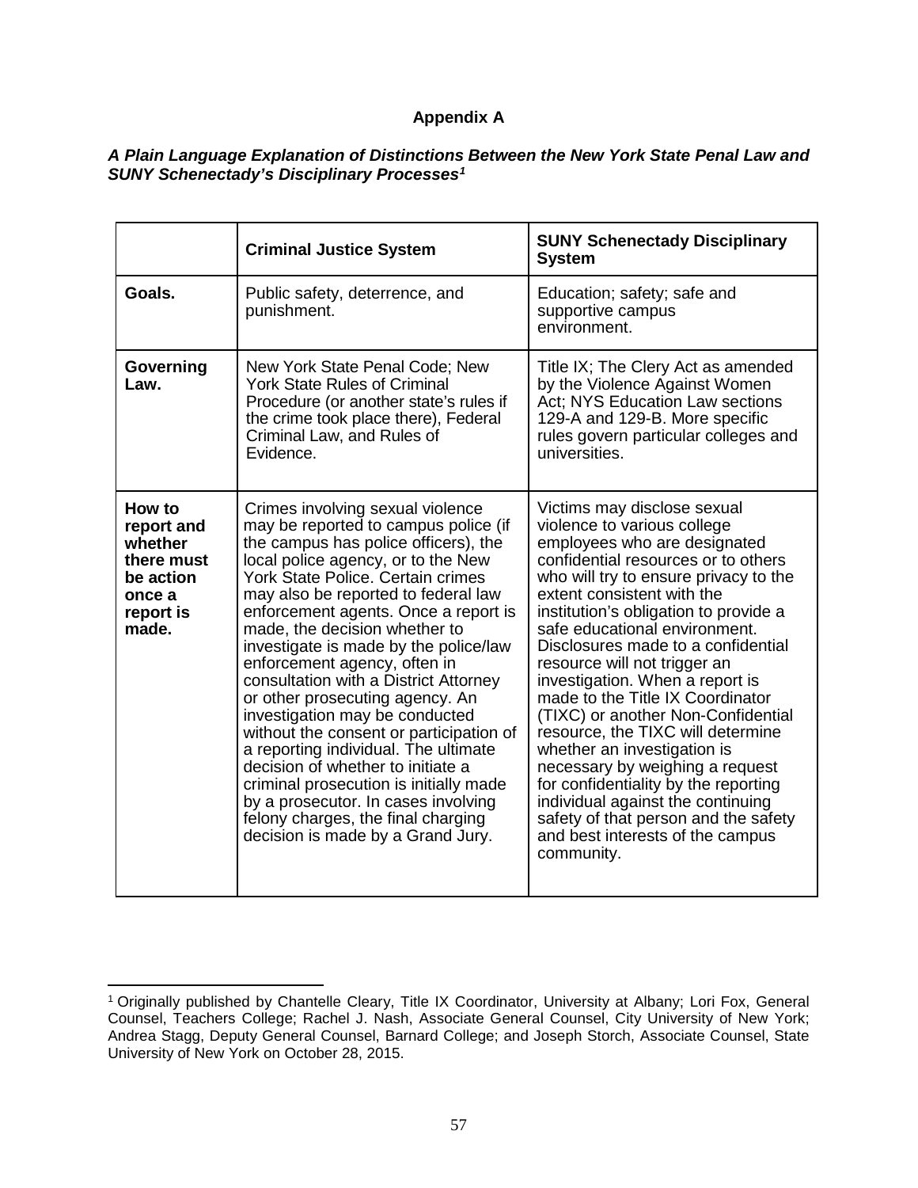## Appendix A

***A Plain Language Explanation of Distinctions Between the New York State Penal Law and SUNY Schenectady's Disciplinary Processes[1]***

| | **Criminal Justice System** | **SUNY Schenectady Disciplinary System** |
|---|---|---|
| **Goals.** | Public safety, deterrence, and punishment. | Education; safety; safe and supportive campus environment. |
| **Governing Law.** | New York State Penal Code; New York State Rules of Criminal Procedure (or another state's rules if the crime took place there), Federal Criminal Law, and Rules of Evidence. | Title IX; The Clery Act as amended by the Violence Against Women Act; NYS Education Law sections 129-A and 129-B. More specific rules govern particular colleges and universities. |
| **How to report and whether there must be action once a report is made.** | Crimes involving sexual violence may be reported to campus police (if the campus has police officers), the local police agency, or to the New York State Police. Certain crimes may also be reported to federal law enforcement agents. Once a report is made, the decision whether to investigate is made by the police/law enforcement agency, often in consultation with a District Attorney or other prosecuting agency. An investigation may be conducted without the consent or participation of a reporting individual. The ultimate decision of whether to initiate a criminal prosecution is initially made by a prosecutor. In cases involving felony charges, the final charging decision is made by a Grand Jury. | Victims may disclose sexual violence to various college employees who are designated confidential resources or to others who will try to ensure privacy to the extent consistent with the institution's obligation to provide a safe educational environment. Disclosures made to a confidential resource will not trigger an investigation. When a report is made to the Title IX Coordinator (TIXC) or another Non-Confidential resource, the TIXC will determine whether an investigation is necessary by weighing a request for confidentiality by the reporting individual against the continuing safety of that person and the safety and best interests of the campus community. |

[1] Originally published by Chantelle Cleary, Title IX Coordinator, University at Albany; Lori Fox, General Counsel, Teachers College; Rachel J. Nash, Associate General Counsel, City University of New York; Andrea Stagg, Deputy General Counsel, Barnard College; and Joseph Storch, Associate Counsel, State University of New York on October 28, 2015.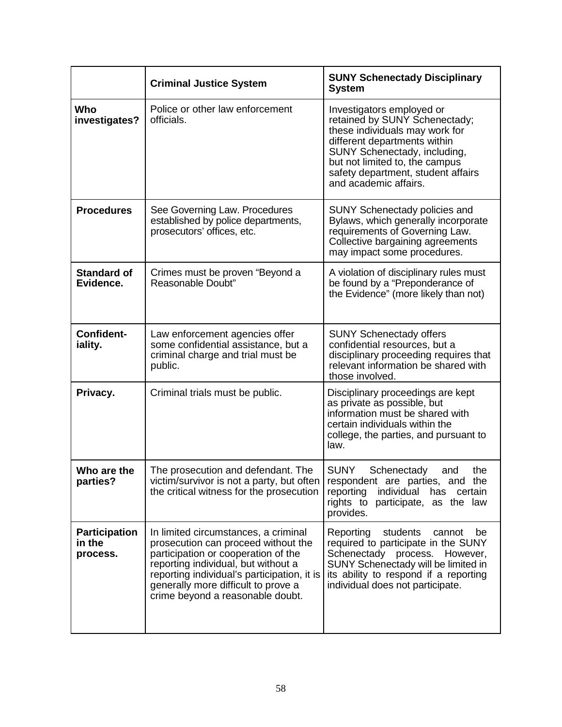| | Criminal Justice System | SUNY Schenectady Disciplinary System |
|---|---|---|
| **Who investigates?** | Police or other law enforcement officials. | Investigators employed or retained by SUNY Schenectady; these individuals may work for different departments within SUNY Schenectady, including, but not limited to, the campus safety department, student affairs and academic affairs. |
| **Procedures** | See Governing Law. Procedures established by police departments, prosecutors' offices, etc. | SUNY Schenectady policies and Bylaws, which generally incorporate requirements of Governing Law. Collective bargaining agreements may impact some procedures. |
| **Standard of Evidence.** | Crimes must be proven "Beyond a Reasonable Doubt" | A violation of disciplinary rules must be found by a "Preponderance of the Evidence" (more likely than not) |
| **Confident-iality.** | Law enforcement agencies offer some confidential assistance, but a criminal charge and trial must be public. | SUNY Schenectady offers confidential resources, but a disciplinary proceeding requires that relevant information be shared with those involved. |
| **Privacy.** | Criminal trials must be public. | Disciplinary proceedings are kept as private as possible, but information must be shared with certain individuals within the college, the parties, and pursuant to law. |
| **Who are the parties?** | The prosecution and defendant. The victim/survivor is not a party, but often the critical witness for the prosecution | SUNY Schenectady and the respondent are parties, and the reporting individual has certain rights to participate, as the law provides. |
| **Participation in the process.** | In limited circumstances, a criminal prosecution can proceed without the participation or cooperation of the reporting individual, but without a reporting individual's participation, it is generally more difficult to prove a crime beyond a reasonable doubt. | Reporting students cannot be required to participate in the SUNY Schenectady process. However, SUNY Schenectady will be limited in its ability to respond if a reporting individual does not participate. |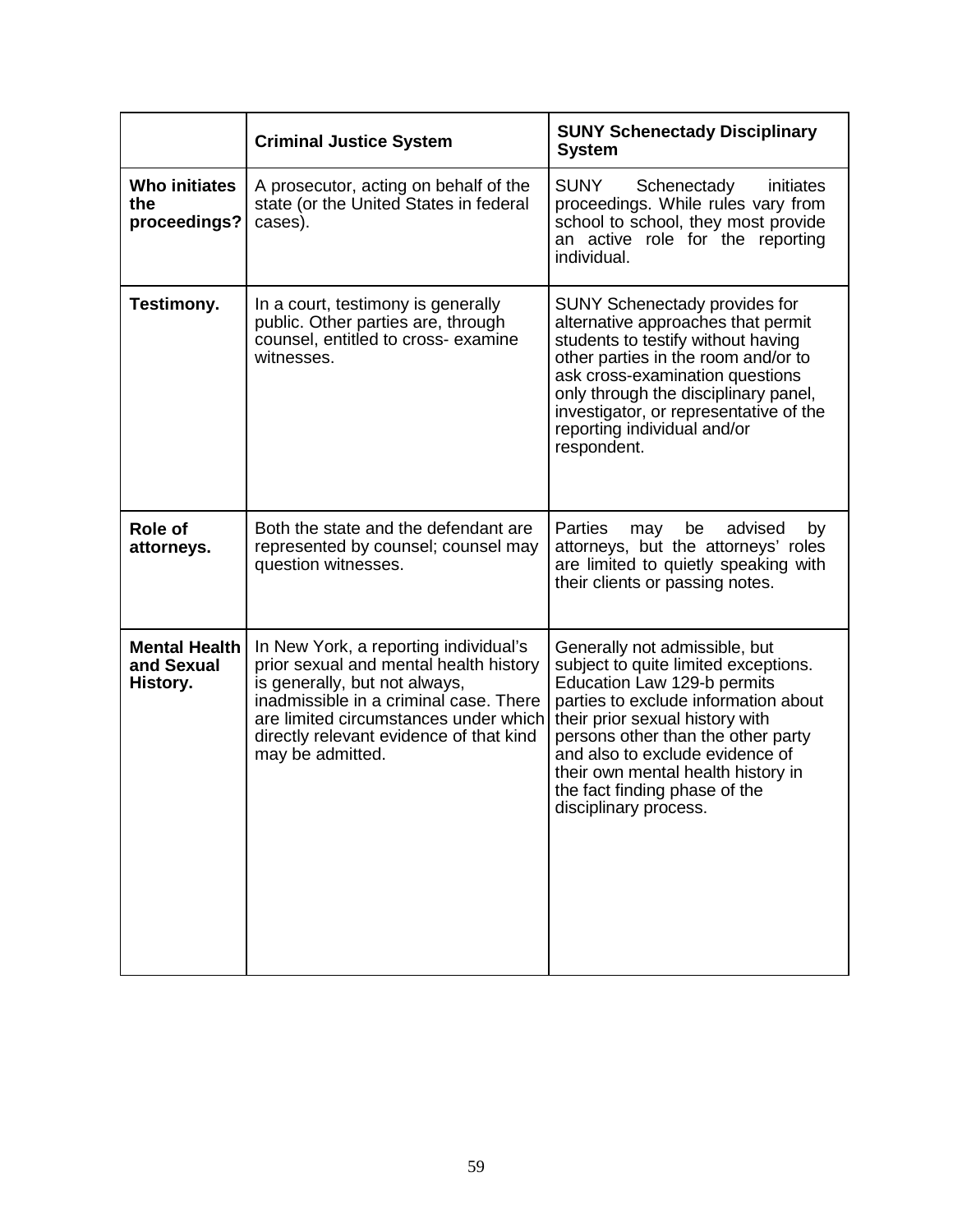| | **Criminal Justice System** | **SUNY Schenectady Disciplinary System** |
|---|---|---|
| **Who initiates the proceedings?** | A prosecutor, acting on behalf of the state (or the United States in federal cases). | SUNY Schenectady initiates proceedings. While rules vary from school to school, they most provide an active role for the reporting individual. |
| **Testimony.** | In a court, testimony is generally public. Other parties are, through counsel, entitled to cross- examine witnesses. | SUNY Schenectady provides for alternative approaches that permit students to testify without having other parties in the room and/or to ask cross-examination questions only through the disciplinary panel, investigator, or representative of the reporting individual and/or respondent. |
| **Role of attorneys.** | Both the state and the defendant are represented by counsel; counsel may question witnesses. | Parties may be advised by attorneys, but the attorneys' roles are limited to quietly speaking with their clients or passing notes. |
| **Mental Health and Sexual History.** | In New York, a reporting individual's prior sexual and mental health history is generally, but not always, inadmissible in a criminal case. There are limited circumstances under which directly relevant evidence of that kind may be admitted. | Generally not admissible, but subject to quite limited exceptions. Education Law 129-b permits parties to exclude information about their prior sexual history with persons other than the other party and also to exclude evidence of their own mental health history in the fact finding phase of the disciplinary process. |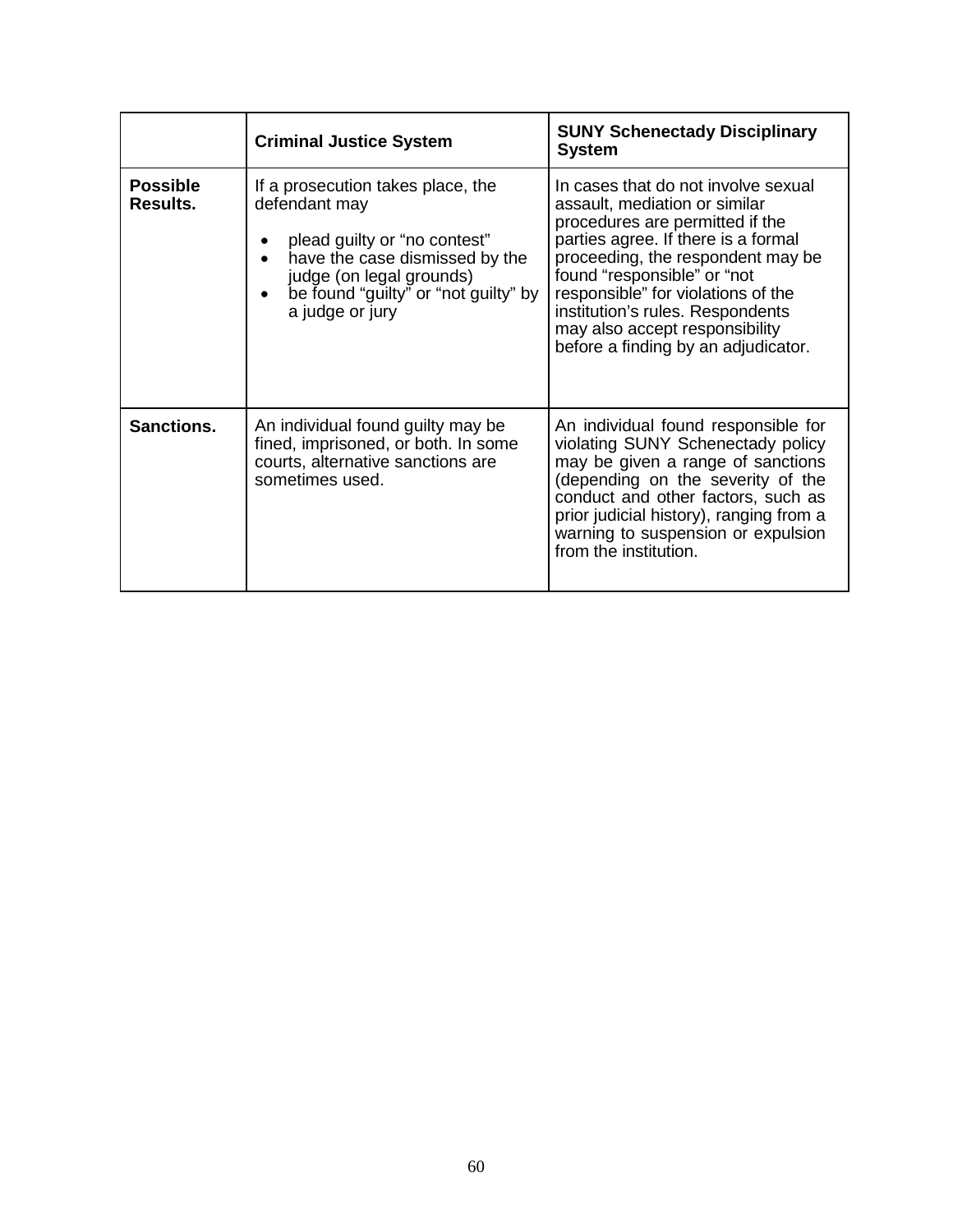| | Criminal Justice System | SUNY Schenectady Disciplinary System |
|---|---|---|
| **Possible Results.** | If a prosecution takes place, the defendant may<br>• plead guilty or "no contest"<br>• have the case dismissed by the judge (on legal grounds)<br>• be found "guilty" or "not guilty" by a judge or jury | In cases that do not involve sexual assault, mediation or similar procedures are permitted if the parties agree. If there is a formal proceeding, the respondent may be found "responsible" or "not responsible" for violations of the institution's rules. Respondents may also accept responsibility before a finding by an adjudicator. |
| **Sanctions.** | An individual found guilty may be fined, imprisoned, or both. In some courts, alternative sanctions are sometimes used. | An individual found responsible for violating SUNY Schenectady policy may be given a range of sanctions (depending on the severity of the conduct and other factors, such as prior judicial history), ranging from a warning to suspension or expulsion from the institution. |